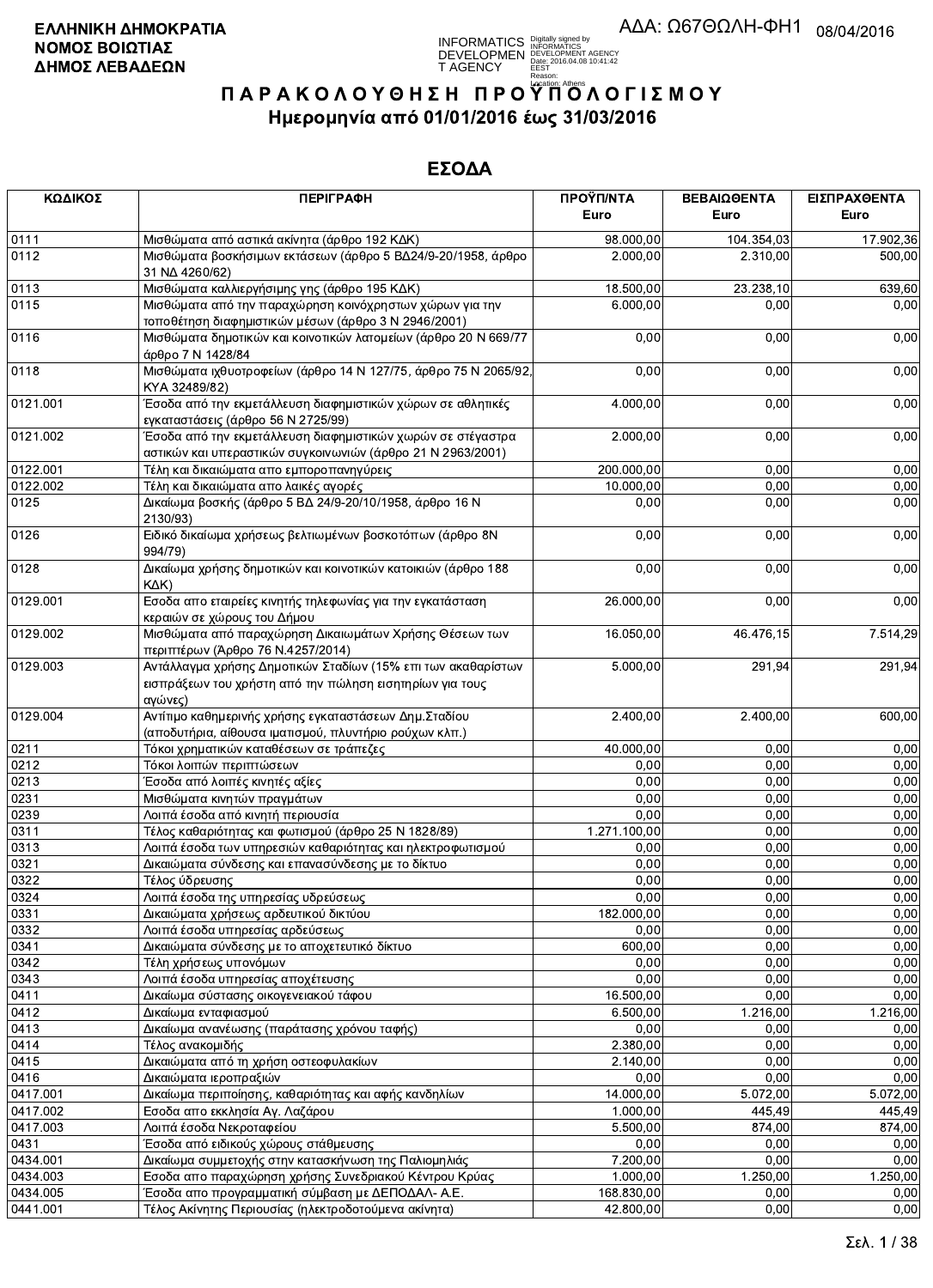**ΕΛΛΗΝΙΚΗ ΔΗΜΟΚΡΑΤΙΑ**
**ΝΟΜΟΣ ΒΟΙΩΤΙΑΣ**
**ΔΗΜΟΣ ΛΕΒΑΔΕΩΝ**

ΑΔΑ: Ω67ΘΩΛΗ-ΦΗ1 08/04/2016

# ΠΑΡΑΚΟΛΟΥΘΗΣΗ ΠΡΟΫΠΟΛΟΓΙΣΜΟΥ

## Ημερομηνία από 01/01/2016 έως 31/03/2016

## ΕΣΟΔΑ

| ΚΩΔΙΚΟΣ | ΠΕΡΙΓΡΑΦΗ | ΠΡΟΫΠ/ΝΤΑ Euro | ΒΕΒΑΙΩΘΕΝΤΑ Euro | ΕΙΣΠΡΑΧΘΕΝΤΑ Euro |
|---|---|---|---|---|
| 0111 | Μισθώματα από αστικά ακίνητα (άρθρο 192 ΚΔΚ) | 98.000,00 | 104.354,03 | 17.902,36 |
| 0112 | Μισθώματα βοσκήσιμων εκτάσεων (άρθρο 5 ΒΔ24/9-20/1958, άρθρο 31 ΝΔ 4260/62) | 2.000,00 | 2.310,00 | 500,00 |
| 0113 | Μισθώματα καλλιεργήσιμης γης (άρθρο 195 ΚΔΚ) | 18.500,00 | 23.238,10 | 639,60 |
| 0115 | Μισθώματα από την παραχώρηση κοινόχρηστων χώρων για την τοποθέτηση διαφημιστικών μέσων (άρθρο 3 Ν 2946/2001) | 6.000,00 | 0,00 | 0,00 |
| 0116 | Μισθώματα δημοτικών και κοινοτικών λατομείων (άρθρο 20 Ν 669/77 άρθρο 7 Ν 1428/84 | 0,00 | 0,00 | 0,00 |
| 0118 | Μισθώματα ιχθυοτροφείων (άρθρο 14 Ν 127/75, άρθρο 75 Ν 2065/92, ΚΥΑ 32489/82) | 0,00 | 0,00 | 0,00 |
| 0121.001 | Έσοδα από την εκμετάλλευση διαφημιστικών χώρων σε αθλητικές εγκαταστάσεις (άρθρο 56 Ν 2725/99) | 4.000,00 | 0,00 | 0,00 |
| 0121.002 | Έσοδα από την εκμετάλλευση διαφημιστικών χωρών σε στέγαστρα αστικών και υπεραστικών συγκοινωνιών (άρθρο 21 Ν 2963/2001) | 2.000,00 | 0,00 | 0,00 |
| 0122.001 | Τέλη και δικαιώματα απο εμποροπανηγύρεις | 200.000,00 | 0,00 | 0,00 |
| 0122.002 | Τέλη και δικαιώματα απο λαικές αγορές | 10.000,00 | 0,00 | 0,00 |
| 0125 | Δικαίωμα βοσκής (άρθρο 5 ΒΔ 24/9-20/10/1958, άρθρο 16 Ν 2130/93) | 0,00 | 0,00 | 0,00 |
| 0126 | Ειδικό δικαίωμα χρήσεως βελτιωμένων βοσκοτόπων (άρθρο 8Ν 994/79) | 0,00 | 0,00 | 0,00 |
| 0128 | Δικαίωμα χρήσης δημοτικών και κοινοτικών κατοικιών (άρθρο 188 ΚΔΚ) | 0,00 | 0,00 | 0,00 |
| 0129.001 | Εσοδα απο εταιρείες κινητής τηλεφωνίας για την εγκατάσταση κεραιών σε χώρους του Δήμου | 26.000,00 | 0,00 | 0,00 |
| 0129.002 | Μισθώματα από παραχώρηση Δικαιωμάτων Χρήσης Θέσεων των περιπτέρων (Άρθρο 76 Ν.4257/2014) | 16.050,00 | 46.476,15 | 7.514,29 |
| 0129.003 | Αντάλλαγμα χρήσης Δημοτικών Σταδίων (15% επι των ακαθαρίστων εισπράξεων του χρήστη από την πώληση εισητηρίων για τους αγώνες) | 5.000,00 | 291,94 | 291,94 |
| 0129.004 | Αντίτιμο καθημερινής χρήσης εγκαταστάσεων Δημ.Σταδίου (αποδυτήρια, αίθουσα ιματισμού, πλυντήριο ρούχων κλπ.) | 2.400,00 | 2.400,00 | 600,00 |
| 0211 | Τόκοι χρηματικών καταθέσεων σε τράπεζες | 40.000,00 | 0,00 | 0,00 |
| 0212 | Τόκοι λοιπών περιπτώσεων | 0,00 | 0,00 | 0,00 |
| 0213 | Έσοδα από λοιπές κινητές αξίες | 0,00 | 0,00 | 0,00 |
| 0231 | Μισθώματα κινητών πραγμάτων | 0,00 | 0,00 | 0,00 |
| 0239 | Λοιπά έσοδα από κινητή περιουσία | 0,00 | 0,00 | 0,00 |
| 0311 | Τέλος καθαριότητας και φωτισμού (άρθρο 25 Ν 1828/89) | 1.271.100,00 | 0,00 | 0,00 |
| 0313 | Λοιπά έσοδα των υπηρεσιών καθαριότητας και ηλεκτροφωτισμού | 0,00 | 0,00 | 0,00 |
| 0321 | Δικαιώματα σύνδεσης και επανασύνδεσης με το δίκτυο | 0,00 | 0,00 | 0,00 |
| 0322 | Τέλος ύδρευσης | 0,00 | 0,00 | 0,00 |
| 0324 | Λοιπά έσοδα της υπηρεσίας υδρεύσεως | 0,00 | 0,00 | 0,00 |
| 0331 | Δικαιώματα χρήσεως αρδευτικού δικτύου | 182.000,00 | 0,00 | 0,00 |
| 0332 | Λοιπά έσοδα υπηρεσίας αρδεύσεως | 0,00 | 0,00 | 0,00 |
| 0341 | Δικαιώματα σύνδεσης με το αποχετευτικό δίκτυο | 600,00 | 0,00 | 0,00 |
| 0342 | Τέλη χρήσεως υπονόμων | 0,00 | 0,00 | 0,00 |
| 0343 | Λοιπά έσοδα υπηρεσίας αποχέτευσης | 0,00 | 0,00 | 0,00 |
| 0411 | Δικαίωμα σύστασης οικογενειακού τάφου | 16.500,00 | 0,00 | 0,00 |
| 0412 | Δικαίωμα ενταφιασμού | 6.500,00 | 1.216,00 | 1.216,00 |
| 0413 | Δικαίωμα ανανέωσης (παράτασης χρόνου ταφής) | 0,00 | 0,00 | 0,00 |
| 0414 | Τέλος ανακομιδής | 2.380,00 | 0,00 | 0,00 |
| 0415 | Δικαιώματα από τη χρήση οστεοφυλακίων | 2.140,00 | 0,00 | 0,00 |
| 0416 | Δικαιώματα ιεροπραξιών | 0,00 | 0,00 | 0,00 |
| 0417.001 | Δικαίωμα περιποίησης, καθαριότητας και αφής κανδηλίων | 14.000,00 | 5.072,00 | 5.072,00 |
| 0417.002 | Εσοδα απο εκκλησία Αγ. Λαζάρου | 1.000,00 | 445,49 | 445,49 |
| 0417.003 | Λοιπά έσοδα Νεκροταφείου | 5.500,00 | 874,00 | 874,00 |
| 0431 | Έσοδα από ειδικούς χώρους στάθμευσης | 0,00 | 0,00 | 0,00 |
| 0434.001 | Δικαίωμα συμμετοχής στην κατασκήνωση της Παλιομηλιάς | 7.200,00 | 0,00 | 0,00 |
| 0434.003 | Εσοδα απο παραχώρηση χρήσης Συνεδριακού Κέντρου Κρύας | 1.000,00 | 1.250,00 | 1.250,00 |
| 0434.005 | Έσοδα απο προγραμματική σύμβαση με ΔΕΠΟΔΑΛ- Α.Ε. | 168.830,00 | 0,00 | 0,00 |
| 0441.001 | Τέλος Ακίνητης Περιουσίας (ηλεκτροδοτούμενα ακίνητα) | 42.800,00 | 0,00 | 0,00 |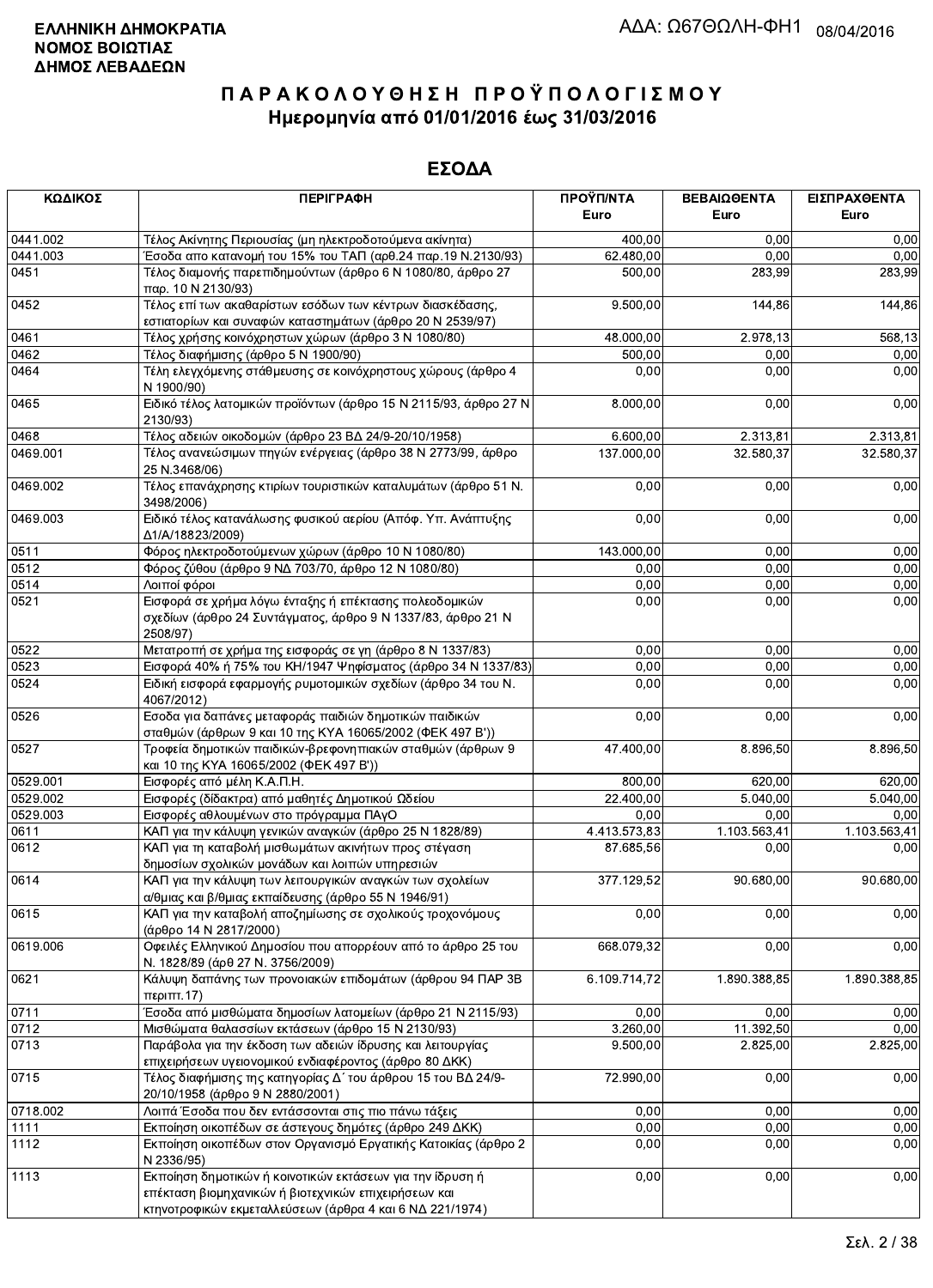**ΕΛΛΗΝΙΚΗ ΔΗΜΟΚΡΑΤΙΑ**
**ΝΟΜΟΣ ΒΟΙΩΤΙΑΣ**
**ΔΗΜΟΣ ΛΕΒΑΔΕΩΝ**

ΑΔΑ: Ω67ΘΩΛΗ-ΦΗ1 08/04/2016

# ΠΑΡΑΚΟΛΟΥΘΗΣΗ ΠΡΟΫΠΟΛΟΓΙΣΜΟΥ
## Ημερομηνία από 01/01/2016 έως 31/03/2016

## ΕΣΟΔΑ

| ΚΩΔΙΚΟΣ | ΠΕΡΙΓΡΑΦΗ | ΠΡΟΫΠ/ΝΤΑ Euro | ΒΕΒΑΙΩΘΕΝΤΑ Euro | ΕΙΣΠΡΑΧΘΕΝΤΑ Euro |
|---|---|---|---|---|
| 0441.002 | Τέλος Ακίνητης Περιουσίας (μη ηλεκτροδοτούμενα ακίνητα) | 400,00 | 0,00 | 0,00 |
| 0441.003 | Έσοδα απο κατανομή του 15% του ΤΑΠ (αρθ.24 παρ.19 Ν.2130/93) | 62.480,00 | 0,00 | 0,00 |
| 0451 | Τέλος διαμονής παρεπιδημούντων (άρθρο 6 Ν 1080/80, άρθρο 27 παρ. 10 Ν 2130/93) | 500,00 | 283,99 | 283,99 |
| 0452 | Τέλος επί των ακαθαρίστων εσόδων των κέντρων διασκέδασης, εστιατορίων και συναφών καταστημάτων (άρθρο 20 Ν 2539/97) | 9.500,00 | 144,86 | 144,86 |
| 0461 | Τέλος χρήσης κοινόχρηστων χώρων (άρθρο 3 Ν 1080/80) | 48.000,00 | 2.978,13 | 568,13 |
| 0462 | Τέλος διαφήμισης (άρθρο 5 Ν 1900/90) | 500,00 | 0,00 | 0,00 |
| 0464 | Τέλη ελεγχόμενης στάθμευσης σε κοινόχρηστους χώρους (άρθρο 4 Ν 1900/90) | 0,00 | 0,00 | 0,00 |
| 0465 | Ειδικό τέλος λατομικών προϊόντων (άρθρο 15 Ν 2115/93, άρθρο 27 Ν 2130/93) | 8.000,00 | 0,00 | 0,00 |
| 0468 | Τέλος αδειών οικοδομών (άρθρο 23 ΒΔ 24/9-20/10/1958) | 6.600,00 | 2.313,81 | 2.313,81 |
| 0469.001 | Τέλος ανανεώσιμων πηγών ενέργειας (άρθρο 38 Ν 2773/99, άρθρο 25 Ν.3468/06) | 137.000,00 | 32.580,37 | 32.580,37 |
| 0469.002 | Τέλος επανάχρησης κτιρίων τουριστικών καταλυμάτων (άρθρο 51 Ν. 3498/2006) | 0,00 | 0,00 | 0,00 |
| 0469.003 | Ειδικό τέλος κατανάλωσης φυσικού αερίου (Απόφ. Υπ. Ανάπτυξης Δ1/Α/18823/2009) | 0,00 | 0,00 | 0,00 |
| 0511 | Φόρος ηλεκτροδοτούμενων χώρων (άρθρο 10 Ν 1080/80) | 143.000,00 | 0,00 | 0,00 |
| 0512 | Φόρος ζύθου (άρθρο 9 ΝΔ 703/70, άρθρο 12 Ν 1080/80) | 0,00 | 0,00 | 0,00 |
| 0514 | Λοιποί φόροι | 0,00 | 0,00 | 0,00 |
| 0521 | Εισφορά σε χρήμα λόγω ένταξης ή επέκτασης πολεοδομικών σχεδίων (άρθρο 24 Συντάγματος, άρθρο 9 Ν 1337/83, άρθρο 21 Ν 2508/97) | 0,00 | 0,00 | 0,00 |
| 0522 | Μετατροπή σε χρήμα της εισφοράς σε γη (άρθρο 8 Ν 1337/83) | 0,00 | 0,00 | 0,00 |
| 0523 | Εισφορά 40% ή 75% του ΚΗ/1947 Ψηφίσματος (άρθρο 34 Ν 1337/83) | 0,00 | 0,00 | 0,00 |
| 0524 | Ειδική εισφορά εφαρμογής ρυμοτομικών σχεδίων (άρθρο 34 του Ν. 4067/2012) | 0,00 | 0,00 | 0,00 |
| 0526 | Εσοδα για δαπάνες μεταφοράς παιδιών δημοτικών παιδικών σταθμών (άρθρων 9 και 10 της ΚΥΑ 16065/2002 (ΦΕΚ 497 Β')) | 0,00 | 0,00 | 0,00 |
| 0527 | Τροφεία δημοτικών παιδικών-βρεφονηπιακών σταθμών (άρθρων 9 και 10 της ΚΥΑ 16065/2002 (ΦΕΚ 497 Β')) | 47.400,00 | 8.896,50 | 8.896,50 |
| 0529.001 | Εισφορές από μέλη Κ.Α.Π.Η. | 800,00 | 620,00 | 620,00 |
| 0529.002 | Εισφορές (δίδακτρα) από μαθητές Δημοτικού Ωδείου | 22.400,00 | 5.040,00 | 5.040,00 |
| 0529.003 | Εισφορές αθλουμένων στο πρόγραμμα ΠΑγΟ | 0,00 | 0,00 | 0,00 |
| 0611 | ΚΑΠ για την κάλυψη γενικών αναγκών (άρθρο 25 Ν 1828/89) | 4.413.573,83 | 1.103.563,41 | 1.103.563,41 |
| 0612 | ΚΑΠ για τη καταβολή μισθωμάτων ακινήτων προς στέγαση δημοσίων σχολικών μονάδων και λοιπών υπηρεσιών | 87.685,56 | 0,00 | 0,00 |
| 0614 | ΚΑΠ για την κάλυψη των λειτουργικών αναγκών των σχολείων α/θμιας και β/θμιας εκπαίδευσης (άρθρο 55 Ν 1946/91) | 377.129,52 | 90.680,00 | 90.680,00 |
| 0615 | ΚΑΠ για την καταβολή αποζημίωσης σε σχολικούς τροχονόμους (άρθρο 14 Ν 2817/2000) | 0,00 | 0,00 | 0,00 |
| 0619.006 | Οφειλές Ελληνικού Δημοσίου που απορρέουν από το άρθρο 25 του Ν. 1828/89 (άρθ 27 Ν. 3756/2009) | 668.079,32 | 0,00 | 0,00 |
| 0621 | Κάλυψη δαπάνης των προνοιακών επιδομάτων (άρθρου 94 ΠΑΡ 3Β περιπτ.17) | 6.109.714,72 | 1.890.388,85 | 1.890.388,85 |
| 0711 | Έσοδα από μισθώματα δημοσίων λατομείων (άρθρο 21 Ν 2115/93) | 0,00 | 0,00 | 0,00 |
| 0712 | Μισθώματα θαλασσίων εκτάσεων (άρθρο 15 Ν 2130/93) | 3.260,00 | 11.392,50 | 0,00 |
| 0713 | Παράβολα για την έκδοση των αδειών ίδρυσης και λειτουργίας επιχειρήσεων υγειονομικού ενδιαφέροντος (άρθρο 80 ΔΚΚ) | 9.500,00 | 2.825,00 | 2.825,00 |
| 0715 | Τέλος διαφήμισης της κατηγορίας Δ΄ του άρθρου 15 του ΒΔ 24/9-20/10/1958 (άρθρο 9 Ν 2880/2001) | 72.990,00 | 0,00 | 0,00 |
| 0718.002 | Λοιπά Έσοδα που δεν εντάσσονται στις πιο πάνω τάξεις | 0,00 | 0,00 | 0,00 |
| 1111 | Εκποίηση οικοπέδων σε άστεγους δημότες (άρθρο 249 ΔΚΚ) | 0,00 | 0,00 | 0,00 |
| 1112 | Εκποίηση οικοπέδων στον Οργανισμό Εργατικής Κατοικίας (άρθρο 2 Ν 2336/95) | 0,00 | 0,00 | 0,00 |
| 1113 | Εκποίηση δημοτικών ή κοινοτικών εκτάσεων για την ίδρυση ή επέκταση βιομηχανικών ή βιοτεχνικών επιχειρήσεων και κτηνοτροφικών εκμεταλλεύσεων (άρθρα 4 και 6 ΝΔ 221/1974) | 0,00 | 0,00 | 0,00 |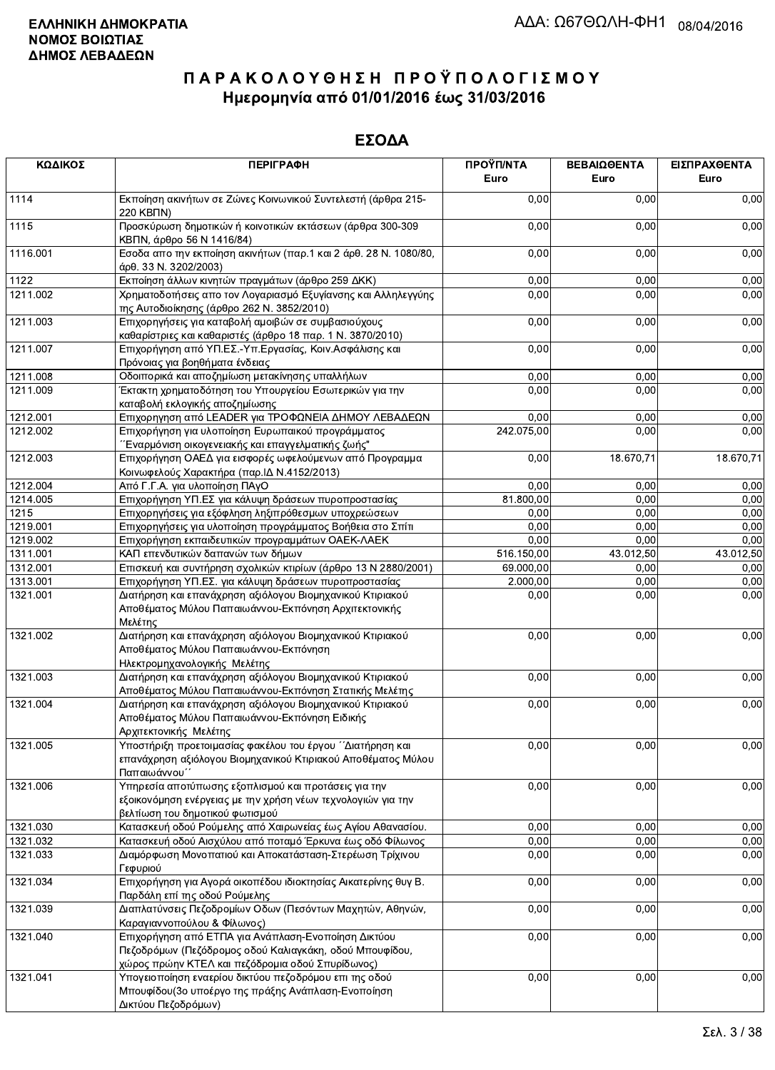**ΕΛΛΗΝΙΚΗ ΔΗΜΟΚΡΑΤΙΑ**
**ΝΟΜΟΣ ΒΟΙΩΤΙΑΣ**
**ΔΗΜΟΣ ΛΕΒΑΔΕΩΝ**

ΑΔΑ: Ω67ΘΩΛΗ-ΦΗ1 08/04/2016

# ΠΑΡΑΚΟΛΟΥΘΗΣΗ ΠΡΟΫΠΟΛΟΓΙΣΜΟΥ
## Ημερομηνία από 01/01/2016 έως 31/03/2016

## ΕΣΟΔΑ

| ΚΩΔΙΚΟΣ | ΠΕΡΙΓΡΑΦΗ | ΠΡΟΫΠ/ΝΤΑ Euro | ΒΕΒΑΙΩΘΕΝΤΑ Euro | ΕΙΣΠΡΑΧΘΕΝΤΑ Euro |
|---|---|---|---|---|
| 1114 | Εκποίηση ακινήτων σε Ζώνες Κοινωνικού Συντελεστή (άρθρα 215-220 ΚΒΠΝ) | 0,00 | 0,00 | 0,00 |
| 1115 | Προσκύρωση δημοτικών ή κοινοτικών εκτάσεων (άρθρα 300-309 ΚΒΠΝ, άρθρο 56 Ν 1416/84) | 0,00 | 0,00 | 0,00 |
| 1116.001 | Εσοδα απο την εκποίηση ακινήτων (παρ.1 και 2 άρθ. 28 Ν. 1080/80, άρθ. 33 Ν. 3202/2003) | 0,00 | 0,00 | 0,00 |
| 1122 | Εκποίηση άλλων κινητών πραγμάτων (άρθρο 259 ΔΚΚ) | 0,00 | 0,00 | 0,00 |
| 1211.002 | Χρηματοδοτήσεις απο τον Λογαριασμό Εξυγίανσης και Αλληλεγγύης της Αυτοδιοίκησης (άρθρο 262 Ν. 3852/2010) | 0,00 | 0,00 | 0,00 |
| 1211.003 | Επιχορηγήσεις για καταβολή αμοιβών σε συμβασιούχους καθαρίστριες και καθαριστές (άρθρο 18 παρ. 1 Ν. 3870/2010) | 0,00 | 0,00 | 0,00 |
| 1211.007 | Επιχορήγηση από ΥΠ.ΕΣ.-Υπ.Εργασίας, Κοιν.Ασφάλισης και Πρόνοιας για βοηθήματα ένδειας | 0,00 | 0,00 | 0,00 |
| 1211.008 | Οδοιπορικά και αποζημίωση μετακίνησης υπαλλήλων | 0,00 | 0,00 | 0,00 |
| 1211.009 | Έκτακτη χρηματοδότηση του Υπουργείου Εσωτερικών για την καταβολή εκλογικής αποζημίωσης | 0,00 | 0,00 | 0,00 |
| 1212.001 | Επιχορηγηση από LEADER για ΤΡΟΦΩΝΕΙΑ ΔΗΜΟΥ ΛΕΒΑΔΕΩΝ | 0,00 | 0,00 | 0,00 |
| 1212.002 | Επιχορήγηση για υλοποίηση Ευρωπαικού προγράμματος ΄΄Εναρμόνιση οικογενειακής και επαγγελματικής ζωής" | 242.075,00 | 0,00 | 0,00 |
| 1212.003 | Επιχορήγηση ΟΑΕΔ για εισφορές ωφελούμενων από Προγραμμα Κοινωφελούς Χαρακτήρα (παρ.ΙΔ Ν.4152/2013) | 0,00 | 18.670,71 | 18.670,71 |
| 1212.004 | Από Γ.Γ.Α. για υλοποίηση ΠΑγΟ | 0,00 | 0,00 | 0,00 |
| 1214.005 | Επιχορήγηση ΥΠ.ΕΣ για κάλυψη δράσεων πυροπροστασίας | 81.800,00 | 0,00 | 0,00 |
| 1215 | Επιχορηγήσεις για εξόφληση ληξιπρόθεσμων υποχρεώσεων | 0,00 | 0,00 | 0,00 |
| 1219.001 | Επιχορηγήσεις για υλοποίηση προγράμματος Βοήθεια στο Σπίτι | 0,00 | 0,00 | 0,00 |
| 1219.002 | Επιχορήγηση εκπαιδευτικών προγραμμάτων ΟΑΕΚ-ΛΑΕΚ | 0,00 | 0,00 | 0,00 |
| 1311.001 | ΚΑΠ επενδυτικών δαπανών των δήμων | 516.150,00 | 43.012,50 | 43.012,50 |
| 1312.001 | Επισκευή και συντήρηση σχολικών κτιρίων (άρθρο 13 Ν 2880/2001) | 69.000,00 | 0,00 | 0,00 |
| 1313.001 | Επιχορήγηση ΥΠ.ΕΣ. για κάλυψη δράσεων πυροπροστασίας | 2.000,00 | 0,00 | 0,00 |
| 1321.001 | Διατήρηση και επανάχρηση αξιόλογου Βιομηχανικού Κτιριακού Αποθέματος Μύλου Παπαιωάννου-Εκπόνηση Αρχιτεκτονικής Μελέτης | 0,00 | 0,00 | 0,00 |
| 1321.002 | Διατήρηση και επανάχρηση αξιόλογου Βιομηχανικού Κτιριακού Αποθέματος Μύλου Παπαιωάννου-Εκπόνηση Ηλεκτρομηχανολογικής Μελέτης | 0,00 | 0,00 | 0,00 |
| 1321.003 | Διατήρηση και επανάχρηση αξιόλογου Βιομηχανικού Κτιριακού Αποθέματος Μύλου Παπαιωάννου-Εκπόνηση Στατικής Μελέτης | 0,00 | 0,00 | 0,00 |
| 1321.004 | Διατήρηση και επανάχρηση αξιόλογου Βιομηχανικού Κτιριακού Αποθέματος Μύλου Παπαιωάννου-Εκπόνηση Ειδικής Αρχιτεκτονικής Μελέτης | 0,00 | 0,00 | 0,00 |
| 1321.005 | Υποστήριξη προετοιμασίας φακέλου του έργου ΄΄Διατήρηση και επανάχρηση αξιόλογου Βιομηχανικού Κτιριακού Αποθέματος Μύλου Παπαιωάννου΄΄ | 0,00 | 0,00 | 0,00 |
| 1321.006 | Υπηρεσία αποτύπωσης εξοπλισμού και προτάσεις για την εξοικονόμηση ενέργειας με την χρήση νέων τεχνολογιών για την βελτίωση του δημοτικού φωτισμού | 0,00 | 0,00 | 0,00 |
| 1321.030 | Κατασκευή οδού Ρούμελης από Χαιρωνείας έως Αγίου Αθανασίου. | 0,00 | 0,00 | 0,00 |
| 1321.032 | Κατασκευή οδού Αισχύλου από ποταμό Έρκυνα έως οδό Φίλωνος | 0,00 | 0,00 | 0,00 |
| 1321.033 | Διαμόρφωση Μονοπατιού και Αποκατάσταση-Στερέωση Τρίχινου Γεφυριού | 0,00 | 0,00 | 0,00 |
| 1321.034 | Επιχορήγηση για Αγορά οικοπέδου ιδιοκτησίας Αικατερίνης θυγ Β. Παρδάλη επί της οδού Ρούμελης | 0,00 | 0,00 | 0,00 |
| 1321.039 | Διαπλατύνσεις Πεζοδρομίων Οδων (Πεσόντων Μαχητών, Αθηνών, Καραγιαννοπούλου & Φίλωνος) | 0,00 | 0,00 | 0,00 |
| 1321.040 | Επιχορήγηση από ΕΤΠΑ για Ανάπλαση-Ενοποίηση Δικτύου Πεζοδρόμων (Πεζόδρομος οδού Καλιαγκάκη, οδού Μπουφίδου, χώρος πρώην ΚΤΕΛ και πεζόδρομια οδού Σπυρίδωνος) | 0,00 | 0,00 | 0,00 |
| 1321.041 | Υπογειοποίηση εναερίου δικτύου πεζοδρόμου επι της οδού Μπουφίδου(3ο υποέργο της πράξης Ανάπλαση-Ενοποίηση Δικτύου Πεζοδρόμων) | 0,00 | 0,00 | 0,00 |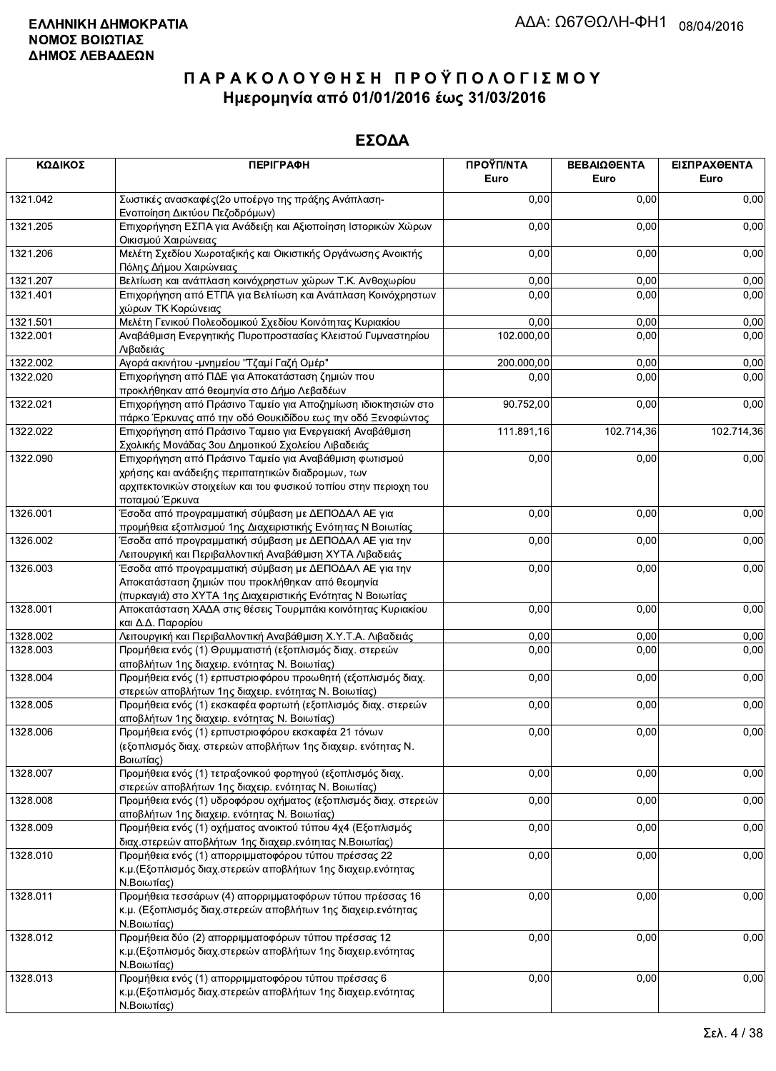ΕΛΛΗΝΙΚΗ ΔΗΜΟΚΡΑΤΙΑ
ΝΟΜΟΣ ΒΟΙΩΤΙΑΣ
ΔΗΜΟΣ ΛΕΒΑΔΕΩΝ

ΑΔΑ: Ω67ΘΩΛΗ-ΦΗ1 08/04/2016

# ΠΑΡΑΚΟΛΟΥΘΗΣΗ ΠΡΟΫΠΟΛΟΓΙΣΜΟΥ
## Ημερομηνία από 01/01/2016 έως 31/03/2016

## ΕΣΟΔΑ

| ΚΩΔΙΚΟΣ | ΠΕΡΙΓΡΑΦΗ | ΠΡΟΫΠ/ΝΤΑ Euro | ΒΕΒΑΙΩΘΕΝΤΑ Euro | ΕΙΣΠΡΑΧΘΕΝΤΑ Euro |
|---|---|---|---|---|
| 1321.042 | Σωστικές ανασκαφές(2ο υποέργο της πράξης Ανάπλαση-Ενοποίηση Δικτύου Πεζοδρόμων) | 0,00 | 0,00 | 0,00 |
| 1321.205 | Επιχορήγηση ΕΣΠΑ για Ανάδειξη και Αξιοποίηση Ιστορικών Χώρων Οικισμού Χαιρώνειας | 0,00 | 0,00 | 0,00 |
| 1321.206 | Μελέτη Σχεδίου Χωροταξικής και Οικιστικής Οργάνωσης Ανοικτής Πόλης Δήμου Χαιρώνειας | 0,00 | 0,00 | 0,00 |
| 1321.207 | Βελτίωση και ανάπλαση κοινόχρηστων χώρων Τ.Κ. Ανθοχωρίου | 0,00 | 0,00 | 0,00 |
| 1321.401 | Επιχορήγηση από ΕΤΠΑ για Βελτίωση και Ανάπλαση Κοινόχρηστων χώρων ΤΚ Κορώνειας | 0,00 | 0,00 | 0,00 |
| 1321.501 | Μελέτη Γενικού Πολεοδομικού Σχεδίου Κοινότητας Κυριακίου | 0,00 | 0,00 | 0,00 |
| 1322.001 | Αναβάθμιση Ενεργητικής Πυροπροστασίας Κλειστού Γυμναστηρίου Λιβαδειάς | 102.000,00 | 0,00 | 0,00 |
| 1322.002 | Αγορά ακινήτου -μνημείου "Τζαμί Γαζή Ομέρ" | 200.000,00 | 0,00 | 0,00 |
| 1322.020 | Επιχορήγηση από ΠΔΕ για Αποκατάσταση ζημιών που προκλήθηκαν από θεομηνία στο Δήμο Λεβαδέων | 0,00 | 0,00 | 0,00 |
| 1322.021 | Επιχορήγηση από Πράσινο Ταμείο για Αποζημίωση ιδιοκτησιών στο πάρκο Έρκυνας από την οδό Θουκιδίδου εως την οδό Ξενοφώντος | 90.752,00 | 0,00 | 0,00 |
| 1322.022 | Επιχορήγηση από Πράσινο Ταμειο για Ενεργειακή Αναβάθμιση Σχολικής Μονάδας 3ου Δημοτικού Σχολείου Λιβαδειάς | 111.891,16 | 102.714,36 | 102.714,36 |
| 1322.090 | Επιχορήγηση από Πράσινο Ταμείο για Αναβάθμιση φωτισμού χρήσης και ανάδειξης περιπατητικών διαδρομών, των αρχιτεκτονικών στοιχείων και του φυσικού τοπίου στην περιοχη του ποταμού Έρκυνα | 0,00 | 0,00 | 0,00 |
| 1326.001 | Έσοδα από προγραμματική σύμβαση με ΔΕΠΟΔΑΛ ΑΕ για προμήθεια εξοπλισμού 1ης Διαχειριστικής Ενότητας Ν Βοιωτίας | 0,00 | 0,00 | 0,00 |
| 1326.002 | Έσοδα από προγραμματική σύμβαση με ΔΕΠΟΔΑΛ ΑΕ για την Λειτουργική και Περιβαλλοντική Αναβάθμιση ΧΥΤΑ Λιβαδειάς | 0,00 | 0,00 | 0,00 |
| 1326.003 | Έσοδα από προγραμματική σύμβαση με ΔΕΠΟΔΑΛ ΑΕ για την Αποκατάσταση ζημιών που προκλήθηκαν από θεομηνία (πυρκαγιά) στο ΧΥΤΑ 1ης Διαχειριστικής Ενότητας Ν Βοιωτίας | 0,00 | 0,00 | 0,00 |
| 1328.001 | Αποκατάσταση ΧΑΔΑ στις θέσεις Τουρμπάκι κοινότητας Κυριακίου και Δ.Δ. Παρορίου | 0,00 | 0,00 | 0,00 |
| 1328.002 | Λειτουργική και Περιβαλλοντική Αναβάθμιση Χ.Υ.Τ.Α. Λιβαδειάς | 0,00 | 0,00 | 0,00 |
| 1328.003 | Προμήθεια ενός (1) Θρυμματιστή (εξοπλισμός διαχ. στερεών αποβλήτων 1ης διαχειρ. ενότητας Ν. Βοιωτίας) | 0,00 | 0,00 | 0,00 |
| 1328.004 | Προμήθεια ενός (1) ερπυστριοφόρου προωθητή (εξοπλισμός διαχ. στερεών αποβλήτων 1ης διαχειρ. ενότητας Ν. Βοιωτίας) | 0,00 | 0,00 | 0,00 |
| 1328.005 | Προμήθεια ενός (1) εκσκαφέα φορτωτή (εξοπλισμός διαχ. στερεών αποβλήτων 1ης διαχειρ. ενότητας Ν. Βοιωτίας) | 0,00 | 0,00 | 0,00 |
| 1328.006 | Προμήθεια ενός (1) ερπυστριοφόρου εκσκαφέα 21 τόνων (εξοπλισμός διαχ. στερεών αποβλήτων 1ης διαχειρ. ενότητας Ν. Βοιωτίας) | 0,00 | 0,00 | 0,00 |
| 1328.007 | Προμήθεια ενός (1) τετραξονικού φορτηγού (εξοπλισμός διαχ. στερεών αποβλήτων 1ης διαχειρ. ενότητας Ν. Βοιωτίας) | 0,00 | 0,00 | 0,00 |
| 1328.008 | Προμήθεια ενός (1) υδροφόρου οχήματος (εξοπλισμός διαχ. στερεών αποβλήτων 1ης διαχειρ. ενότητας Ν. Βοιωτίας) | 0,00 | 0,00 | 0,00 |
| 1328.009 | Προμήθεια ενός (1) οχήματος ανοικτού τύπου 4x4 (Εξοπλισμός διαχ.στερεών αποβλήτων 1ης διαχειρ.ενότητας Ν.Βοιωτίας) | 0,00 | 0,00 | 0,00 |
| 1328.010 | Προμήθεια ενός (1) απορριμματοφόρου τύπου πρέσσας 22 κ.μ.(Εξοπλισμός διαχ.στερεών αποβλήτων 1ης διαχειρ.ενότητας Ν.Βοιωτίας) | 0,00 | 0,00 | 0,00 |
| 1328.011 | Προμήθεια τεσσάρων (4) απορριμματοφόρων τύπου πρέσσας 16 κ.μ. (Εξοπλισμός διαχ.στερεών αποβλήτων 1ης διαχειρ.ενότητας Ν.Βοιωτίας) | 0,00 | 0,00 | 0,00 |
| 1328.012 | Προμήθεια δύο (2) απορριμματοφόρων τύπου πρέσσας 12 κ.μ.(Εξοπλισμός διαχ.στερεών αποβλήτων 1ης διαχειρ.ενότητας Ν.Βοιωτίας) | 0,00 | 0,00 | 0,00 |
| 1328.013 | Προμήθεια ενός (1) απορριμματοφόρου τύπου πρέσσας 6 κ.μ.(Εξοπλισμός διαχ.στερεών αποβλήτων 1ης διαχειρ.ενότητας Ν.Βοιωτίας) | 0,00 | 0,00 | 0,00 |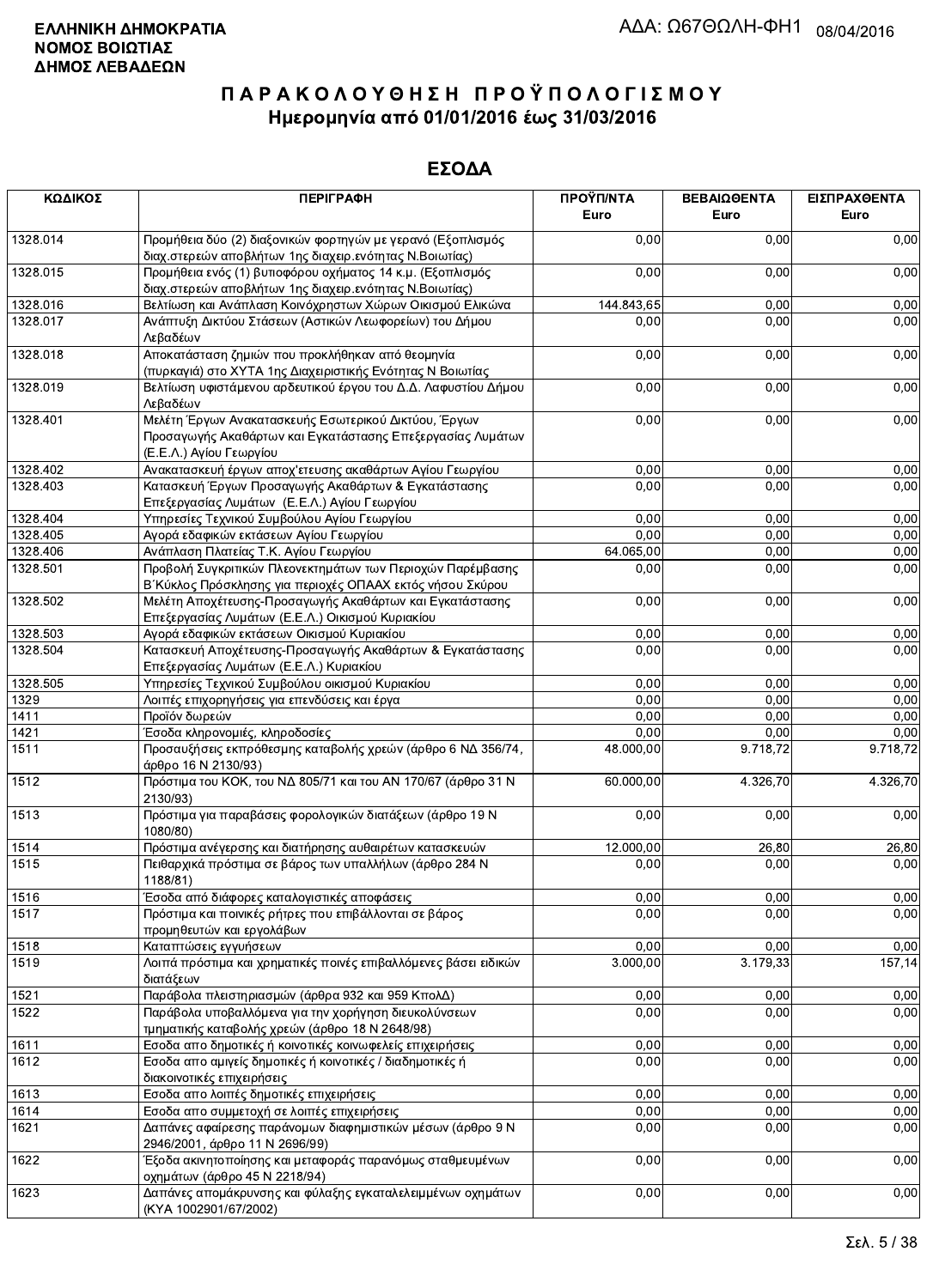**ΕΛΛΗΝΙΚΗ ΔΗΜΟΚΡΑΤΙΑ**
**ΝΟΜΟΣ ΒΟΙΩΤΙΑΣ**
**ΔΗΜΟΣ ΛΕΒΑΔΕΩΝ**

ΑΔΑ: Ω67ΘΩΛΗ-ΦΗ1 08/04/2016

# ΠΑΡΑΚΟΛΟΥΘΗΣΗ ΠΡΟΫΠΟΛΟΓΙΣΜΟΥ
## Ημερομηνία από 01/01/2016 έως 31/03/2016

## ΕΣΟΔΑ

| ΚΩΔΙΚΟΣ | ΠΕΡΙΓΡΑΦΗ | ΠΡΟΫΠ/ΝΤΑ Euro | ΒΕΒΑΙΩΘΕΝΤΑ Euro | ΕΙΣΠΡΑΧΘΕΝΤΑ Euro |
|---|---|---|---|---|
| 1328.014 | Προμήθεια δύο (2) διαξονικών φορτηγών με γερανό (Εξοπλισμός διαχ.στερεών αποβλήτων 1ης διαχειρ.ενότητας Ν.Βοιωτίας) | 0,00 | 0,00 | 0,00 |
| 1328.015 | Προμήθεια ενός (1) βυτιοφόρου οχήματος 14 κ.μ. (Εξοπλισμός διαχ.στερεών αποβλήτων 1ης διαχειρ.ενότητας Ν.Βοιωτίας) | 0,00 | 0,00 | 0,00 |
| 1328.016 | Βελτίωση και Ανάπλαση Κοινόχρηστων Χώρων Οικισμού Ελικώνα | 144.843,65 | 0,00 | 0,00 |
| 1328.017 | Ανάπτυξη Δικτύου Στάσεων (Αστικών Λεωφορείων) του Δήμου Λεβαδέων | 0,00 | 0,00 | 0,00 |
| 1328.018 | Αποκατάσταση ζημιών που προκλήθηκαν από θεομηνία (πυρκαγιά) στο ΧΥΤΑ 1ης Διαχειριστικής Ενότητας Ν Βοιωτίας | 0,00 | 0,00 | 0,00 |
| 1328.019 | Βελτίωση υφιστάμενου αρδευτικού έργου του Δ.Δ. Λαφυστίου Δήμου Λεβαδέων | 0,00 | 0,00 | 0,00 |
| 1328.401 | Μελέτη Έργων Ανακατασκευής Εσωτερικού Δικτύου, Έργων Προσαγωγής Ακαθάρτων και Εγκατάστασης Επεξεργασίας Λυμάτων (Ε.Ε.Λ.) Αγίου Γεωργίου | 0,00 | 0,00 | 0,00 |
| 1328.402 | Ανακατασκευή έργων αποχ'ετευσης ακαθάρτων Αγίου Γεωργίου | 0,00 | 0,00 | 0,00 |
| 1328.403 | Κατασκευή Έργων Προσαγωγής Ακαθάρτων & Εγκατάστασης Επεξεργασίας Λυμάτων (Ε.Ε.Λ.) Αγίου Γεωργίου | 0,00 | 0,00 | 0,00 |
| 1328.404 | Υπηρεσίες Τεχνικού Συμβούλου Αγίου Γεωργίου | 0,00 | 0,00 | 0,00 |
| 1328.405 | Αγορά εδαφικών εκτάσεων Αγίου Γεωργίου | 0,00 | 0,00 | 0,00 |
| 1328.406 | Ανάπλαση Πλατείας Τ.Κ. Αγίου Γεωργίου | 64.065,00 | 0,00 | 0,00 |
| 1328.501 | Προβολή Συγκριτικών Πλεονεκτημάτων των Περιοχών Παρέμβασης Β΄Κύκλος Πρόσκλησης για περιοχές ΟΠΑΑΧ εκτός νήσου Σκύρου | 0,00 | 0,00 | 0,00 |
| 1328.502 | Μελέτη Αποχέτευσης-Προσαγωγής Ακαθάρτων και Εγκατάστασης Επεξεργασίας Λυμάτων (Ε.Ε.Λ.) Οικισμού Κυριακίου | 0,00 | 0,00 | 0,00 |
| 1328.503 | Αγορά εδαφικών εκτάσεων Οικισμού Κυριακίου | 0,00 | 0,00 | 0,00 |
| 1328.504 | Κατασκευή Αποχέτευσης-Προσαγωγής Ακαθάρτων & Εγκατάστασης Επεξεργασίας Λυμάτων (Ε.Ε.Λ.) Κυριακίου | 0,00 | 0,00 | 0,00 |
| 1328.505 | Υπηρεσίες Τεχνικού Συμβούλου οικισμού Κυριακίου | 0,00 | 0,00 | 0,00 |
| 1329 | Λοιπές επιχορηγήσεις για επενδύσεις και έργα | 0,00 | 0,00 | 0,00 |
| 1411 | Προϊόν δωρεών | 0,00 | 0,00 | 0,00 |
| 1421 | Έσοδα κληρονομιές, κληροδοσίες | 0,00 | 0,00 | 0,00 |
| 1511 | Προσαυξήσεις εκπρόθεσμης καταβολής χρεών (άρθρο 6 ΝΔ 356/74, άρθρο 16 Ν 2130/93) | 48.000,00 | 9.718,72 | 9.718,72 |
| 1512 | Πρόστιμα του ΚΟΚ, του ΝΔ 805/71 και του ΑΝ 170/67 (άρθρο 31 Ν 2130/93) | 60.000,00 | 4.326,70 | 4.326,70 |
| 1513 | Πρόστιμα για παραβάσεις φορολογικών διατάξεων (άρθρο 19 Ν 1080/80) | 0,00 | 0,00 | 0,00 |
| 1514 | Πρόστιμα ανέγερσης και διατήρησης αυθαιρέτων κατασκευών | 12.000,00 | 26,80 | 26,80 |
| 1515 | Πειθαρχικά πρόστιμα σε βάρος των υπαλλήλων (άρθρο 284 Ν 1188/81) | 0,00 | 0,00 | 0,00 |
| 1516 | Έσοδα από διάφορες καταλογιστικές αποφάσεις | 0,00 | 0,00 | 0,00 |
| 1517 | Πρόστιμα και ποινικές ρήτρες που επιβάλλονται σε βάρος προμηθευτών και εργολάβων | 0,00 | 0,00 | 0,00 |
| 1518 | Καταπτώσεις εγγυήσεων | 0,00 | 0,00 | 0,00 |
| 1519 | Λοιπά πρόστιμα και χρηματικές ποινές επιβαλλόμενες βάσει ειδικών διατάξεων | 3.000,00 | 3.179,33 | 157,14 |
| 1521 | Παράβολα πλειστηριασμών (άρθρα 932 και 959 ΚπολΔ) | 0,00 | 0,00 | 0,00 |
| 1522 | Παράβολα υποβαλλόμενα για την χορήγηση διευκολύνσεων τμηματικής καταβολής χρεών (άρθρο 18 Ν 2648/98) | 0,00 | 0,00 | 0,00 |
| 1611 | Εσοδα απο δημοτικές ή κοινοτικές κοινωφελείς επιχειρήσεις | 0,00 | 0,00 | 0,00 |
| 1612 | Εσοδα απο αμιγείς δημοτικές ή κοινοτικές / διαδημοτικές ή διακοινοτικές επιχειρήσεις | 0,00 | 0,00 | 0,00 |
| 1613 | Εσοδα απο λοιπές δημοτικές επιχειρήσεις | 0,00 | 0,00 | 0,00 |
| 1614 | Εσοδα απο συμμετοχή σε λοιπές επιχειρήσεις | 0,00 | 0,00 | 0,00 |
| 1621 | Δαπάνες αφαίρεσης παράνομων διαφημιστικών μέσων (άρθρο 9 Ν 2946/2001, άρθρο 11 Ν 2696/99) | 0,00 | 0,00 | 0,00 |
| 1622 | Έξοδα ακινητοποίησης και μεταφοράς παρανόμως σταθμευμένων οχημάτων (άρθρο 45 Ν 2218/94) | 0,00 | 0,00 | 0,00 |
| 1623 | Δαπάνες απομάκρυνσης και φύλαξης εγκαταλελειμμένων οχημάτων (ΚΥΑ 1002901/67/2002) | 0,00 | 0,00 | 0,00 |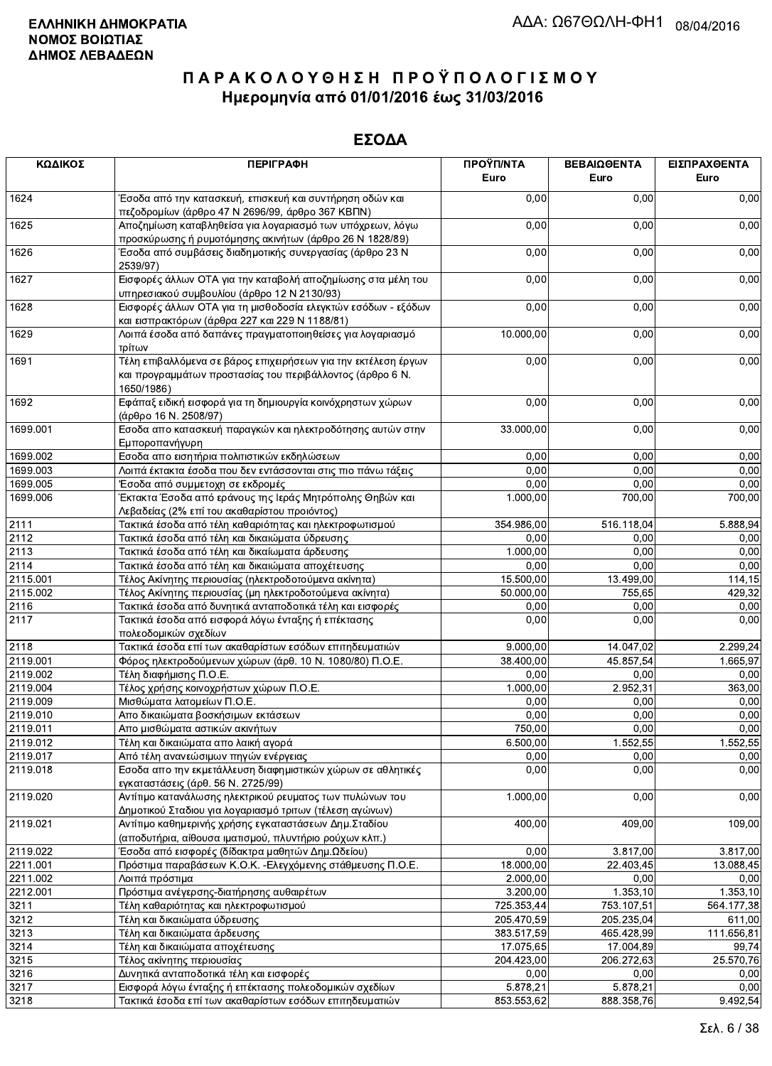ΕΛΛΗΝΙΚΗ ΔΗΜΟΚΡΑΤΙΑ
ΝΟΜΟΣ ΒΟΙΩΤΙΑΣ
ΔΗΜΟΣ ΛΕΒΑΔΕΩΝ

ΑΔΑ: Ω67ΘΩΛΗ-ΦΗ1 08/04/2016

# ΠΑΡΑΚΟΛΟΥΘΗΣΗ ΠΡΟΫΠΟΛΟΓΙΣΜΟΥ
## Ημερομηνία από 01/01/2016 έως 31/03/2016

## ΕΣΟΔΑ

| ΚΩΔΙΚΟΣ | ΠΕΡΙΓΡΑΦΗ | ΠΡΟΫΠ/ΝΤΑ Euro | ΒΕΒΑΙΩΘΕΝΤΑ Euro | ΕΙΣΠΡΑΧΘΕΝΤΑ Euro |
|---|---|---|---|---|
| 1624 | Έσοδα από την κατασκευή, επισκευή και συντήρηση οδών και πεζοδρομίων (άρθρο 47 Ν 2696/99, άρθρο 367 ΚΒΠΝ) | 0,00 | 0,00 | 0,00 |
| 1625 | Αποζημίωση καταβληθείσα για λογαριασμό των υπόχρεων, λόγω προσκύρωσης ή ρυμοτόμησης ακινήτων (άρθρο 26 Ν 1828/89) | 0,00 | 0,00 | 0,00 |
| 1626 | Έσοδα από συμβάσεις διαδημοτικής συνεργασίας (άρθρο 23 Ν 2539/97) | 0,00 | 0,00 | 0,00 |
| 1627 | Εισφορές άλλων ΟΤΑ για την καταβολή αποζημίωσης στα μέλη του υπηρεσιακού συμβουλίου (άρθρο 12 Ν 2130/93) | 0,00 | 0,00 | 0,00 |
| 1628 | Εισφορές άλλων ΟΤΑ για τη μισθοδοσία ελεγκτών εσόδων - εξόδων και εισπρακτόρων (άρθρα 227 και 229 Ν 1188/81) | 0,00 | 0,00 | 0,00 |
| 1629 | Λοιπά έσοδα από δαπάνες πραγματοποιηθείσες για λογαριασμό τρίτων | 10.000,00 | 0,00 | 0,00 |
| 1691 | Τέλη επιβαλλόμενα σε βάρος επιχειρήσεων για την εκτέλεση έργων και προγραμμάτων προστασίας του περιβάλλοντος (άρθρο 6 Ν. 1650/1986) | 0,00 | 0,00 | 0,00 |
| 1692 | Εφάπαξ ειδική εισφορά για τη δημιουργία κοινόχρηστων χώρων (άρθρο 16 Ν. 2508/97) | 0,00 | 0,00 | 0,00 |
| 1699.001 | Εσοδα απο κατσκευη παραγκών και ηλεκτροδότησης αυτών στην Εμποροπανήγυρη | 33.000,00 | 0,00 | 0,00 |
| 1699.002 | Εσοδα απο εισητήρια πολιτιστικών εκδηλώσεων | 0,00 | 0,00 | 0,00 |
| 1699.003 | Λοιπά έκτακτα έσοδα που δεν εντάσσονται στις πιο πάνω τάξεις | 0,00 | 0,00 | 0,00 |
| 1699.005 | Έσοδα από συμμετοχη σε εκδρομές | 0,00 | 0,00 | 0,00 |
| 1699.006 | Έκτακτα Έσοδα από εράνους της Ιεράς Μητρόπολης Θηβών και Λεβαδείας (2% επί του ακαθαρίστου προιόντος) | 1.000,00 | 700,00 | 700,00 |
| 2111 | Τακτικά έσοδα από τέλη καθαριότητας και ηλεκτροφωτισμού | 354.986,00 | 516.118,04 | 5.888,94 |
| 2112 | Τακτικά έσοδα από τέλη και δικαιώματα ύδρευσης | 0,00 | 0,00 | 0,00 |
| 2113 | Τακτικά έσοδα από τέλη και δικαιώματα άρδευσης | 1.000,00 | 0,00 | 0,00 |
| 2114 | Τακτικά έσοδα από τέλη και δικαιώματα αποχέτευσης | 0,00 | 0,00 | 0,00 |
| 2115.001 | Τέλος Ακίνητης περιουσίας (ηλεκτροδοτούμενα ακίνητα) | 15.500,00 | 13.499,00 | 114,15 |
| 2115.002 | Τέλος Ακίνητης περιουσίας (μη ηλεκτροδοτούμενα ακίνητα) | 50.000,00 | 755,65 | 429,32 |
| 2116 | Τακτικά έσοδα από δυνητικά ανταποδοτικά τέλη και εισφορές | 0,00 | 0,00 | 0,00 |
| 2117 | Τακτικά έσοδα από εισφορά λόγω ένταξης ή επέκτασης πολεοδομικών σχεδίων | 0,00 | 0,00 | 0,00 |
| 2118 | Τακτικά έσοδα επί των ακαθαρίστων εσόδων επιτηδευματιών | 9.000,00 | 14.047,02 | 2.299,24 |
| 2119.001 | Φόρος ηλεκτροδοτούμενων χώρων (άρθ. 10 Ν. 1080/80) Π.Ο.Ε. | 38.400,00 | 45.857,54 | 1.665,97 |
| 2119.002 | Τέλη διαφήμισης Π.Ο.Ε. | 0,00 | 0,00 | 0,00 |
| 2119.004 | Τέλος χρήσης κοινοχρήστων χώρων Π.Ο.Ε. | 1.000,00 | 2.952,31 | 363,00 |
| 2119.009 | Μισθώματα λατομείων Π.Ο.Ε. | 0,00 | 0,00 | 0,00 |
| 2119.010 | Απο δικαιώματα βοσκήσιμων εκτάσεων | 0,00 | 0,00 | 0,00 |
| 2119.011 | Απο μισθώματα αστικών ακινήτων | 750,00 | 0,00 | 0,00 |
| 2119.012 | Τέλη και δικαιώματα απο λαική αγορά | 6.500,00 | 1.552,55 | 1.552,55 |
| 2119.017 | Από τέλη ανανεώσιμων πηγών ενέργειας | 0,00 | 0,00 | 0,00 |
| 2119.018 | Εσοδα απο την εκμετάλλευση διαφημιστικών χώρων σε αθλητικές εγκαταστάσεις (άρθ. 56 Ν. 2725/99) | 0,00 | 0,00 | 0,00 |
| 2119.020 | Αντίτιμο κατανάλωσης ηλεκτρικού ρευματος των πυλώνων του Δημοτικού Σταδιου για λογαριασμό τριτων (τέλεση αγώνων) | 1.000,00 | 0,00 | 0,00 |
| 2119.021 | Αντίτιμο καθημερινής χρήσης εγκαταστάσεων Δημ.Σταδίου (αποδυτήρια, αίθουσα ιματισμού, πλυντήριο ρούχων κλπ.) | 400,00 | 409,00 | 109,00 |
| 2119.022 | Έσοδα από εισφορές (δίδακτρα μαθητών Δημ.Ωδείου) | 0,00 | 3.817,00 | 3.817,00 |
| 2211.001 | Πρόστιμα παραβάσεων Κ.Ο.Κ. -Ελεγχόμενης στάθμευσης Π.Ο.Ε. | 18.000,00 | 22.403,45 | 13.088,45 |
| 2211.002 | Λοιπά πρόστιμα | 2.000,00 | 0,00 | 0,00 |
| 2212.001 | Πρόστιμα ανέγερσης-διατήρησης αυθαιρέτων | 3.200,00 | 1.353,10 | 1.353,10 |
| 3211 | Τέλη καθαριότητας και ηλεκτροφωτισμού | 725.353,44 | 753.107,51 | 564.177,38 |
| 3212 | Τέλη και δικαιώματα ύδρευσης | 205.470,59 | 205.235,04 | 611,00 |
| 3213 | Τέλη και δικαιώματα άρδευσης | 383.517,59 | 465.428,99 | 111.656,81 |
| 3214 | Τέλη και δικαιώματα αποχέτευσης | 17.075,65 | 17.004,89 | 99,74 |
| 3215 | Τέλος ακίνητης περιουσίας | 204.423,00 | 206.272,63 | 25.570,76 |
| 3216 | Δυνητικά ανταποδοτικά τέλη και εισφορές | 0,00 | 0,00 | 0,00 |
| 3217 | Εισφορά λόγω ένταξης ή επέκτασης πολεοδομικών σχεδίων | 5.878,21 | 5.878,21 | 0,00 |
| 3218 | Τακτικά έσοδα επί των ακαθαρίστων εσόδων επιτηδευματιών | 853.553,62 | 888.358,76 | 9.492,54 |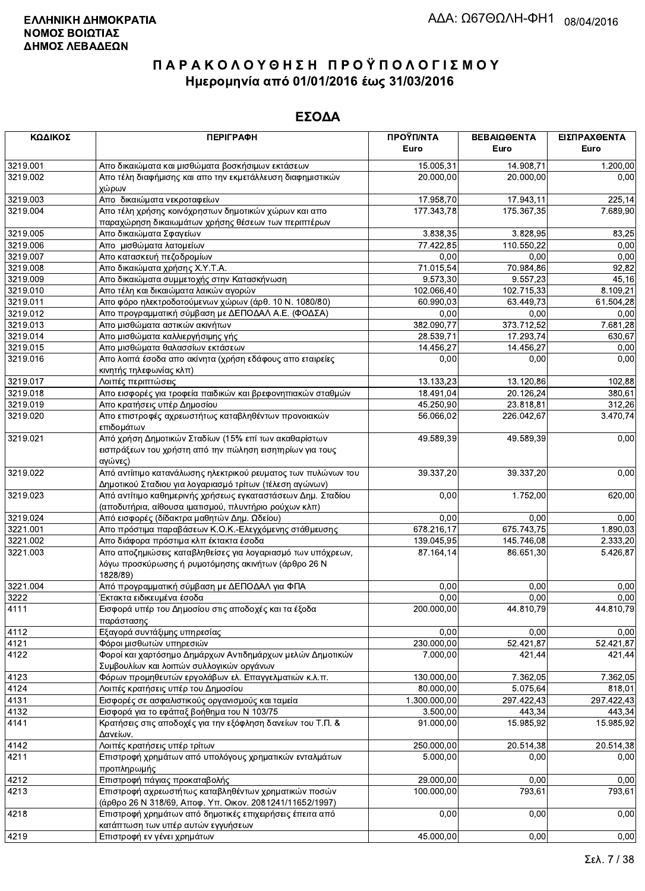**ΕΛΛΗΝΙΚΗ ΔΗΜΟΚΡΑΤΙΑ**
**ΝΟΜΟΣ ΒΟΙΩΤΙΑΣ**
**ΔΗΜΟΣ ΛΕΒΑΔΕΩΝ**

ΑΔΑ: Ω67ΘΩΛΗ-ΦΗ1 08/04/2016

# Π Α Ρ Α Κ Ο Λ Ο Υ Θ Η Σ Η   Π Ρ Ο Ϋ Π Ο Λ Ο Γ Ι Σ Μ Ο Υ
## Ημερομηνία από 01/01/2016 έως 31/03/2016

## ΕΣΟΔΑ

| ΚΩΔΙΚΟΣ | ΠΕΡΙΓΡΑΦΗ | ΠΡΟΫΠ/ΝΤΑ Euro | ΒΕΒΑΙΩΘΕΝΤΑ Euro | ΕΙΣΠΡΑΧΘΕΝΤΑ Euro |
|---|---|---|---|---|
| 3219.001 | Απο δικαιώματα και μισθώματα βοσκήσιμων εκτάσεων | 15.005,31 | 14.908,71 | 1.200,00 |
| 3219.002 | Απο τέλη διαφήμισης και απο την εκμετάλλευση διαφημιστικών χώρων | 20.000,00 | 20.000,00 | 0,00 |
| 3219.003 | Απο δικαιώματα νεκροταφείων | 17.958,70 | 17.943,11 | 225,14 |
| 3219.004 | Απο τέλη χρήσης κοινόχρηστων δημοτικών χώρων και απο παραχώρηση δικαιωμάτων χρήσης θέσεων των περιπτέρων | 177.343,78 | 175.367,35 | 7.689,90 |
| 3219.005 | Απο δικαιώματα Σφαγείων | 3.838,35 | 3.828,95 | 83,25 |
| 3219.006 | Απο μισθώματα λατομείων | 77.422,85 | 110.550,22 | 0,00 |
| 3219.007 | Απο κατασκευή πεζοδρομίων | 0,00 | 0,00 | 0,00 |
| 3219.008 | Απο δικαιώματα χρήσης Χ.Υ.Τ.Α. | 71.015,54 | 70.984,86 | 92,82 |
| 3219.009 | Απο δικαιώματα συμμετοχής στην Κατασκήνωση | 9.573,30 | 9.557,23 | 45,16 |
| 3219.010 | Απο τέλη και δικαιώματα λαικών αγορών | 102.066,40 | 102.715,33 | 8.109,21 |
| 3219.011 | Απο φόρο ηλεκτροδοτούμενων χώρων (άρθ. 10 Ν. 1080/80) | 60.990,03 | 63.449,73 | 61.551,28 |
| 3219.012 | Απο προγραμματική σύμβαση με ΔΕΠΟΔΑΛ Α.Ε. (ΦΟΔΣΑ) | 0,00 | 0,00 | 0,00 |
| 3219.013 | Απο μισθώματα αστικών ακινήτων | 382.090,77 | 373.712,52 | 7.681,28 |
| 3219.014 | Απο μισθώματα καλλιεργήσιμης γής | 28.539,71 | 17.293,74 | 630,67 |
| 3219.015 | Απο μισθώματα θαλασσίων εκτάσεων | 14.456,27 | 14.456,27 | 0,00 |
| 3219.016 | Απο λοιπά έσοδα απο ακίνητα (χρήση εδάφους απο εταιρείες κινητής τηλεφωνίας κλπ) | 0,00 | 0,00 | 0,00 |
| 3219.017 | Λοιπές περιπτώσεις | 13.133,23 | 13.120,86 | 102,88 |
| 3219.018 | Απο εισφορές για τροφεία παιδικών και βρεφονηπιακών σταθμών | 18.491,04 | 20.126,24 | 380,61 |
| 3219.019 | Απο κρατήσεις υπέρ Δημοσίου | 45.250,90 | 23.818,81 | 312,26 |
| 3219.020 | Απο επιστροφές αχρεωστήτως καταβληθέντων προνοιακών επιδομάτων | 56.066,02 | 226.042,67 | 3.470,74 |
| 3219.021 | Από χρήση Δημοτικών Σταδίων (15% επί των ακαθαρίστων εισπράξεων του χρήστη από την πώληση εισητηρίων για τους αγώνες) | 49.589,39 | 49.589,39 | 0,00 |
| 3219.022 | Από αντίτιμο κατανάλωσης ηλεκτρικού ρευματος των πυλώνων του Δημοτικού Σταδιου για λογαριασμό τρίτων (τέλεση αγώνων) | 39.337,20 | 39.337,20 | 0,00 |
| 3219.023 | Από αντίτιμο καθημερινής χρήσεως εγκαταστάσεων Δημ. Σταδίου (αποδυτήρια, αίθουσα ιματισμού, πλυντήριο ρούχων κλπ) | 0,00 | 1.752,00 | 620,00 |
| 3219.024 | Από εισφορές (δίδακτρα μαθητών Δημ. Ωδείου) | 0,00 | 0,00 | 0,00 |
| 3221.001 | Απο πρόστιμα παραβάσεων Κ.Ο.Κ.-Ελεγχόμενης στάθμευσης | 678.216,17 | 675.743,75 | 1.890,03 |
| 3221.002 | Απο διάφορα πρόστιμα κλπ έκτακτα έσοδα | 139.045,95 | 145.746,08 | 2.333,20 |
| 3221.003 | Απο αποζημιώσεις καταβληθείσες για λογαριασμό των υπόχρεων, λόγω προσκύρωσης ή ρυμοτόμησης ακινήτων (άρθρο 26 Ν 1828/89) | 87.164,14 | 86.651,30 | 5.426,87 |
| 3221.004 | Από προγραμματική σύμβαση με ΔΕΠΟΔΑΛ για ΦΠΑ | 0,00 | 0,00 | 0,00 |
| 3222 | Έκτακτα ειδικευμένα έσοδα | 0,00 | 0,00 | 0,00 |
| 4111 | Εισφορά υπέρ του Δημοσίου στις αποδοχές και τα έξοδα παράστασης | 200.000,00 | 44.810,79 | 44.810,79 |
| 4112 | Εξαγορά συντάξιμης υπηρεσίας | 0,00 | 0,00 | 0,00 |
| 4121 | Φόροι μισθωτών υπηρεσιών | 230.000,00 | 52.421,87 | 52.421,87 |
| 4122 | Φοροί και χαρτόσημο Δημάρχων Αντιδημάρχων μελών Δημοτικών Συμβουλίων και λοιπών συλλογικών οργάνων | 7.000,00 | 421,44 | 421,44 |
| 4123 | Φόρων προμηθευτών εργολάβων ελ. Επαγγελματιών κ.λ.π. | 130.000,00 | 7.362,05 | 7.362,05 |
| 4124 | Λοιπές κρατήσεις υπέρ του Δημοσίου | 80.000,00 | 5.075,64 | 818,01 |
| 4131 | Εισφορές σε ασφαλιστικούς οργανισμούς και ταμεία | 1.300.000,00 | 297.422,43 | 297.422,43 |
| 4132 | Εισφορά για το εφάπαξ βοήθημα του Ν 103/75 | 3.500,00 | 443,34 | 443,34 |
| 4141 | Κρατήσεις στις αποδοχές για την εξόφληση δανείων του Τ.Π. & Δανείων. | 91.000,00 | 15.985,92 | 15.985,92 |
| 4142 | Λοιπές κρατήσεις υπέρ τρίτων | 250.000,00 | 20.514,38 | 20.514,38 |
| 4211 | Επιστροφή χρημάτων από υπολόγους χρηματικών ενταλμάτων προπληρωμής | 5.000,00 | 0,00 | 0,00 |
| 4212 | Επιστροφή πάγιας προκαταβολής | 29.000,00 | 0,00 | 0,00 |
| 4213 | Επιστροφή αχρεωστήτως καταβληθέντων χρηματικών ποσών (άρθρο 26 Ν 318/69, Αποφ. Υπ. Οικον. 2081241/11652/1997) | 100.000,00 | 793,61 | 793,61 |
| 4218 | Επιστροφή χρημάτων από δημοτικές επιχειρήσεις έπειτα από κατάπτωση των υπέρ αυτών εγγυήσεων | 0,00 | 0,00 | 0,00 |
| 4219 | Επιστροφή εν γένει χρημάτων | 45.000,00 | 0,00 | 0,00 |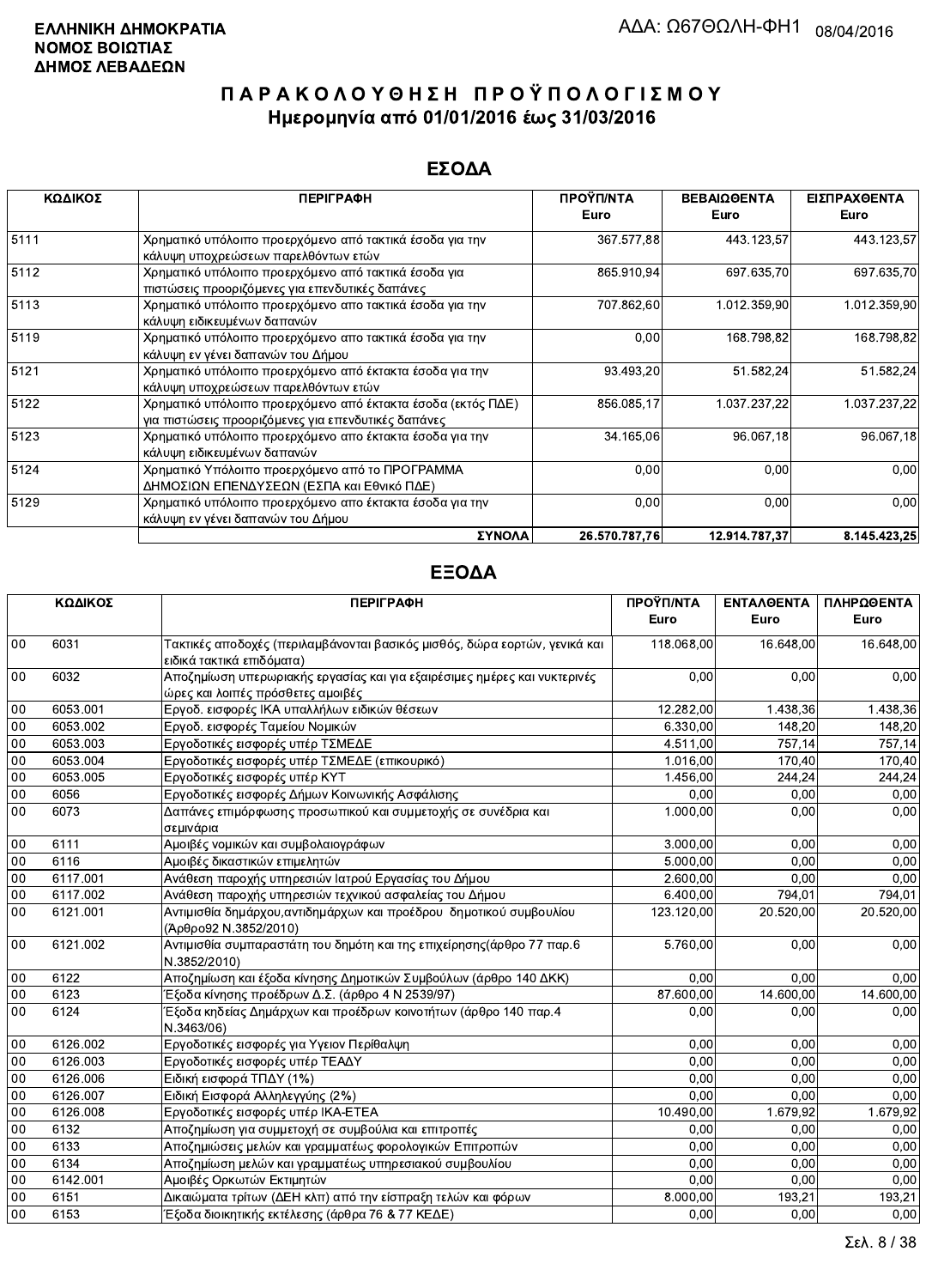**ΕΛΛΗΝΙΚΗ ΔΗΜΟΚΡΑΤΙΑ**
**ΝΟΜΟΣ ΒΟΙΩΤΙΑΣ**
**ΔΗΜΟΣ ΛΕΒΑΔΕΩΝ**

ΑΔΑ: Ω67ΘΩΛΗ-ΦΗ1 08/04/2016

# ΠΑΡΑΚΟΛΟΥΘΗΣΗ ΠΡΟΫΠΟΛΟΓΙΣΜΟΥ
## Ημερομηνία από 01/01/2016 έως 31/03/2016

## ΕΣΟΔΑ

| ΚΩΔΙΚΟΣ | ΠΕΡΙΓΡΑΦΗ | ΠΡΟΫΠ/ΝΤΑ Euro | ΒΕΒΑΙΩΘΕΝΤΑ Euro | ΕΙΣΠΡΑΧΘΕΝΤΑ Euro |
|---|---|---|---|---|
| 5111 | Χρηματικό υπόλοιπο προερχόμενο από τακτικά έσοδα για την κάλυψη υποχρεώσεων παρελθόντων ετών | 367.577,88 | 443.123,57 | 443.123,57 |
| 5112 | Χρηματικό υπόλοιπο προερχόμενο από τακτικά έσοδα για πιστώσεις προοριζόμενες για επενδυτικές δαπάνες | 865.910,94 | 697.635,70 | 697.635,70 |
| 5113 | Χρηματικό υπόλοιπο προερχόμενο απο τακτικά έσοδα για την κάλυψη ειδικευμένων δαπανών | 707.862,60 | 1.012.359,90 | 1.012.359,90 |
| 5119 | Χρηματικό υπόλοιπο προερχόμενο απο τακτικά έσοδα για την κάλυψη εν γένει δαπανών του Δήμου | 0,00 | 168.798,82 | 168.798,82 |
| 5121 | Χρηματικό υπόλοιπο προερχόμενο από έκτακτα έσοδα για την κάλυψη υποχρεώσεων παρελθόντων ετών | 93.493,20 | 51.582,24 | 51.582,24 |
| 5122 | Χρηματικό υπόλοιπο προερχόμενο από έκτακτα έσοδα (εκτός ΠΔΕ) για πιστώσεις προοριζόμενες για επενδυτικές δαπάνες | 856.085,17 | 1.037.237,22 | 1.037.237,22 |
| 5123 | Χρηματικό υπόλοιπο προερχόμενο απο έκτακτα έσοδα για την κάλυψη ειδικευμένων δαπανών | 34.165,06 | 96.067,18 | 96.067,18 |
| 5124 | Χρηματικό Υπόλοιπο προερχόμενο από το ΠΡΟΓΡΑΜΜΑ ΔΗΜΟΣΙΩΝ ΕΠΕΝΔΥΣΕΩΝ (ΕΣΠΑ και Εθνικό ΠΔΕ) | 0,00 | 0,00 | 0,00 |
| 5129 | Χρηματικό υπόλοιπο προερχόμενο απο έκτακτα έσοδα για την κάλυψη εν γένει δαπανών του Δήμου | 0,00 | 0,00 | 0,00 |
| | **ΣΥΝΟΛΑ** | **26.570.787,76** | **12.914.787,37** | **8.145.423,25** |

## ΕΞΟΔΑ

| ΚΩΔΙΚΟΣ | | ΠΕΡΙΓΡΑΦΗ | ΠΡΟΫΠ/ΝΤΑ Euro | ΕΝΤΑΛΘΕΝΤΑ Euro | ΠΛΗΡΩΘΕΝΤΑ Euro |
|---|---|---|---|---|---|
| 00 | 6031 | Τακτικές αποδοχές (περιλαμβάνονται βασικός μισθός, δώρα εορτών, γενικά και ειδικά τακτικά επιδόματα) | 118.068,00 | 16.648,00 | 16.648,00 |
| 00 | 6032 | Αποζημίωση υπερωριακής εργασίας και για εξαιρέσιμες ημέρες και νυκτερινές ώρες και λοιπές πρόσθετες αμοιβές | 0,00 | 0,00 | 0,00 |
| 00 | 6053.001 | Εργοδ. εισφορές ΙΚΑ υπαλλήλων ειδικών θέσεων | 12.282,00 | 1.438,36 | 1.438,36 |
| 00 | 6053.002 | Εργοδ. εισφορές Ταμείου Νομικών | 6.330,00 | 148,20 | 148,20 |
| 00 | 6053.003 | Εργοδοτικές εισφορές υπέρ ΤΣΜΕΔΕ | 4.511,00 | 757,14 | 757,14 |
| 00 | 6053.004 | Εργοδοτικές εισφορές υπέρ ΤΣΜΕΔΕ (επικουρικό) | 1.016,00 | 170,40 | 170,40 |
| 00 | 6053.005 | Εργοδοτικές εισφορές υπέρ ΚΥΤ | 1.456,00 | 244,24 | 244,24 |
| 00 | 6056 | Εργοδοτικές εισφορές Δήμων Κοινωνικής Ασφάλισης | 0,00 | 0,00 | 0,00 |
| 00 | 6073 | Δαπάνες επιμόρφωσης προσωπικού και συμμετοχής σε συνέδρια και σεμινάρια | 1.000,00 | 0,00 | 0,00 |
| 00 | 6111 | Αμοιβές νομικών και συμβολαιογράφων | 3.000,00 | 0,00 | 0,00 |
| 00 | 6116 | Αμοιβές δικαστικών επιμελητών | 5.000,00 | 0,00 | 0,00 |
| 00 | 6117.001 | Ανάθεση παροχής υπηρεσιών Ιατρού Εργασίας του Δήμου | 2.600,00 | 0,00 | 0,00 |
| 00 | 6117.002 | Ανάθεση παροχής υπηρεσιών τεχνικού ασφαλείας του Δήμου | 6.400,00 | 794,01 | 794,01 |
| 00 | 6121.001 | Αντιμισθία δημάρχου,αντιδημάρχων και προέδρου δημοτικού συμβουλίου (Άρθρο92 Ν.3852/2010) | 123.120,00 | 20.520,00 | 20.520,00 |
| 00 | 6121.002 | Αντιμισθία συμπαραστάτη του δημότη και της επιχείρησης(άρθρο 77 παρ.6 Ν.3852/2010) | 5.760,00 | 0,00 | 0,00 |
| 00 | 6122 | Αποζημίωση και έξοδα κίνησης Δημοτικών Συμβούλων (άρθρο 140 ΔΚΚ) | 0,00 | 0,00 | 0,00 |
| 00 | 6123 | Έξοδα κίνησης προέδρων Δ.Σ. (άρθρο 4 Ν 2539/97) | 87.600,00 | 14.600,00 | 14.600,00 |
| 00 | 6124 | Έξοδα κηδείας Δημάρχων και προέδρων κοινοτήτων (άρθρο 140 παρ.4 Ν.3463/06) | 0,00 | 0,00 | 0,00 |
| 00 | 6126.002 | Εργοδοτικές εισφορές για Υγειον Περίθαλψη | 0,00 | 0,00 | 0,00 |
| 00 | 6126.003 | Εργοδοτικές εισφορές υπέρ ΤΕΑΔΥ | 0,00 | 0,00 | 0,00 |
| 00 | 6126.006 | Ειδική εισφορά ΤΠΔΥ (1%) | 0,00 | 0,00 | 0,00 |
| 00 | 6126.007 | Ειδική Εισφορά Αλληλεγγύης (2%) | 0,00 | 0,00 | 0,00 |
| 00 | 6126.008 | Εργοδοτικές εισφορές υπέρ ΙΚΑ-ΕΤΕΑ | 10.490,00 | 1.679,92 | 1.679,92 |
| 00 | 6132 | Αποζημίωση για συμμετοχή σε συμβούλια και επιτροπές | 0,00 | 0,00 | 0,00 |
| 00 | 6133 | Αποζημιώσεις μελών και γραμματέως φορολογικών Επιτροπών | 0,00 | 0,00 | 0,00 |
| 00 | 6134 | Αποζημίωση μελών και γραμματέως υπηρεσιακού συμβουλίου | 0,00 | 0,00 | 0,00 |
| 00 | 6142.001 | Αμοιβές Ορκωτών Εκτιμητών | 0,00 | 0,00 | 0,00 |
| 00 | 6151 | Δικαιώματα τρίτων (ΔΕΗ κλπ) από την είσπραξη τελών και φόρων | 8.000,00 | 193,21 | 193,21 |
| 00 | 6153 | Έξοδα διοικητικής εκτέλεσης (άρθρα 76 & 77 ΚΕΔΕ) | 0,00 | 0,00 | 0,00 |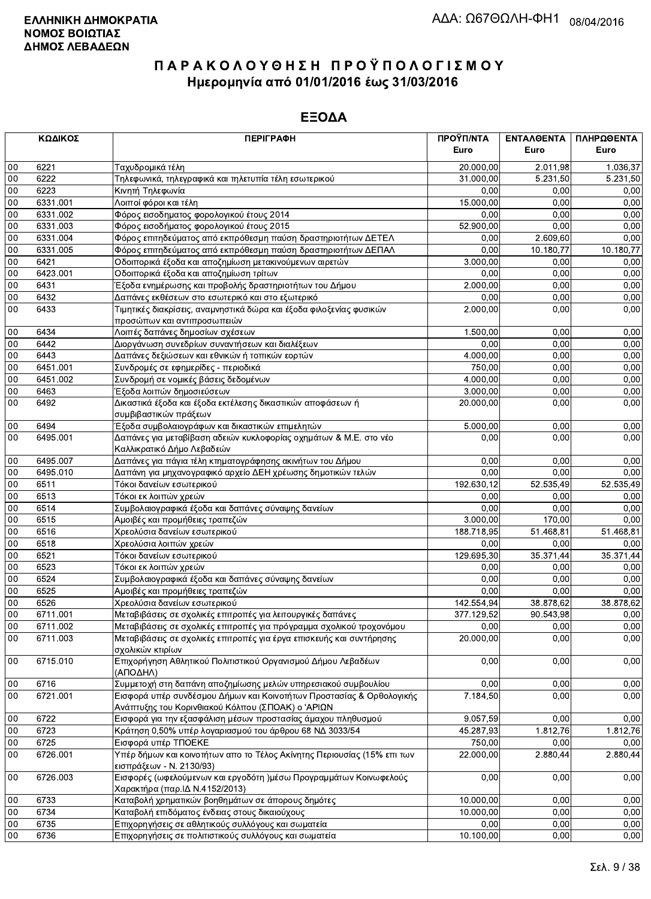**ΕΛΛΗΝΙΚΗ ΔΗΜΟΚΡΑΤΙΑ**
**ΝΟΜΟΣ ΒΟΙΩΤΙΑΣ**
**ΔΗΜΟΣ ΛΕΒΑΔΕΩΝ**

ΑΔΑ: Ω67ΘΩΛΗ-ΦΗ1 08/04/2016

# ΠΑΡΑΚΟΛΟΥΘΗΣΗ ΠΡΟΫΠΟΛΟΓΙΣΜΟΥ
## Ημερομηνία από 01/01/2016 έως 31/03/2016

## ΕΞΟΔΑ

| ΚΩΔΙΚΟΣ | | ΠΕΡΙΓΡΑΦΗ | ΠΡΟΫΠ/ΝΤΑ Euro | ΕΝΤΑΛΘΕΝΤΑ Euro | ΠΛΗΡΩΘΕΝΤΑ Euro |
|---|---|---|---|---|---|
| 00 | 6221 | Ταχυδρομικά τέλη | 20.000,00 | 2.011,98 | 1.036,37 |
| 00 | 6222 | Τηλεφωνικά, τηλεγραφικά και τηλετυπία τέλη εσωτερικού | 31.000,00 | 5.231,50 | 5.231,50 |
| 00 | 6223 | Κινητή Τηλεφωνία | 0,00 | 0,00 | 0,00 |
| 00 | 6331.001 | Λοιποί φόροι και τέλη | 15.000,00 | 0,00 | 0,00 |
| 00 | 6331.002 | Φόρος εισοδηματος φορολογικού έτους 2014 | 0,00 | 0,00 | 0,00 |
| 00 | 6331.003 | Φόρος εισοδήματος φορολογικού έτους 2015 | 52.900,00 | 0,00 | 0,00 |
| 00 | 6331.004 | Φόρος επιτηδεύματος από εκπρόθεσμη παύση δραστηριοτήτων ΔΕΤΕΛ | 0,00 | 2.609,60 | 0,00 |
| 00 | 6331.005 | Φόρος επιτηδεύματος από εκπρόθεσμη παύση δραστηριοτήτων ΔΕΠΑΛ | 0,00 | 10.180,77 | 10.180,77 |
| 00 | 6421 | Οδοιπορικά έξοδα και αποζημίωση μετακινούμενων αιρετών | 3.000,00 | 0,00 | 0,00 |
| 00 | 6423.001 | Οδοιπορικά έξοδα και αποζημίωση τρίτων | 0,00 | 0,00 | 0,00 |
| 00 | 6431 | Έξοδα ενημέρωσης και προβολής δραστηριοτήτων του Δήμου | 2.000,00 | 0,00 | 0,00 |
| 00 | 6432 | Δαπάνες εκθέσεων στο εσωτερικό και στο εξωτερικό | 0,00 | 0,00 | 0,00 |
| 00 | 6433 | Τιμητικές διακρίσεις, αναμνηστικά δώρα και έξοδα φιλοξενίας φυσικών προσώπων και αντιπροσωπειών | 2.000,00 | 0,00 | 0,00 |
| 00 | 6434 | Λοιπές δαπάνες δημοσίων σχέσεων | 1.500,00 | 0,00 | 0,00 |
| 00 | 6442 | Διοργάνωση συνεδρίων συναντήσεων και διαλέξεων | 0,00 | 0,00 | 0,00 |
| 00 | 6443 | Δαπάνες δεξιώσεων και εθνικών ή τοπικών εορτών | 4.000,00 | 0,00 | 0,00 |
| 00 | 6451.001 | Συνδρομές σε εφημερίδες - περιοδικά | 750,00 | 0,00 | 0,00 |
| 00 | 6451.002 | Συνδρομή σε νομικές βάσεις δεδομένων | 4.000,00 | 0,00 | 0,00 |
| 00 | 6463 | Έξοδα λοιπών δημοσιεύσεων | 3.000,00 | 0,00 | 0,00 |
| 00 | 6492 | Δικαστικά έξοδα και έξοδα εκτέλεσης δικαστικών αποφάσεων ή συμβιβαστικών πράξεων | 20.000,00 | 0,00 | 0,00 |
| 00 | 6494 | Έξοδα συμβολαιογράφων και δικαστικών επιμελητών | 5.000,00 | 0,00 | 0,00 |
| 00 | 6495.001 | Δαπάνες για μεταβίβαση αδειών κυκλοφορίας οχημάτων & Μ.Ε. στο νέο Καλλικρατικό Δήμο Λεβαδεών | 0,00 | 0,00 | 0,00 |
| 00 | 6495.007 | Δαπάνες για πάγια τέλη κτηματογράφησης ακινήτων του Δήμου | 0,00 | 0,00 | 0,00 |
| 00 | 6495.010 | Δαπάνη για μηχανογραφικό αρχείο ΔΕΗ χρέωσης δημοτικών τελών | 0,00 | 0,00 | 0,00 |
| 00 | 6511 | Τόκοι δανείων εσωτερικού | 192.630,12 | 52.535,49 | 52.535,49 |
| 00 | 6513 | Τόκοι εκ λοιπών χρεών | 0,00 | 0,00 | 0,00 |
| 00 | 6514 | Συμβολαιογραφικά έξοδα και δαπάνες σύναψης δανείων | 0,00 | 0,00 | 0,00 |
| 00 | 6515 | Αμοιβές και προμήθειες τραπεζών | 3.000,00 | 170,00 | 0,00 |
| 00 | 6516 | Χρεολύσια δανείων εσωτερικού | 188.718,95 | 51.468,81 | 51.468,81 |
| 00 | 6518 | Χρεολύσια λοιπών χρεών | 0,00 | 0,00 | 0,00 |
| 00 | 6521 | Τόκοι δανείων εσωτερικού | 129.695,30 | 35.371,44 | 35.371,44 |
| 00 | 6523 | Τόκοι εκ λοιπών χρεών | 0,00 | 0,00 | 0,00 |
| 00 | 6524 | Συμβολαιογραφικά έξοδα και δαπάνες σύναψης δανείων | 0,00 | 0,00 | 0,00 |
| 00 | 6525 | Αμοιβές και προμήθειες τραπεζών | 0,00 | 0,00 | 0,00 |
| 00 | 6526 | Χρεολύσια δανείων εσωτερικού | 142.554,94 | 38.878,62 | 38.878,62 |
| 00 | 6711.001 | Μεταβιβάσεις σε σχολικές επιτροπές για λειτουργικές δαπάνες | 377.129,52 | 90.543,98 | 0,00 |
| 00 | 6711.002 | Μεταβιβάσεις σε σχολικές επιτροπές για πρόγραμμα σχολικού τροχονόμου | 0,00 | 0,00 | 0,00 |
| 00 | 6711.003 | Μεταβιβάσεις σε σχολικές επιτροπές για έργα επισκευής και συντήρησης σχολικών κτιρίων | 20.000,00 | 0,00 | 0,00 |
| 00 | 6715.010 | Επιχορήγηση Αθλητικού Πολιτιστικού Οργανισμού Δήμου Λεβαδέων (ΑΠΟΔΗΛ) | 0,00 | 0,00 | 0,00 |
| 00 | 6716 | Συμμετοχή στη δαπάνη αποζημίωσης μελών υπηρεσιακού συμβουλίου | 0,00 | 0,00 | 0,00 |
| 00 | 6721.001 | Εισφορά υπέρ συνδέσμου Δήμων και Κοινοτήτων Προστασίας & Ορθολογικής Ανάπτυξης του Κορινθιακού Κόλπου (ΣΠΟΑΚ) ο 'ΑΡΙΩΝ | 7.184,50 | 0,00 | 0,00 |
| 00 | 6722 | Εισφορά για την εξασφάλιση μέσων προστασίας άμαχου πληθυσμού | 9.057,59 | 0,00 | 0,00 |
| 00 | 6723 | Κράτηση 0,50% υπέρ λογαριασμού του άρθρου 68 ΝΔ 3033/54 | 45.287,93 | 1.812,76 | 1.812,76 |
| 00 | 6725 | Εισφορά υπέρ ΤΠΟΕΚΕ | 750,00 | 0,00 | 0,00 |
| 00 | 6726.001 | Υπέρ δήμων και κοινοτήτων απο το Τέλος Ακίνητης Περιουσίας (15% επι των εισπράξεων - Ν. 2130/93) | 22.000,00 | 2.880,44 | 2.880,44 |
| 00 | 6726.003 | Εισφορές (ωφελούμενων και εργοδότη )μέσω Προγραμμάτων Κοινωφελούς Χαρακτήρα (παρ.ΙΔ Ν.4152/2013) | 0,00 | 0,00 | 0,00 |
| 00 | 6733 | Καταβολή χρηματικών βοηθημάτων σε άπορους δημότες | 10.000,00 | 0,00 | 0,00 |
| 00 | 6734 | Καταβολή επιδόματος ένδειας στους δικαιούχους | 10.000,00 | 0,00 | 0,00 |
| 00 | 6735 | Επιχορηγήσεις σε αθλητικούς συλλόγους και σωματεία | 0,00 | 0,00 | 0,00 |
| 00 | 6736 | Επιχορηγήσεις σε πολιτιστικούς συλλόγους και σωματεία | 10.100,00 | 0,00 | 0,00 |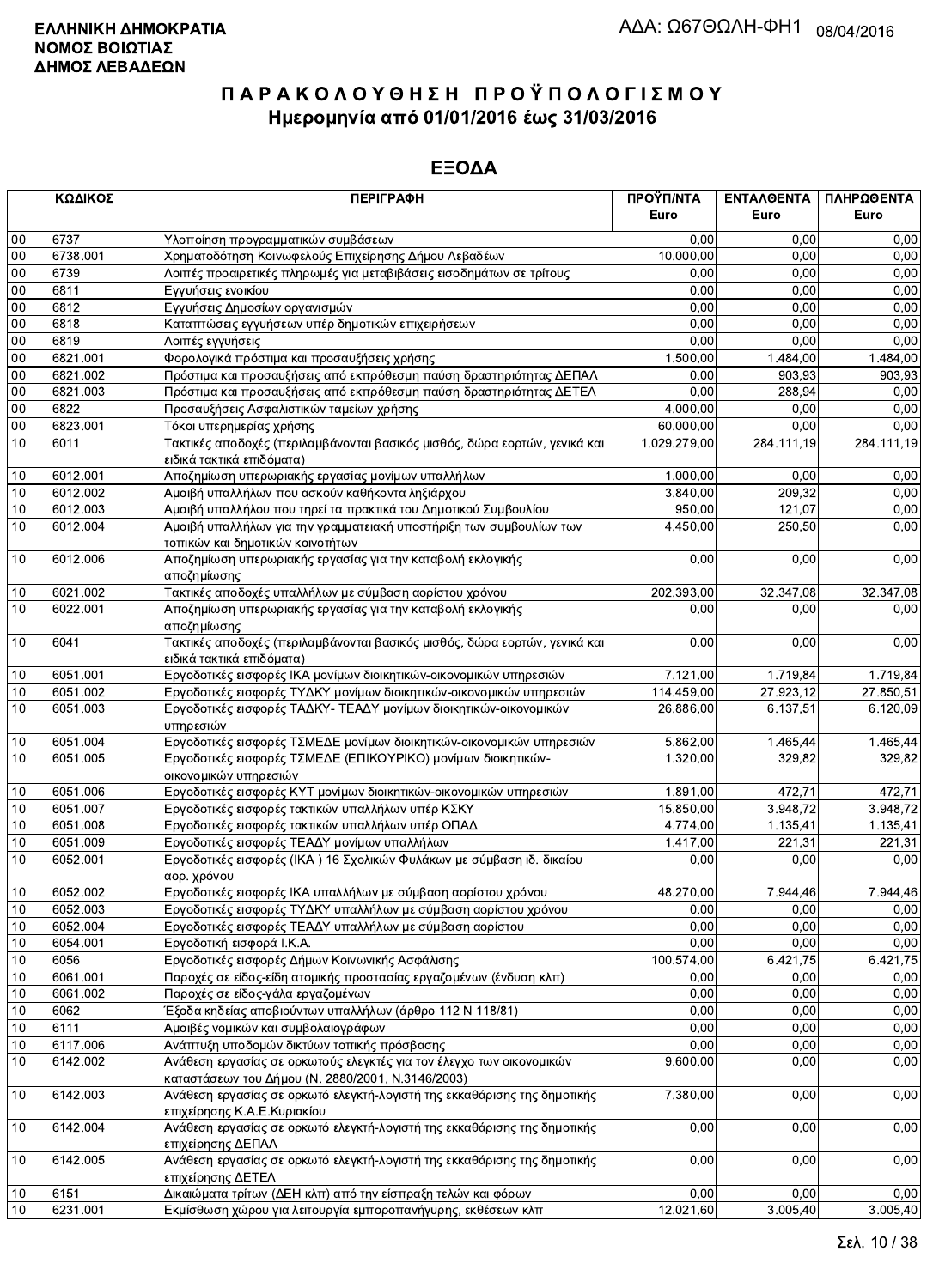**ΕΛΛΗΝΙΚΗ ΔΗΜΟΚΡΑΤΙΑ**
**ΝΟΜΟΣ ΒΟΙΩΤΙΑΣ**
**ΔΗΜΟΣ ΛΕΒΑΔΕΩΝ**

ΑΔΑ: Ω67ΘΩΛΗ-ΦΗ1 08/04/2016

# ΠΑΡΑΚΟΛΟΥΘΗΣΗ ΠΡΟΫΠΟΛΟΓΙΣΜΟΥ
## Ημερομηνία από 01/01/2016 έως 31/03/2016

## ΕΞΟΔΑ

| ΚΩΔΙΚΟΣ | | ΠΕΡΙΓΡΑΦΗ | ΠΡΟΫΠ/ΝΤΑ Euro | ΕΝΤΑΛΘΕΝΤΑ Euro | ΠΛΗΡΩΘΕΝΤΑ Euro |
|---|---|---|---|---|---|
| 00 | 6737 | Υλοποίηση προγραμματικών συμβάσεων | 0,00 | 0,00 | 0,00 |
| 00 | 6738.001 | Χρηματοδότηση Κοινωφελούς Επιχείρησης Δήμου Λεβαδέων | 10.000,00 | 0,00 | 0,00 |
| 00 | 6739 | Λοιπές προαιρετικές πληρωμές για μεταβιβάσεις εισοδημάτων σε τρίτους | 0,00 | 0,00 | 0,00 |
| 00 | 6811 | Εγγυήσεις ενοικίου | 0,00 | 0,00 | 0,00 |
| 00 | 6812 | Εγγυήσεις Δημοσίων οργανισμών | 0,00 | 0,00 | 0,00 |
| 00 | 6818 | Καταπτώσεις εγγυήσεων υπέρ δημοτικών επιχειρήσεων | 0,00 | 0,00 | 0,00 |
| 00 | 6819 | Λοιπές εγγυήσεις | 0,00 | 0,00 | 0,00 |
| 00 | 6821.001 | Φορολογικά πρόστιμα και προσαυξήσεις χρήσης | 1.500,00 | 1.484,00 | 1.484,00 |
| 00 | 6821.002 | Πρόστιμα και προσαυξήσεις από εκπρόθεσμη παύση δραστηριότητας ΔΕΠΑΛ | 0,00 | 903,93 | 903,93 |
| 00 | 6821.003 | Πρόστιμα και προσαυξήσεις από εκπρόθεσμη παύση δραστηριότητας ΔΕΤΕΛ | 0,00 | 288,94 | 0,00 |
| 00 | 6822 | Προσαυξήσεις Ασφαλιστικών ταμείων χρήσης | 4.000,00 | 0,00 | 0,00 |
| 00 | 6823.001 | Τόκοι υπερημερίας χρήσης | 60.000,00 | 0,00 | 0,00 |
| 10 | 6011 | Τακτικές αποδοχές (περιλαμβάνονται βασικός μισθός, δώρα εορτών, γενικά και ειδικά τακτικά επιδόματα) | 1.029.279,00 | 284.111,19 | 284.111,19 |
| 10 | 6012.001 | Αποζημίωση υπερωριακής εργασίας μονίμων υπαλλήλων | 1.000,00 | 0,00 | 0,00 |
| 10 | 6012.002 | Αμοιβή υπαλλήλων που ασκούν καθήκοντα ληξιάρχου | 3.840,00 | 209,32 | 0,00 |
| 10 | 6012.003 | Αμοιβή υπαλλήλου που τηρεί τα πρακτικά του Δημοτικού Συμβουλίου | 950,00 | 121,07 | 0,00 |
| 10 | 6012.004 | Αμοιβή υπαλλήλων για την γραμματειακή υποστήριξη των συμβουλίων των τοπικών και δημοτικών κοινοτήτων | 4.450,00 | 250,50 | 0,00 |
| 10 | 6012.006 | Αποζημίωση υπερωριακής εργασίας για την καταβολή εκλογικής αποζημίωσης | 0,00 | 0,00 | 0,00 |
| 10 | 6021.002 | Τακτικές αποδοχές υπαλλήλων με σύμβαση αορίστου χρόνου | 202.393,00 | 32.347,08 | 32.347,08 |
| 10 | 6022.001 | Αποζημίωση υπερωριακής εργασίας για την καταβολή εκλογικής αποζημίωσης | 0,00 | 0,00 | 0,00 |
| 10 | 6041 | Τακτικές αποδοχές (περιλαμβάνονται βασικός μισθός, δώρα εορτών, γενικά και ειδικά τακτικά επιδόματα) | 0,00 | 0,00 | 0,00 |
| 10 | 6051.001 | Εργοδοτικές εισφορές ΙΚΑ μονίμων διοικητικών-οικονομικών υπηρεσιών | 7.121,00 | 1.719,84 | 1.719,84 |
| 10 | 6051.002 | Εργοδοτικές εισφορές ΤΥΔΚΥ μονίμων διοικητικών-οικονομικών υπηρεσιών | 114.459,00 | 27.923,12 | 27.850,51 |
| 10 | 6051.003 | Εργοδοτικές εισφορές ΤΑΔΚΥ- ΤΕΑΔΥ μονίμων διοικητικών-οικονομικών υπηρεσιών | 26.886,00 | 6.137,51 | 6.120,09 |
| 10 | 6051.004 | Εργοδοτικές εισφορές ΤΣΜΕΔΕ μονίμων διοικητικών-οικονομικών υπηρεσιών | 5.862,00 | 1.465,44 | 1.465,44 |
| 10 | 6051.005 | Εργοδοτικές εισφορές ΤΣΜΕΔΕ (ΕΠΙΚΟΥΡΙΚΟ) μονίμων διοικητικών-οικονομικών υπηρεσιών | 1.320,00 | 329,82 | 329,82 |
| 10 | 6051.006 | Εργοδοτικές εισφορές ΚΥΤ μονίμων διοικητικών-οικονομικών υπηρεσιών | 1.891,00 | 472,71 | 472,71 |
| 10 | 6051.007 | Εργοδοτικές εισφορές τακτικών υπαλλήλων υπέρ ΚΣΚΥ | 15.850,00 | 3.948,72 | 3.948,72 |
| 10 | 6051.008 | Εργοδοτικές εισφορές τακτικών υπαλλήλων υπέρ ΟΠΑΔ | 4.774,00 | 1.135,41 | 1.135,41 |
| 10 | 6051.009 | Εργοδοτικές εισφορές ΤΕΑΔΥ μονίμων υπαλλήλων | 1.417,00 | 221,31 | 221,31 |
| 10 | 6052.001 | Εργοδοτικές εισφορές (ΙΚΑ ) 16 Σχολικών Φυλάκων με σύμβαση ιδ. δικαίου αορ. χρόνου | 0,00 | 0,00 | 0,00 |
| 10 | 6052.002 | Εργοδοτικές εισφορές ΙΚΑ υπαλλήλων με σύμβαση αορίστου χρόνου | 48.270,00 | 7.944,46 | 7.944,46 |
| 10 | 6052.003 | Εργοδοτικές εισφορές ΤΥΔΚΥ υπαλλήλων με σύμβαση αορίστου χρόνου | 0,00 | 0,00 | 0,00 |
| 10 | 6052.004 | Εργοδοτικές εισφορές ΤΕΑΔΥ υπαλλήλων με σύμβαση αορίστου | 0,00 | 0,00 | 0,00 |
| 10 | 6054.001 | Εργοδοτική εισφορά Ι.Κ.Α. | 0,00 | 0,00 | 0,00 |
| 10 | 6056 | Εργοδοτικές εισφορές Δήμων Κοινωνικής Ασφάλισης | 100.574,00 | 6.421,75 | 6.421,75 |
| 10 | 6061.001 | Παροχές σε είδος-είδη ατομικής προστασίας εργαζομένων (ένδυση κλπ) | 0,00 | 0,00 | 0,00 |
| 10 | 6061.002 | Παροχές σε είδος-γάλα εργαζομένων | 0,00 | 0,00 | 0,00 |
| 10 | 6062 | Έξοδα κηδείας αποβιούντων υπαλλήλων (άρθρο 112 Ν 118/81) | 0,00 | 0,00 | 0,00 |
| 10 | 6111 | Αμοιβές νομικών και συμβολαιογράφων | 0,00 | 0,00 | 0,00 |
| 10 | 6117.006 | Ανάπτυξη υποδομών δικτύων τοπικής πρόσβασης | 0,00 | 0,00 | 0,00 |
| 10 | 6142.002 | Ανάθεση εργασίας σε ορκωτούς ελεγκτές για τον έλεγχο των οικονομικών καταστάσεων του Δήμου (Ν. 2880/2001, Ν.3146/2003) | 9.600,00 | 0,00 | 0,00 |
| 10 | 6142.003 | Ανάθεση εργασίας σε ορκωτό ελεγκτή-λογιστή της εκκαθάρισης της δημοτικής επιχείρησης Κ.Α.Ε.Κυριακίου | 7.380,00 | 0,00 | 0,00 |
| 10 | 6142.004 | Ανάθεση εργασίας σε ορκωτό ελεγκτή-λογιστή της εκκαθάρισης της δημοτικής επιχείρησης ΔΕΠΑΛ | 0,00 | 0,00 | 0,00 |
| 10 | 6142.005 | Ανάθεση εργασίας σε ορκωτό ελεγκτή-λογιστή της εκκαθάρισης της δημοτικής επιχείρησης ΔΕΤΕΛ | 0,00 | 0,00 | 0,00 |
| 10 | 6151 | Δικαιώματα τρίτων (ΔΕΗ κλπ) από την είσπραξη τελών και φόρων | 0,00 | 0,00 | 0,00 |
| 10 | 6231.001 | Εκμίσθωση χώρου για λειτουργία εμποροπανήγυρης, εκθέσεων κλπ | 12.021,60 | 3.005,40 | 3.005,40 |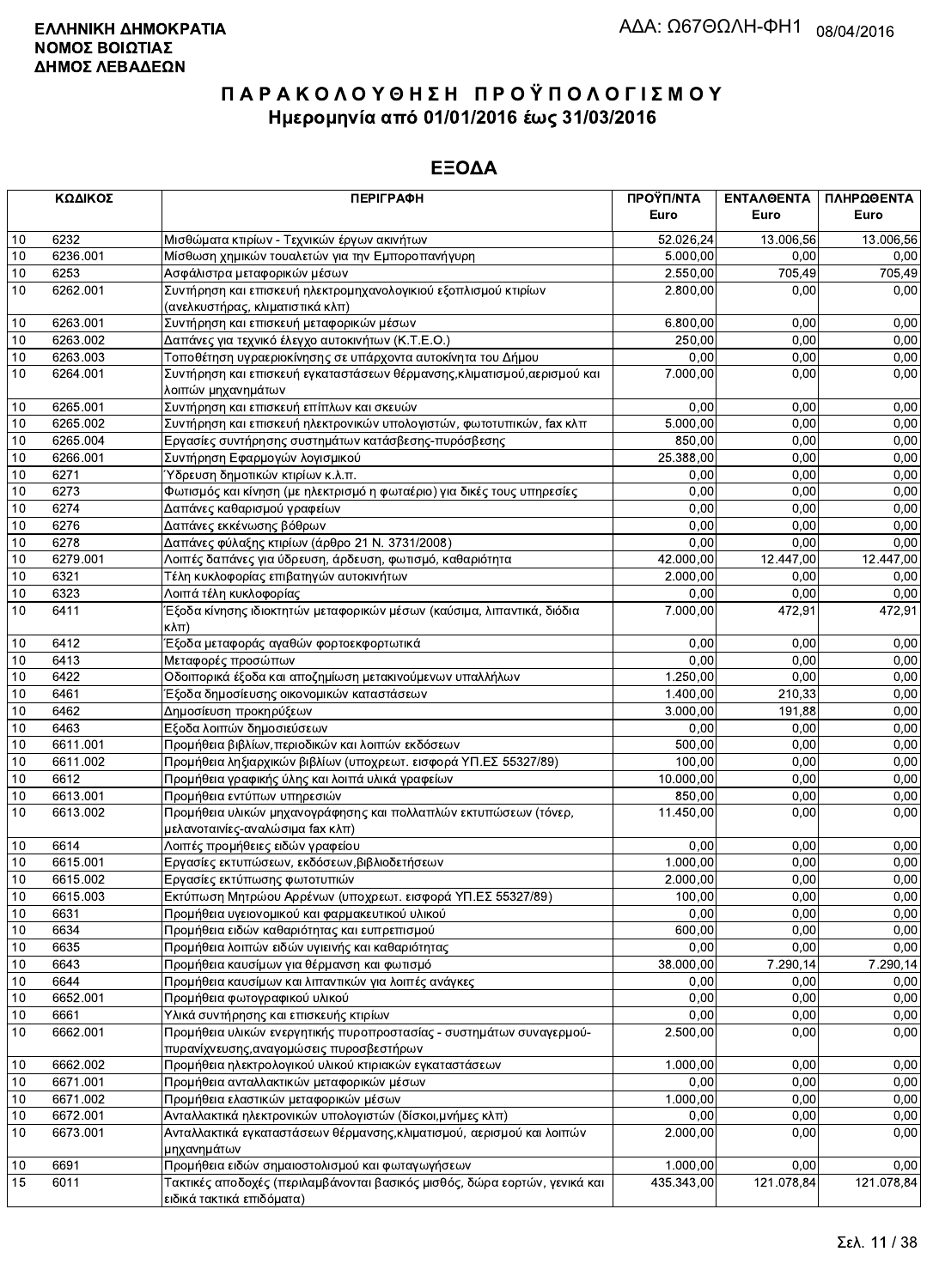**ΕΛΛΗΝΙΚΗ ΔΗΜΟΚΡΑΤΙΑ**
**ΝΟΜΟΣ ΒΟΙΩΤΙΑΣ**
**ΔΗΜΟΣ ΛΕΒΑΔΕΩΝ**

ΑΔΑ: Ω67ΘΩΛΗ-ΦΗ1 08/04/2016

# ΠΑΡΑΚΟΛΟΥΘΗΣΗ ΠΡΟΫΠΟΛΟΓΙΣΜΟΥ
## Ημερομηνία από 01/01/2016 έως 31/03/2016

## ΕΞΟΔΑ

| ΚΩΔΙΚΟΣ | | ΠΕΡΙΓΡΑΦΗ | ΠΡΟΫΠ/ΝΤΑ Euro | ΕΝΤΑΛΘΕΝΤΑ Euro | ΠΛΗΡΩΘΕΝΤΑ Euro |
|---|---|---|---|---|---|
| 10 | 6232 | Μισθώματα κτιρίων - Τεχνικών έργων ακινήτων | 52.026,24 | 13.006,56 | 13.006,56 |
| 10 | 6236.001 | Μίσθωση χημικών τουαλετών για την Εμποροπανήγυρη | 5.000,00 | 0,00 | 0,00 |
| 10 | 6253 | Ασφάλιστρα μεταφορικών μέσων | 2.550,00 | 705,49 | 705,49 |
| 10 | 6262.001 | Συντήρηση και επισκευή ηλεκτρομηχανολογικού εξοπλισμού κτιρίων (ανελκυστήρας, κλιματιστικά κλπ) | 2.800,00 | 0,00 | 0,00 |
| 10 | 6263.001 | Συντήρηση και επισκευή μεταφορικών μέσων | 6.800,00 | 0,00 | 0,00 |
| 10 | 6263.002 | Δαπάνες για τεχνικό έλεγχο αυτοκινήτων (Κ.Τ.Ε.Ο.) | 250,00 | 0,00 | 0,00 |
| 10 | 6263.003 | Τοποθέτηση υγραεριοκίνησης σε υπάρχοντα αυτοκίνητα του Δήμου | 0,00 | 0,00 | 0,00 |
| 10 | 6264.001 | Συντήρηση και επισκευή εγκαταστάσεων θέρμανσης,κλιματισμού,αερισμού και λοιπών μηχανημάτων | 7.000,00 | 0,00 | 0,00 |
| 10 | 6265.001 | Συντήρηση και επισκευή επίπλων και σκευών | 0,00 | 0,00 | 0,00 |
| 10 | 6265.002 | Συντήρηση και επισκευή ηλεκτρονικών υπολογιστών, φωτοτυπικών, fax κλπ | 5.000,00 | 0,00 | 0,00 |
| 10 | 6265.004 | Εργασίες συντήρησης συστημάτων κατάσβεσης-πυρόσβεσης | 850,00 | 0,00 | 0,00 |
| 10 | 6266.001 | Συντήρηση Εφαρμογών λογισμικού | 25.388,00 | 0,00 | 0,00 |
| 10 | 6271 | Ύδρευση δημοτικών κτιρίων κ.λ.π. | 0,00 | 0,00 | 0,00 |
| 10 | 6273 | Φωτισμός και κίνηση (με ηλεκτρισμό η φωταέριο) για δικές τους υπηρεσίες | 0,00 | 0,00 | 0,00 |
| 10 | 6274 | Δαπάνες καθαρισμού γραφείων | 0,00 | 0,00 | 0,00 |
| 10 | 6276 | Δαπάνες εκκένωσης βόθρων | 0,00 | 0,00 | 0,00 |
| 10 | 6278 | Δαπάνες φύλαξης κτιρίων (άρθρο 21 Ν. 3731/2008) | 0,00 | 0,00 | 0,00 |
| 10 | 6279.001 | Λοιπές δαπάνες για ύδρευση, άρδευση, φωτισμό, καθαριότητα | 42.000,00 | 12.447,00 | 12.447,00 |
| 10 | 6321 | Τέλη κυκλοφορίας επιβατηγών αυτοκινήτων | 2.000,00 | 0,00 | 0,00 |
| 10 | 6323 | Λοιπά τέλη κυκλοφορίας | 0,00 | 0,00 | 0,00 |
| 10 | 6411 | Έξοδα κίνησης ιδιοκτητών μεταφορικών μέσων (καύσιμα, λιπαντικά, διόδια κλπ) | 7.000,00 | 472,91 | 472,91 |
| 10 | 6412 | Έξοδα μεταφοράς αγαθών φορτοεκφορτωτικά | 0,00 | 0,00 | 0,00 |
| 10 | 6413 | Μεταφορές προσώπων | 0,00 | 0,00 | 0,00 |
| 10 | 6422 | Οδοιπορικά έξοδα και αποζημίωση μετακινούμενων υπαλλήλων | 1.250,00 | 0,00 | 0,00 |
| 10 | 6461 | Έξοδα δημοσίευσης οικονομικών καταστάσεων | 1.400,00 | 210,33 | 0,00 |
| 10 | 6462 | Δημοσίευση προκηρύξεων | 3.000,00 | 191,88 | 0,00 |
| 10 | 6463 | Εξοδα λοιπών δημοσιεύσεων | 0,00 | 0,00 | 0,00 |
| 10 | 6611.001 | Προμήθεια βιβλίων,περιοδικών και λοιπών εκδόσεων | 500,00 | 0,00 | 0,00 |
| 10 | 6611.002 | Προμήθεια ληξιαρχικών βιβλίων (υποχρεωτ. εισφορά ΥΠ.ΕΣ 55327/89) | 100,00 | 0,00 | 0,00 |
| 10 | 6612 | Προμήθεια γραφικής ύλης και λοιπά υλικά γραφείων | 10.000,00 | 0,00 | 0,00 |
| 10 | 6613.001 | Προμήθεια εντύπων υπηρεσιών | 850,00 | 0,00 | 0,00 |
| 10 | 6613.002 | Προμήθεια υλικών μηχανογράφησης και πολλαπλών εκτυπώσεων (τόνερ, μελανοταινίες-αναλώσιμα fax κλπ) | 11.450,00 | 0,00 | 0,00 |
| 10 | 6614 | Λοιπές προμήθειες ειδών γραφείου | 0,00 | 0,00 | 0,00 |
| 10 | 6615.001 | Εργασίες εκτυπώσεων, εκδόσεων,βιβλιοδετήσεων | 1.000,00 | 0,00 | 0,00 |
| 10 | 6615.002 | Εργασίες εκτύπωσης φωτοτυπιών | 2.000,00 | 0,00 | 0,00 |
| 10 | 6615.003 | Εκτύπωση Μητρώου Αρρένων (υποχρεωτ. εισφορά ΥΠ.ΕΣ 55327/89) | 100,00 | 0,00 | 0,00 |
| 10 | 6631 | Προμήθεια υγειονομικού και φαρμακευτικού υλικού | 0,00 | 0,00 | 0,00 |
| 10 | 6634 | Προμήθεια ειδών καθαριότητας και ευπρεπισμού | 600,00 | 0,00 | 0,00 |
| 10 | 6635 | Προμήθεια λοιπών ειδών υγιεινής και καθαριότητας | 0,00 | 0,00 | 0,00 |
| 10 | 6643 | Προμήθεια καυσίμων για θέρμανση και φωτισμό | 38.000,00 | 7.290,14 | 7.290,14 |
| 10 | 6644 | Προμήθεια καυσίμων και λιπαντικών για λοιπές ανάγκες | 0,00 | 0,00 | 0,00 |
| 10 | 6652.001 | Προμήθεια φωτογραφικού υλικού | 0,00 | 0,00 | 0,00 |
| 10 | 6661 | Υλικά συντήρησης και επισκευής κτιρίων | 0,00 | 0,00 | 0,00 |
| 10 | 6662.001 | Προμήθεια υλικών ενεργητικής πυροπροστασίας - συστημάτων συναγερμού-πυρανίχνευσης,αναγομώσεις πυροσβεστήρων | 2.500,00 | 0,00 | 0,00 |
| 10 | 6662.002 | Προμήθεια ηλεκτρολογικού υλικού κτιριακών εγκαταστάσεων | 1.000,00 | 0,00 | 0,00 |
| 10 | 6671.001 | Προμήθεια ανταλλακτικών μεταφορικών μέσων | 0,00 | 0,00 | 0,00 |
| 10 | 6671.002 | Προμήθεια ελαστικών μεταφορικών μέσων | 1.000,00 | 0,00 | 0,00 |
| 10 | 6672.001 | Ανταλλακτικά ηλεκτρονικών υπολογιστών (δίσκοι,μνήμες κλπ) | 0,00 | 0,00 | 0,00 |
| 10 | 6673.001 | Ανταλλακτικά εγκαταστάσεων θέρμανσης,κλιματισμού, αερισμού και λοιπών μηχανημάτων | 2.000,00 | 0,00 | 0,00 |
| 10 | 6691 | Προμήθεια ειδών σημαιοστολισμού και φωταγωγήσεων | 1.000,00 | 0,00 | 0,00 |
| 15 | 6011 | Τακτικές αποδοχές (περιλαμβάνονται βασικός μισθός, δώρα εορτών, γενικά και ειδικά τακτικά επιδόματα) | 435.343,00 | 121.078,84 | 121.078,84 |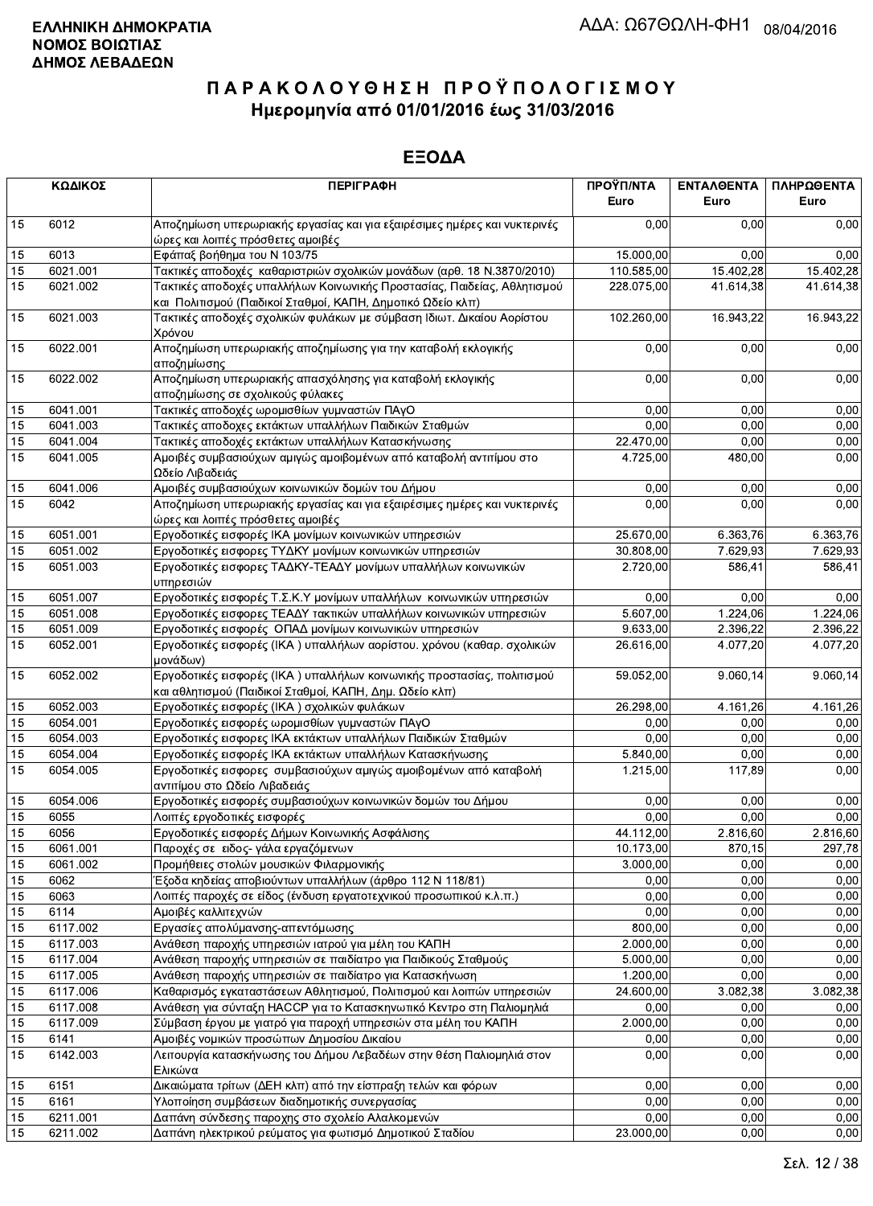**ΕΛΛΗΝΙΚΗ ΔΗΜΟΚΡΑΤΙΑ**
**ΝΟΜΟΣ ΒΟΙΩΤΙΑΣ**
**ΔΗΜΟΣ ΛΕΒΑΔΕΩΝ**

ΑΔΑ: Ω67ΘΩΛΗ-ΦΗ1 08/04/2016

# ΠΑΡΑΚΟΛΟΥΘΗΣΗ ΠΡΟΫΠΟΛΟΓΙΣΜΟΥ
## Ημερομηνία από 01/01/2016 έως 31/03/2016

## ΕΞΟΔΑ

| ΚΩΔΙΚΟΣ | | ΠΕΡΙΓΡΑΦΗ | ΠΡΟΫΠ/ΝΤΑ Euro | ΕΝΤΑΛΘΕΝΤΑ Euro | ΠΛΗΡΩΘΕΝΤΑ Euro |
|---|---|---|---|---|---|
| 15 | 6012 | Αποζημίωση υπερωριακής εργασίας και για εξαιρέσιμες ημέρες και νυκτερινές ώρες και λοιπές πρόσθετες αμοιβές | 0,00 | 0,00 | 0,00 |
| 15 | 6013 | Εφάπαξ βοήθημα του Ν 103/75 | 15.000,00 | 0,00 | 0,00 |
| 15 | 6021.001 | Τακτικές αποδοχές καθαριστριών σχολικών μονάδων (αρθ. 18 Ν.3870/2010) | 110.585,00 | 15.402,28 | 15.402,28 |
| 15 | 6021.002 | Τακτικές αποδοχές υπαλλήλων Κοινωνικής Προστασίας, Παιδείας, Αθλητισμού και Πολιτισμού (Παιδικοί Σταθμοί, ΚΑΠΗ, Δημοτικό Ωδείο κλπ) | 228.075,00 | 41.614,38 | 41.614,38 |
| 15 | 6021.003 | Τακτικές αποδοχές σχολικών φυλάκων με σύμβαση Ιδιωτ. Δικαίου Αορίστου Χρόνου | 102.260,00 | 16.943,22 | 16.943,22 |
| 15 | 6022.001 | Αποζημίωση υπερωριακής αποζημίωσης για την καταβολή εκλογικής αποζημίωσης | 0,00 | 0,00 | 0,00 |
| 15 | 6022.002 | Αποζημίωση υπερωριακής απασχόλησης για καταβολή εκλογικής αποζημίωσης σε σχολικούς φύλακες | 0,00 | 0,00 | 0,00 |
| 15 | 6041.001 | Τακτικές αποδοχές ωρομισθίων γυμναστών ΠΑγΟ | 0,00 | 0,00 | 0,00 |
| 15 | 6041.003 | Τακτικές αποδοχες εκτάκτων υπαλλήλων Παιδικών Σταθμών | 0,00 | 0,00 | 0,00 |
| 15 | 6041.004 | Τακτικές αποδοχές εκτάκτων υπαλλήλων Κατασκήνωσης | 22.470,00 | 0,00 | 0,00 |
| 15 | 6041.005 | Αμοιβές συμβασιούχων αμιγώς αμοιβομένων από καταβολή αντιτίμου στο Ωδείο Λιβαδειάς | 4.725,00 | 480,00 | 0,00 |
| 15 | 6041.006 | Αμοιβές συμβασιούχων κοινωνικών δομών του Δήμου | 0,00 | 0,00 | 0,00 |
| 15 | 6042 | Αποζημίωση υπερωριακής εργασίας και για εξαιρέσιμες ημέρες και νυκτερινές ώρες και λοιπές πρόσθετες αμοιβές | 0,00 | 0,00 | 0,00 |
| 15 | 6051.001 | Εργοδοτικές εισφορές ΙΚΑ μονίμων κοινωνικών υπηρεσιών | 25.670,00 | 6.363,76 | 6.363,76 |
| 15 | 6051.002 | Εργοδοτικές εισφορες ΤΥΔΚΥ μονίμων κοινωνικών υπηρεσιών | 30.808,00 | 7.629,93 | 7.629,93 |
| 15 | 6051.003 | Εργοδοτικές εισφορες ΤΑΔΚΥ-ΤΕΑΔΥ μονίμων υπαλλήλων κοινωνικών υπηρεσιών | 2.720,00 | 586,41 | 586,41 |
| 15 | 6051.007 | Εργοδοτικές εισφορές Τ.Σ.Κ.Υ μονίμων υπαλλήλων κοινωνικών υπηρεσιών | 0,00 | 0,00 | 0,00 |
| 15 | 6051.008 | Εργοδοτικές εισφορές ΤΕΑΔΥ τακτικών υπαλλήλων κοινωνικών υπηρεσιών | 5.607,00 | 1.224,06 | 1.224,06 |
| 15 | 6051.009 | Εργοδοτικές εισφορές ΟΠΑΔ μονίμων κοινωνικών υπηρεσιών | 9.633,00 | 2.396,22 | 2.396,22 |
| 15 | 6052.001 | Εργοδοτικές εισφορές (ΙΚΑ ) υπαλλήλων αορίστου. χρόνου (καθαρ. σχολικών μονάδων) | 26.616,00 | 4.077,20 | 4.077,20 |
| 15 | 6052.002 | Εργοδοτικές εισφορές (ΙΚΑ ) υπαλλήλων κοινωνικής προστασίας, πολιτισμού και αθλητισμού (Παιδικοί Σταθμοί, ΚΑΠΗ, Δημ. Ωδείο κλπ) | 59.052,00 | 9.060,14 | 9.060,14 |
| 15 | 6052.003 | Εργοδοτικές εισφορές (ΙΚΑ ) σχολικών φυλάκων | 26.298,00 | 4.161,26 | 4.161,26 |
| 15 | 6054.001 | Εργοδοτικές εισφορές ωρομισθίων γυμναστών ΠΑγΟ | 0,00 | 0,00 | 0,00 |
| 15 | 6054.003 | Εργοδοτικές εισφορες ΙΚΑ εκτάκτων υπαλλήλων Παιδικών Σταθμών | 0,00 | 0,00 | 0,00 |
| 15 | 6054.004 | Εργοδοτικές εισφορές ΙΚΑ εκτάκτων υπαλλήλων Κατασκήνωσης | 5.840,00 | 0,00 | 0,00 |
| 15 | 6054.005 | Εργοδοτικές εισφορες συμβασιούχων αμιγώς αμοιβομένων από καταβολή αντιτίμου στο Ωδείο Λιβαδειάς | 1.215,00 | 117,89 | 0,00 |
| 15 | 6054.006 | Εργοδοτικές εισφορές συμβασιούχων κοινωνικών δομών του Δήμου | 0,00 | 0,00 | 0,00 |
| 15 | 6055 | Λοιπές εργοδοτικές εισφορές | 0,00 | 0,00 | 0,00 |
| 15 | 6056 | Εργοδοτικές εισφορές Δήμων Κοινωνικής Ασφάλισης | 44.112,00 | 2.816,60 | 2.816,60 |
| 15 | 6061.001 | Παροχές σε ειδος- γάλα εργαζόμενων | 10.173,00 | 870,15 | 297,78 |
| 15 | 6061.002 | Προμήθειες στολών μουσικών Φιλαρμονικής | 3.000,00 | 0,00 | 0,00 |
| 15 | 6062 | Έξοδα κηδείας αποβιούντων υπαλλήλων (άρθρο 112 Ν 118/81) | 0,00 | 0,00 | 0,00 |
| 15 | 6063 | Λοιπές παροχές σε είδος (ένδυση εργατοτεχνικού προσωπικού κ.λ.π.) | 0,00 | 0,00 | 0,00 |
| 15 | 6114 | Αμοιβές καλλιτεχνών | 0,00 | 0,00 | 0,00 |
| 15 | 6117.002 | Εργασίες απολύμανσης-απεντόμωσης | 800,00 | 0,00 | 0,00 |
| 15 | 6117.003 | Ανάθεση παροχής υπηρεσιών ιατρού για μέλη του ΚΑΠΗ | 2.000,00 | 0,00 | 0,00 |
| 15 | 6117.004 | Ανάθεση παροχής υπηρεσιών σε παιδίατρο για Παιδικούς Σταθμούς | 5.000,00 | 0,00 | 0,00 |
| 15 | 6117.005 | Ανάθεση παροχής υπηρεσιών σε παιδίατρο για Κατασκήνωση | 1.200,00 | 0,00 | 0,00 |
| 15 | 6117.006 | Καθαρισμός εγκαταστάσεων Αθλητισμού, Πολιτισμού και λοιπών υπηρεσιών | 24.600,00 | 3.082,38 | 3.082,38 |
| 15 | 6117.008 | Ανάθεση για σύνταξη HACCP για το Κατασκηνωτικό Κεντρο στη Παλιομηλιά | 0,00 | 0,00 | 0,00 |
| 15 | 6117.009 | Σύμβαση έργου με γιατρό για παροχή υπηρεσιών στα μέλη του ΚΑΠΗ | 2.000,00 | 0,00 | 0,00 |
| 15 | 6141 | Αμοιβές νομικών προσώπων Δημοσίου Δικαίου | 0,00 | 0,00 | 0,00 |
| 15 | 6142.003 | Λειτουργία κατασκήνωσης του Δήμου Λεβαδέων στην θέση Παλιομηλιά στον Ελικώνα | 0,00 | 0,00 | 0,00 |
| 15 | 6151 | Δικαιώματα τρίτων (ΔΕΗ κλπ) από την είσπραξη τελών και φόρων | 0,00 | 0,00 | 0,00 |
| 15 | 6161 | Υλοποίηση συμβάσεων διαδημοτικής συνεργασίας | 0,00 | 0,00 | 0,00 |
| 15 | 6211.001 | Δαπάνη σύνδεσης παροχης στο σχολείο Αλαλκομενών | 0,00 | 0,00 | 0,00 |
| 15 | 6211.002 | Δαπάνη ηλεκτρικού ρεύματος για φωτισμό Δημοτικού Σταδίου | 23.000,00 | 0,00 | 0,00 |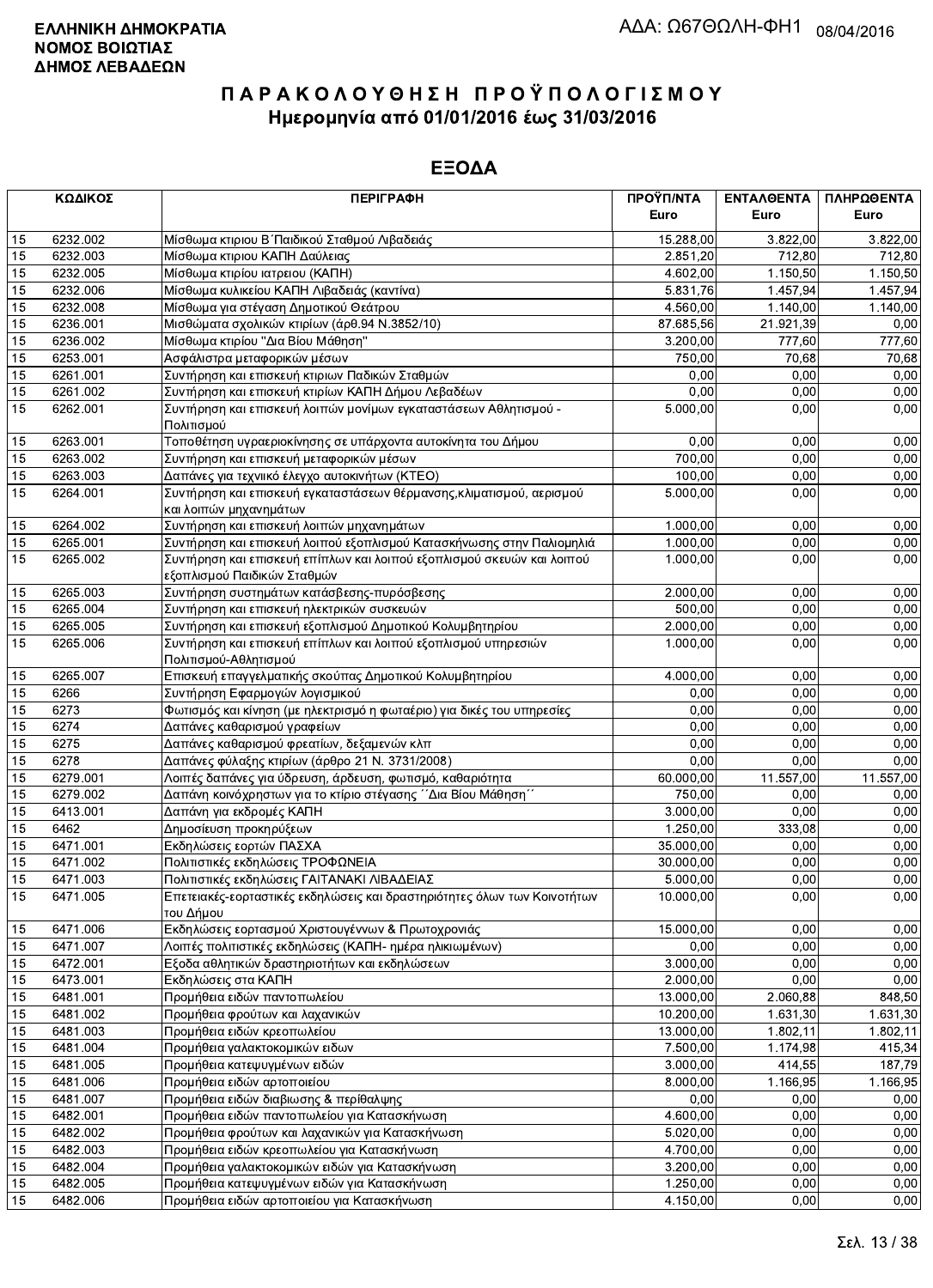**ΕΛΛΗΝΙΚΗ ΔΗΜΟΚΡΑΤΙΑ**
**ΝΟΜΟΣ ΒΟΙΩΤΙΑΣ**
**ΔΗΜΟΣ ΛΕΒΑΔΕΩΝ**

ΑΔΑ: Ω67ΘΩΛΗ-ΦΗ1 08/04/2016

# ΠΑΡΑΚΟΛΟΥΘΗΣΗ ΠΡΟΫΠΟΛΟΓΙΣΜΟΥ
## Ημερομηνία από 01/01/2016 έως 31/03/2016

## ΕΞΟΔΑ

| ΚΩΔΙΚΟΣ | | ΠΕΡΙΓΡΑΦΗ | ΠΡΟΫΠ/ΝΤΑ Euro | ΕΝΤΑΛΘΕΝΤΑ Euro | ΠΛΗΡΩΘΕΝΤΑ Euro |
|---|---|---|---|---|---|
| 15 | 6232.002 | Μίσθωμα κτιριου Β΄Παιδικού Σταθμού Λιβαδειάς | 15.288,00 | 3.822,00 | 3.822,00 |
| 15 | 6232.003 | Μίσθωμα κτιριου ΚΑΠΗ Δαύλειας | 2.851,20 | 712,80 | 712,80 |
| 15 | 6232.005 | Μίσθωμα κτιρίου ιατρειου (ΚΑΠΗ) | 4.602,00 | 1.150,50 | 1.150,50 |
| 15 | 6232.006 | Μίσθωμα κυλικείου ΚΑΠΗ Λιβαδειάς (καντίνα) | 5.831,76 | 1.457,94 | 1.457,94 |
| 15 | 6232.008 | Μίσθωμα για στέγαση Δημοτικού Θεάτρου | 4.560,00 | 1.140,00 | 1.140,00 |
| 15 | 6236.001 | Μισθώματα σχολικών κτιρίων (άρθ.94 Ν.3852/10) | 87.685,56 | 21.921,39 | 0,00 |
| 15 | 6236.002 | Μίσθωμα κτιρίου "Δια Βίου Μάθηση" | 3.200,00 | 777,60 | 777,60 |
| 15 | 6253.001 | Ασφάλιστρα μεταφορικών μέσων | 750,00 | 70,68 | 70,68 |
| 15 | 6261.001 | Συντήρηση και επισκευή κτιριων Παδικών Σταθμών | 0,00 | 0,00 | 0,00 |
| 15 | 6261.002 | Συντήρηση και επισκευή κτιρίων ΚΑΠΗ Δήμου Λεβαδέων | 0,00 | 0,00 | 0,00 |
| 15 | 6262.001 | Συντήρηση και επισκευή λοιπών μονίμων εγκαταστάσεων Αθλητισμού - Πολιτισμού | 5.000,00 | 0,00 | 0,00 |
| 15 | 6263.001 | Τοποθέτηση υγραεριοκίνησης σε υπάρχοντα αυτοκίνητα του Δήμου | 0,00 | 0,00 | 0,00 |
| 15 | 6263.002 | Συντήρηση και επισκευή μεταφορικών μέσων | 700,00 | 0,00 | 0,00 |
| 15 | 6263.003 | Δαπάνες για τεχνιικό έλεγχο αυτοκινήτων (ΚΤΕΟ) | 100,00 | 0,00 | 0,00 |
| 15 | 6264.001 | Συντήρηση και επισκευή εγκαταστάσεων θέρμανσης,κλιματισμού, αερισμού και λοιπών μηχανημάτων | 5.000,00 | 0,00 | 0,00 |
| 15 | 6264.002 | Συντήρηση και επισκευή λοιπών μηχανημάτων | 1.000,00 | 0,00 | 0,00 |
| 15 | 6265.001 | Συντήρηση και επισκευή λοιπού εξοπλισμού Κατασκήνωσης στην Παλιομηλιά | 1.000,00 | 0,00 | 0,00 |
| 15 | 6265.002 | Συντήρηση και επισκευή επίπλων και λοιπού εξοπλισμού σκευών και λοιπού εξοπλισμού Παιδικών Σταθμών | 1.000,00 | 0,00 | 0,00 |
| 15 | 6265.003 | Συντήρηση συστημάτων κατάσβεσης-πυρόσβεσης | 2.000,00 | 0,00 | 0,00 |
| 15 | 6265.004 | Συντήρηση και επισκευή ηλεκτρικών συσκευών | 500,00 | 0,00 | 0,00 |
| 15 | 6265.005 | Συντήρηση και επισκευή εξοπλισμού Δημοτικού Κολυμβητηρίου | 2.000,00 | 0,00 | 0,00 |
| 15 | 6265.006 | Συντήρηση και επισκευή επίπλων και λοιπού εξοπλισμού υπηρεσιών Πολιτισμού-Αθλητισμού | 1.000,00 | 0,00 | 0,00 |
| 15 | 6265.007 | Επισκευή επαγγελματικής σκούπας Δημοτικού Κολυμβητηρίου | 4.000,00 | 0,00 | 0,00 |
| 15 | 6266 | Συντήρηση Εφαρμογών λογισμικού | 0,00 | 0,00 | 0,00 |
| 15 | 6273 | Φωτισμός και κίνηση (με ηλεκτρισμό η φωταέριο) για δικές του υπηρεσίες | 0,00 | 0,00 | 0,00 |
| 15 | 6274 | Δαπάνες καθαρισμού γραφείων | 0,00 | 0,00 | 0,00 |
| 15 | 6275 | Δαπάνες καθαρισμού φρεατίων, δεξαμενών κλπ | 0,00 | 0,00 | 0,00 |
| 15 | 6278 | Δαπάνες φύλαξης κτιρίων (άρθρο 21 Ν. 3731/2008) | 0,00 | 0,00 | 0,00 |
| 15 | 6279.001 | Λοιπές δαπάνες για ύδρευση, άρδευση, φωτισμό, καθαριότητα | 60.000,00 | 11.557,00 | 11.557,00 |
| 15 | 6279.002 | Δαπάνη κοινόχρηστων για το κτίριο στέγασης ΄΄Δια Βίου Μάθηση΄΄ | 750,00 | 0,00 | 0,00 |
| 15 | 6413.001 | Δαπάνη για εκδρομές ΚΑΠΗ | 3.000,00 | 0,00 | 0,00 |
| 15 | 6462 | Δημοσίευση προκηρύξεων | 1.250,00 | 333,08 | 0,00 |
| 15 | 6471.001 | Εκδηλώσεις εορτών ΠΑΣΧΑ | 35.000,00 | 0,00 | 0,00 |
| 15 | 6471.002 | Πολιτιστικές εκδηλώσεις ΤΡΟΦΩΝΕΙΑ | 30.000,00 | 0,00 | 0,00 |
| 15 | 6471.003 | Πολιτιστικές εκδηλώσεις ΓΑΙΤΑΝΑΚΙ ΛΙΒΑΔΕΙΑΣ | 5.000,00 | 0,00 | 0,00 |
| 15 | 6471.005 | Επετειακές-εορταστικές εκδηλώσεις και δραστηριότητες όλων των Κοινοτήτων του Δήμου | 10.000,00 | 0,00 | 0,00 |
| 15 | 6471.006 | Εκδηλώσεις εορτασμού Χριστουγέννων & Πρωτοχρονιάς | 15.000,00 | 0,00 | 0,00 |
| 15 | 6471.007 | Λοιπές πολιτιστικές εκδηλώσεις (ΚΑΠΗ- ημέρα ηλικιωμένων) | 0,00 | 0,00 | 0,00 |
| 15 | 6472.001 | Εξοδα αθλητικών δραστηριοτήτων και εκδηλώσεων | 3.000,00 | 0,00 | 0,00 |
| 15 | 6473.001 | Εκδηλώσεις στα ΚΑΠΗ | 2.000,00 | 0,00 | 0,00 |
| 15 | 6481.001 | Προμήθεια ειδών παντοπωλείου | 13.000,00 | 2.060,88 | 848,50 |
| 15 | 6481.002 | Προμήθεια φρούτων και λαχανικών | 10.200,00 | 1.631,30 | 1.631,30 |
| 15 | 6481.003 | Προμήθεια ειδών κρεοπωλείου | 13.000,00 | 1.802,11 | 1.802,11 |
| 15 | 6481.004 | Προμήθεια γαλακτοκομικών ειδων | 7.500,00 | 1.174,98 | 415,34 |
| 15 | 6481.005 | Προμήθεια κατεψυγμένων ειδών | 3.000,00 | 414,55 | 187,79 |
| 15 | 6481.006 | Προμήθεια ειδών αρτοποιείου | 8.000,00 | 1.166,95 | 1.166,95 |
| 15 | 6481.007 | Προμήθεια ειδών διαβιωσης & περίθαλψης | 0,00 | 0,00 | 0,00 |
| 15 | 6482.001 | Προμήθεια ειδών παντοπωλείου για Κατασκήνωση | 4.600,00 | 0,00 | 0,00 |
| 15 | 6482.002 | Προμήθεια φρούτων και λαχανικών για Κατασκήνωση | 5.020,00 | 0,00 | 0,00 |
| 15 | 6482.003 | Προμήθεια ειδών κρεοπωλείου για Κατασκήνωση | 4.700,00 | 0,00 | 0,00 |
| 15 | 6482.004 | Προμήθεια γαλακτοκομικών ειδών για Κατασκήνωση | 3.200,00 | 0,00 | 0,00 |
| 15 | 6482.005 | Προμήθεια κατεψυγμένων ειδών για Κατασκήνωση | 1.250,00 | 0,00 | 0,00 |
| 15 | 6482.006 | Προμήθεια ειδών αρτοποιείου για Κατασκήνωση | 4.150,00 | 0,00 | 0,00 |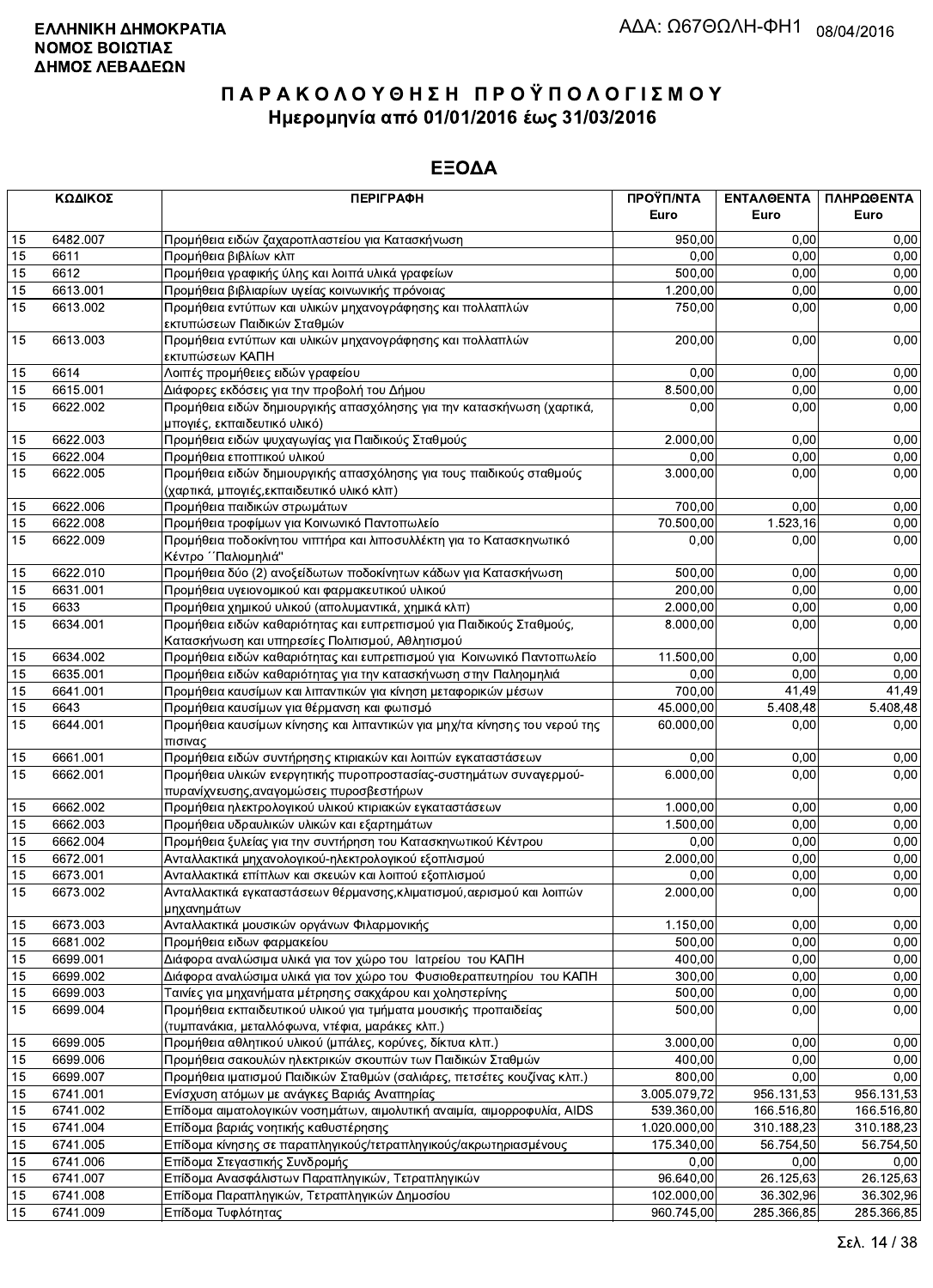**ΕΛΛΗΝΙΚΗ ΔΗΜΟΚΡΑΤΙΑ**
**ΝΟΜΟΣ ΒΟΙΩΤΙΑΣ**
**ΔΗΜΟΣ ΛΕΒΑΔΕΩΝ**

ΑΔΑ: Ω67ΘΩΛΗ-ΦΗ1 08/04/2016

# Π Α Ρ Α Κ Ο Λ Ο Υ Θ Η Σ Η  Π Ρ Ο Ϋ Π Ο Λ Ο Γ Ι Σ Μ Ο Υ
## Ημερομηνία από 01/01/2016 έως 31/03/2016

## ΕΞΟΔΑ

| ΚΩΔΙΚΟΣ | | ΠΕΡΙΓΡΑΦΗ | ΠΡΟΫΠ/ΝΤΑ Euro | ΕΝΤΑΛΘΕΝΤΑ Euro | ΠΛΗΡΩΘΕΝΤΑ Euro |
|---|---|---|---|---|---|
| 15 | 6482.007 | Προμήθεια ειδών ζαχαροπλαστείου για Κατασκήνωση | 950,00 | 0,00 | 0,00 |
| 15 | 6611 | Προμήθεια βιβλίων κλπ | 0,00 | 0,00 | 0,00 |
| 15 | 6612 | Προμήθεια γραφικής ύλης και λοιπά υλικά γραφείων | 500,00 | 0,00 | 0,00 |
| 15 | 6613.001 | Προμήθεια βιβλιαρίων υγείας κοινωνικής πρόνοιας | 1.200,00 | 0,00 | 0,00 |
| 15 | 6613.002 | Προμήθεια εντύπων και υλικών μηχανογράφησης και πολλαπλών εκτυπώσεων Παιδικών Σταθμών | 750,00 | 0,00 | 0,00 |
| 15 | 6613.003 | Προμήθεια εντύπων και υλικών μηχανογράφησης και πολλαπλών εκτυπώσεων ΚΑΠΗ | 200,00 | 0,00 | 0,00 |
| 15 | 6614 | Λοιπές προμήθειες ειδών γραφείου | 0,00 | 0,00 | 0,00 |
| 15 | 6615.001 | Διάφορες εκδόσεις για την προβολή του Δήμου | 8.500,00 | 0,00 | 0,00 |
| 15 | 6622.002 | Προμήθεια ειδών δημιουργικής απασχόλησης για την κατασκήνωση (χαρτικά, μπογιές, εκπαιδευτικό υλικό) | 0,00 | 0,00 | 0,00 |
| 15 | 6622.003 | Προμήθεια ειδών ψυχαγωγίας για Παιδικούς Σταθμούς | 2.000,00 | 0,00 | 0,00 |
| 15 | 6622.004 | Προμήθεια εποπτικού υλικού | 0,00 | 0,00 | 0,00 |
| 15 | 6622.005 | Προμήθεια ειδών δημιουργικής απασχόλησης για τους παιδικούς σταθμούς (χαρτικά, μπογιές,εκπαιδευτικό υλικό κλπ) | 3.000,00 | 0,00 | 0,00 |
| 15 | 6622.006 | Προμήθεια παιδικών στρωμάτων | 700,00 | 0,00 | 0,00 |
| 15 | 6622.008 | Προμήθεια τροφίμων για Κοινωνικό Παντοπωλείο | 70.500,00 | 1.523,16 | 0,00 |
| 15 | 6622.009 | Προμήθεια ποδοκίνητου νιπτήρα και λιποσυλλέκτη για το Κατασκηνωτικό Κέντρο ΄΄Παλιομηλιά'' | 0,00 | 0,00 | 0,00 |
| 15 | 6622.010 | Προμήθεια δύο (2) ανοξείδωτων ποδοκίνητων κάδων για Κατασκήνωση | 500,00 | 0,00 | 0,00 |
| 15 | 6631.001 | Προμήθεια υγειονομικού και φαρμακευτικού υλικού | 200,00 | 0,00 | 0,00 |
| 15 | 6633 | Προμήθεια χημικού υλικού (απολυμαντικά, χημικά κλπ) | 2.000,00 | 0,00 | 0,00 |
| 15 | 6634.001 | Προμήθεια ειδών καθαριότητας και ευπρεπισμού για Παιδικούς Σταθμούς, Κατασκήνωση και υπηρεσίες Πολιτισμού, Αθλητισμού | 8.000,00 | 0,00 | 0,00 |
| 15 | 6634.002 | Προμήθεια ειδών καθαριότητας και ευπρεπισμού για Κοινωνικό Παντοπωλείο | 11.500,00 | 0,00 | 0,00 |
| 15 | 6635.001 | Προμήθεια ειδών καθαριότητας για την κατασκήνωση στην Παληομηλιά | 0,00 | 0,00 | 0,00 |
| 15 | 6641.001 | Προμήθεια καυσίμων και λιπαντικών για κίνηση μεταφορικών μέσων | 700,00 | 41,49 | 41,49 |
| 15 | 6643 | Προμήθεια καυσίμων για θέρμανση και φωτισμό | 45.000,00 | 5.408,48 | 5.408,48 |
| 15 | 6644.001 | Προμήθεια καυσίμων κίνησης και λιπαντικών για μηχ/τα κίνησης του νερού της πισινας | 60.000,00 | 0,00 | 0,00 |
| 15 | 6661.001 | Προμήθεια ειδών συντήρησης κτιριακών και λοιπών εγκαταστάσεων | 0,00 | 0,00 | 0,00 |
| 15 | 6662.001 | Προμήθεια υλικών ενεργητικής πυροπροστασίας-συστημάτων συναγερμού-πυρανίχνευσης,αναγομώσεις πυροσβεστήρων | 6.000,00 | 0,00 | 0,00 |
| 15 | 6662.002 | Προμήθεια ηλεκτρολογικού υλικού κτιριακών εγκαταστάσεων | 1.000,00 | 0,00 | 0,00 |
| 15 | 6662.003 | Προμήθεια υδραυλικών υλικών και εξαρτημάτων | 1.500,00 | 0,00 | 0,00 |
| 15 | 6662.004 | Προμήθεια ξυλείας για την συντήρηση του Κατασκηνωτικού Κέντρου | 0,00 | 0,00 | 0,00 |
| 15 | 6672.001 | Ανταλλακτικά μηχανολογικού-ηλεκτρολογικού εξοπλισμού | 2.000,00 | 0,00 | 0,00 |
| 15 | 6673.001 | Ανταλλακτικά επίπλων και σκευών και λοιπού εξοπλισμού | 0,00 | 0,00 | 0,00 |
| 15 | 6673.002 | Ανταλλακτικά εγκαταστάσεων θέρμανσης,κλιματισμού,αερισμού και λοιπών μηχανημάτων | 2.000,00 | 0,00 | 0,00 |
| 15 | 6673.003 | Ανταλλακτικά μουσικών οργάνων Φιλαρμονικής | 1.150,00 | 0,00 | 0,00 |
| 15 | 6681.002 | Προμήθεια ειδων φαρμακείου | 500,00 | 0,00 | 0,00 |
| 15 | 6699.001 | Διάφορα αναλώσιμα υλικά για τον χώρο του Ιατρείου του ΚΑΠΗ | 400,00 | 0,00 | 0,00 |
| 15 | 6699.002 | Διάφορα αναλώσιμα υλικά για τον χώρο του Φυσιοθεραπευτηρίου του ΚΑΠΗ | 300,00 | 0,00 | 0,00 |
| 15 | 6699.003 | Ταινίες για μηχανήματα μέτρησης σακχάρου και χοληστερίνης | 500,00 | 0,00 | 0,00 |
| 15 | 6699.004 | Προμήθεια εκπαιδευτικού υλικού για τμήματα μουσικής προπαιδείας (τυμπανάκια, μεταλλόφωνα, ντέφια, μαράκες κλπ.) | 500,00 | 0,00 | 0,00 |
| 15 | 6699.005 | Προμήθεια αθλητικού υλικού (μπάλες, κορύνες, δίκτυα κλπ.) | 3.000,00 | 0,00 | 0,00 |
| 15 | 6699.006 | Προμήθεια σακουλών ηλεκτρικών σκουπών των Παιδικών Σταθμών | 400,00 | 0,00 | 0,00 |
| 15 | 6699.007 | Προμήθεια ιματισμού Παιδικών Σταθμών (σαλιάρες, πετσέτες κουζίνας κλπ.) | 800,00 | 0,00 | 0,00 |
| 15 | 6741.001 | Ενίσχυση ατόμων με ανάγκες Βαριάς Αναπηρίας | 3.005.079,72 | 956.131,53 | 956.131,53 |
| 15 | 6741.002 | Επίδομα αιματολογικών νοσημάτων, αιμολυτική αναιμία, αιμορροφυλία, AIDS | 539.360,00 | 166.516,80 | 166.516,80 |
| 15 | 6741.004 | Επίδομα βαριάς νοητικής καθυστέρησης | 1.020.000,00 | 310.188,23 | 310.188,23 |
| 15 | 6741.005 | Επίδομα κίνησης σε παραπληγικούς/τετραπληγικούς/ακρωτηριασμένους | 175.340,00 | 56.754,50 | 56.754,50 |
| 15 | 6741.006 | Επίδομα Στεγαστικής Συνδρομής | 0,00 | 0,00 | 0,00 |
| 15 | 6741.007 | Επίδομα Ανασφάλιστων Παραπληγικών, Τετραπληγικών | 96.640,00 | 26.125,63 | 26.125,63 |
| 15 | 6741.008 | Επίδομα Παραπληγικών, Τετραπληγικών Δημοσίου | 102.000,00 | 36.302,96 | 36.302,96 |
| 15 | 6741.009 | Επίδομα Τυφλότητας | 960.745,00 | 285.366,85 | 285.366,85 |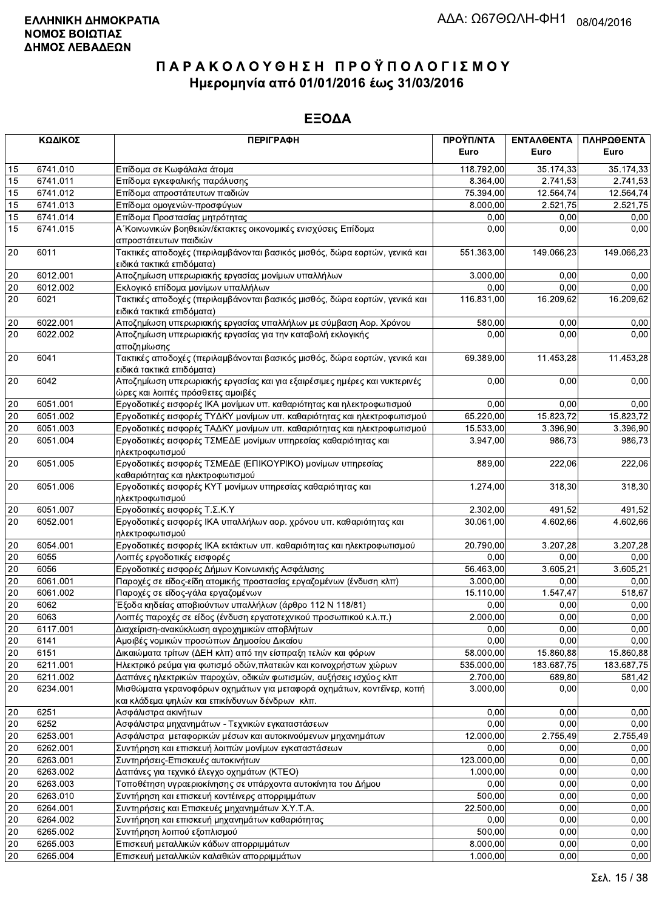**ΕΛΛΗΝΙΚΗ ΔΗΜΟΚΡΑΤΙΑ**
**ΝΟΜΟΣ ΒΟΙΩΤΙΑΣ**
**ΔΗΜΟΣ ΛΕΒΑΔΕΩΝ**

ΑΔΑ: Ω67ΘΩΛΗ-ΦΗ1 08/04/2016

# ΠΑΡΑΚΟΛΟΥΘΗΣΗ ΠΡΟΫΠΟΛΟΓΙΣΜΟΥ

## Ημερομηνία από 01/01/2016 έως 31/03/2016

## ΕΞΟΔΑ

| ΚΩΔΙΚΟΣ | | ΠΕΡΙΓΡΑΦΗ | ΠΡΟΫΠ/ΝΤΑ Euro | ΕΝΤΑΛΘΕΝΤΑ Euro | ΠΛΗΡΩΘΕΝΤΑ Euro |
|---|---|---|---|---|---|
| 15 | 6741.010 | Επίδομα σε Κωφάλαλα άτομα | 118.792,00 | 35.174,33 | 35.174,33 |
| 15 | 6741.011 | Επίδομα εγκεφαλικής παράλυσης | 8.364,00 | 2.741,53 | 2.741,53 |
| 15 | 6741.012 | Επίδομα απροστάτευτων παιδιών | 75.394,00 | 12.564,74 | 12.564,74 |
| 15 | 6741.013 | Επίδομα ομογενών-προσφύγων | 8.000,00 | 2.521,75 | 2.521,75 |
| 15 | 6741.014 | Επίδομα Προστασίας μητρότητας | 0,00 | 0,00 | 0,00 |
| 15 | 6741.015 | Α΄Κοινωνικών βοηθειών/έκτακτες οικονομικές ενισχύσεις Επίδομα απροστάτευτων παιδιών | 0,00 | 0,00 | 0,00 |
| 20 | 6011 | Τακτικές αποδοχές (περιλαμβάνονται βασικός μισθός, δώρα εορτών, γενικά και ειδικά τακτικά επιδόματα) | 551.363,00 | 149.066,23 | 149.066,23 |
| 20 | 6012.001 | Αποζημίωση υπερωριακής εργασίας μονίμων υπαλλήλων | 3.000,00 | 0,00 | 0,00 |
| 20 | 6012.002 | Εκλογικό επίδομα μονίμων υπαλλήλων | 0,00 | 0,00 | 0,00 |
| 20 | 6021 | Τακτικές αποδοχές (περιλαμβάνονται βασικός μισθός, δώρα εορτών, γενικά και ειδικά τακτικά επιδόματα) | 116.831,00 | 16.209,62 | 16.209,62 |
| 20 | 6022.001 | Αποζημίωση υπερωριακής εργασίας υπαλλήλων με σύμβαση Αορ. Χρόνου | 580,00 | 0,00 | 0,00 |
| 20 | 6022.002 | Αποζημίωση υπερωριακής εργασίας για την καταβολή εκλογικής αποζημίωσης | 0,00 | 0,00 | 0,00 |
| 20 | 6041 | Τακτικές αποδοχές (περιλαμβάνονται βασικός μισθός, δώρα εορτών, γενικά και ειδικά τακτικά επιδόματα) | 69.389,00 | 11.453,28 | 11.453,28 |
| 20 | 6042 | Αποζημίωση υπερωριακής εργασίας και για εξαιρέσιμες ημέρες και νυκτερινές ώρες και λοιπές πρόσθετες αμοιβές | 0,00 | 0,00 | 0,00 |
| 20 | 6051.001 | Εργοδοτικές εισφορές ΙΚΑ μονίμων υπ. καθαριότητας και ηλεκτροφωτισμού | 0,00 | 0,00 | 0,00 |
| 20 | 6051.002 | Εργοδοτικές εισφορές ΤΥΔΚΥ μονίμων υπ. καθαριότητας και ηλεκτροφωτισμού | 65.220,00 | 15.823,72 | 15.823,72 |
| 20 | 6051.003 | Εργοδοτικές εισφορές ΤΑΔΚΥ μονίμων υπ. καθαριότητας και ηλεκτροφωτισμού | 15.533,00 | 3.396,90 | 3.396,90 |
| 20 | 6051.004 | Εργοδοτικές εισφορές ΤΣΜΕΔΕ μονίμων υπηρεσίας καθαριότητας και ηλεκτροφωτισμού | 3.947,00 | 986,73 | 986,73 |
| 20 | 6051.005 | Εργοδοτικές εισφορές ΤΣΜΕΔΕ (ΕΠΙΚΟΥΡΙΚΟ) μονίμων υπηρεσίας καθαριότητας και ηλεκτροφωτισμού | 889,00 | 222,06 | 222,06 |
| 20 | 6051.006 | Εργοδοτικές εισφορές ΚΥΤ μονίμων υπηρεσίας καθαριότητας και ηλεκτροφωτισμού | 1.274,00 | 318,30 | 318,30 |
| 20 | 6051.007 | Εργοδοτικές εισφορές Τ.Σ.Κ.Υ | 2.302,00 | 491,52 | 491,52 |
| 20 | 6052.001 | Εργοδοτικές εισφορές ΙΚΑ υπαλλήλων αορ. χρόνου υπ. καθαριότητας και ηλεκτροφωτισμού | 30.061,00 | 4.602,66 | 4.602,66 |
| 20 | 6054.001 | Εργοδοτικές εισφορές ΙΚΑ εκτάκτων υπ. καθαριότητας και ηλεκτροφωτισμού | 20.790,00 | 3.207,28 | 3.207,28 |
| 20 | 6055 | Λοιπές εργοδοτικές εισφορές | 0,00 | 0,00 | 0,00 |
| 20 | 6056 | Εργοδοτικές εισφορές Δήμων Κοινωνικής Ασφάλισης | 56.463,00 | 3.605,21 | 3.605,21 |
| 20 | 6061.001 | Παροχές σε είδος-είδη ατομικής προστασίας εργαζομένων (ένδυση κλπ) | 3.000,00 | 0,00 | 0,00 |
| 20 | 6061.002 | Παροχές σε είδος-γάλα εργαζομένων | 15.110,00 | 1.547,47 | 518,67 |
| 20 | 6062 | Έξοδα κηδείας αποβιούντων υπαλλήλων (άρθρο 112 Ν 118/81) | 0,00 | 0,00 | 0,00 |
| 20 | 6063 | Λοιπές παροχές σε είδος (ένδυση εργατοτεχνικού προσωπικού κ.λ.π.) | 2.000,00 | 0,00 | 0,00 |
| 20 | 6117.001 | Διαχείριση-ανακύκλωση αγροχημικών αποβλήτων | 0,00 | 0,00 | 0,00 |
| 20 | 6141 | Αμοιβές νομικών προσώπων Δημοσίου Δικαίου | 0,00 | 0,00 | 0,00 |
| 20 | 6151 | Δικαιώματα τρίτων (ΔΕΗ κλπ) από την είσπραξη τελών και φόρων | 58.000,00 | 15.860,88 | 15.860,88 |
| 20 | 6211.001 | Ηλεκτρικό ρεύμα για φωτισμό οδών,πλατειών και κοινοχρήστων χώρων | 535.000,00 | 183.687,75 | 183.687,75 |
| 20 | 6211.002 | Δαπάνες ηλεκτρικών παροχών, οδικών φωτισμών, αυξήσεις ισχύος κλπ | 2.700,00 | 689,80 | 581,42 |
| 20 | 6234.001 | Μισθώματα γερανοφόρων οχημάτων για μεταφορά οχημάτων, κοντέινερ, κοπή και κλάδεμα ψηλών και επικίνδυνων δένδρων κλπ. | 3.000,00 | 0,00 | 0,00 |
| 20 | 6251 | Ασφάλιστρα ακινήτων | 0,00 | 0,00 | 0,00 |
| 20 | 6252 | Ασφάλιστρα μηχανημάτων - Τεχνικών εγκαταστάσεων | 0,00 | 0,00 | 0,00 |
| 20 | 6253.001 | Ασφάλιστρα μεταφορικών μέσων και αυτοκινούμενων μηχανημάτων | 12.000,00 | 2.755,49 | 2.755,49 |
| 20 | 6262.001 | Συντήρηση και επισκευή λοιπών μονίμων εγκαταστάσεων | 0,00 | 0,00 | 0,00 |
| 20 | 6263.001 | Συντηρήσεις-Επισκευές αυτοκινήτων | 123.000,00 | 0,00 | 0,00 |
| 20 | 6263.002 | Δαπάνες για τεχνικό έλεγχο οχημάτων (ΚΤΕΟ) | 1.000,00 | 0,00 | 0,00 |
| 20 | 6263.003 | Τοποθέτηση υγραεριοκίνησης σε υπάρχοντα αυτοκίνητα του Δήμου | 0,00 | 0,00 | 0,00 |
| 20 | 6263.010 | Συντήρηση και επισκευή κοντέινερς απορριμμάτων | 500,00 | 0,00 | 0,00 |
| 20 | 6264.001 | Συντηρήσεις και Επισκευές μηχανημάτων Χ.Υ.Τ.Α. | 22.500,00 | 0,00 | 0,00 |
| 20 | 6264.002 | Συντήρηση και επισκευή μηχανημάτων καθαριότητας | 0,00 | 0,00 | 0,00 |
| 20 | 6265.002 | Συντήρηση λοιπού εξοπλισμού | 500,00 | 0,00 | 0,00 |
| 20 | 6265.003 | Επισκευή μεταλλικών κάδων απορριμμάτων | 8.000,00 | 0,00 | 0,00 |
| 20 | 6265.004 | Επισκευή μεταλλικών καλαθιών απορριμμάτων | 1.000,00 | 0,00 | 0,00 |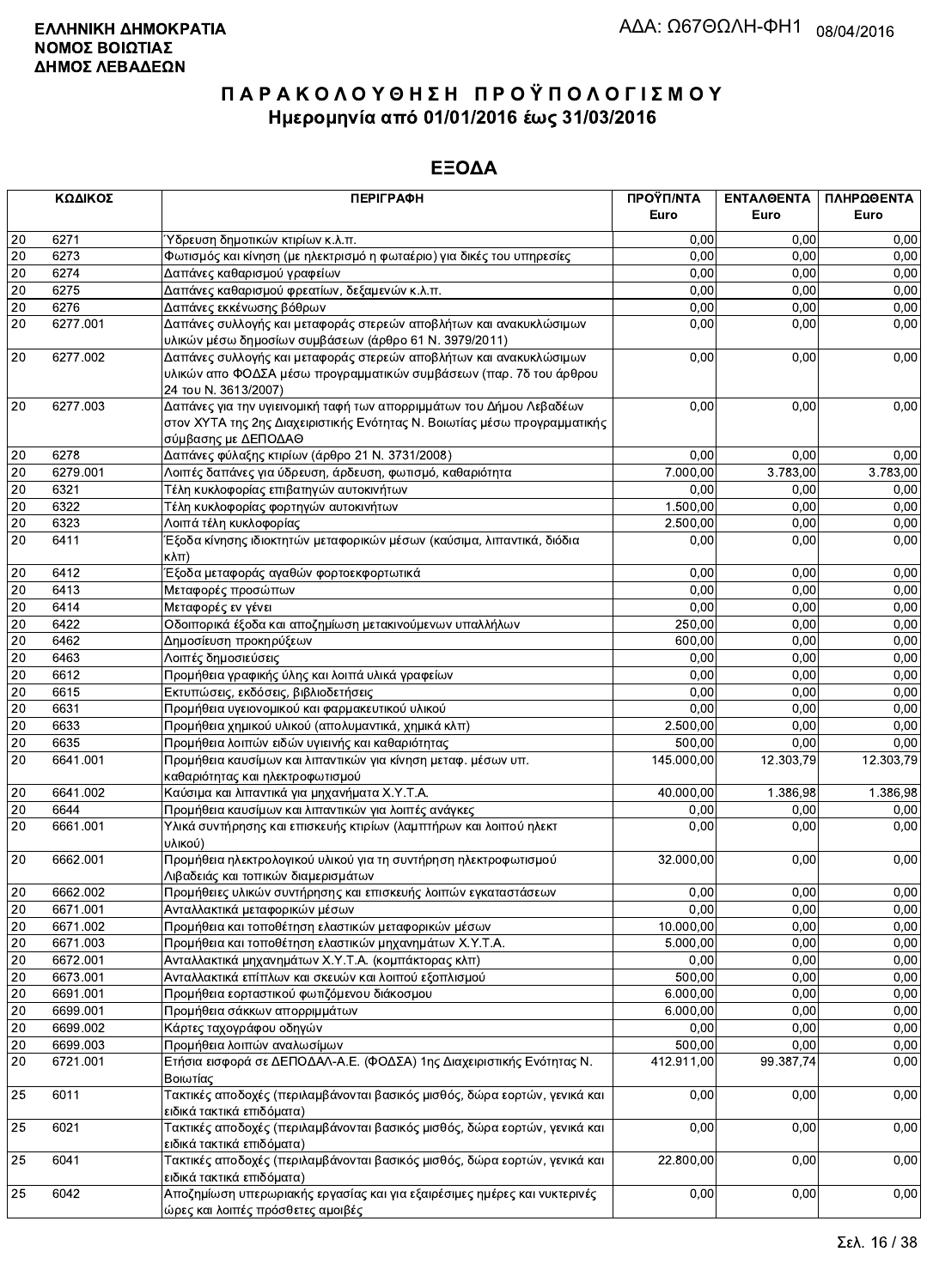**ΕΛΛΗΝΙΚΗ ΔΗΜΟΚΡΑΤΙΑ**
**ΝΟΜΟΣ ΒΟΙΩΤΙΑΣ**
**ΔΗΜΟΣ ΛΕΒΑΔΕΩΝ**

ΑΔΑ: Ω67ΘΩΛΗ-ΦΗ1 08/04/2016

# Π Α Ρ Α Κ Ο Λ Ο Υ Θ Η Σ Η  Π Ρ Ο Ϋ Π Ο Λ Ο Γ Ι Σ Μ Ο Υ

## Ημερομηνία από 01/01/2016 έως 31/03/2016

## ΕΞΟΔΑ

| ΚΩΔΙΚΟΣ | | ΠΕΡΙΓΡΑΦΗ | ΠΡΟΫΠ/ΝΤΑ Euro | ΕΝΤΑΛΘΕΝΤΑ Euro | ΠΛΗΡΩΘΕΝΤΑ Euro |
|---|---|---|---|---|---|
| 20 | 6271 | Ύδρευση δημοτικών κτιρίων κ.λ.π. | 0,00 | 0,00 | 0,00 |
| 20 | 6273 | Φωτισμός και κίνηση (με ηλεκτρισμό η φωταέριο) για δικές του υπηρεσίες | 0,00 | 0,00 | 0,00 |
| 20 | 6274 | Δαπάνες καθαρισμού γραφείων | 0,00 | 0,00 | 0,00 |
| 20 | 6275 | Δαπάνες καθαρισμού φρεατίων, δεξαμενών κ.λ.π. | 0,00 | 0,00 | 0,00 |
| 20 | 6276 | Δαπάνες εκκένωσης βόθρων | 0,00 | 0,00 | 0,00 |
| 20 | 6277.001 | Δαπάνες συλλογής και μεταφοράς στερεών αποβλήτων και ανακυκλώσιμων υλικών μέσω δημοσίων συμβάσεων (άρθρο 61 Ν. 3979/2011) | 0,00 | 0,00 | 0,00 |
| 20 | 6277.002 | Δαπάνες συλλογής και μεταφοράς στερεών αποβλήτων και ανακυκλώσιμων υλικών απο ΦΟΔΣΑ μέσω προγραμματικών συμβάσεων (παρ. 7δ του άρθρου 24 του Ν. 3613/2007) | 0,00 | 0,00 | 0,00 |
| 20 | 6277.003 | Δαπάνες για την υγιεινομική ταφή των απορριμμάτων του Δήμου Λεβαδέων στον ΧΥΤΑ της 2ης Διαχειριστικής Ενότητας Ν. Βοιωτίας μέσω προγραμματικής σύμβασης με ΔΕΠΟΔΑΘ | 0,00 | 0,00 | 0,00 |
| 20 | 6278 | Δαπάνες φύλαξης κτιρίων (άρθρο 21 Ν. 3731/2008) | 0,00 | 0,00 | 0,00 |
| 20 | 6279.001 | Λοιπές δαπάνες για ύδρευση, άρδευση, φωτισμό, καθαριότητα | 7.000,00 | 3.783,00 | 3.783,00 |
| 20 | 6321 | Τέλη κυκλοφορίας επιβατηγών αυτοκινήτων | 0,00 | 0,00 | 0,00 |
| 20 | 6322 | Τέλη κυκλοφορίας φορτηγών αυτοκινήτων | 1.500,00 | 0,00 | 0,00 |
| 20 | 6323 | Λοιπά τέλη κυκλοφορίας | 2.500,00 | 0,00 | 0,00 |
| 20 | 6411 | Έξοδα κίνησης ιδιοκτητών μεταφορικών μέσων (καύσιμα, λιπαντικά, διόδια κλπ) | 0,00 | 0,00 | 0,00 |
| 20 | 6412 | Έξοδα μεταφοράς αγαθών φορτοεκφορτωτικά | 0,00 | 0,00 | 0,00 |
| 20 | 6413 | Μεταφορές προσώπων | 0,00 | 0,00 | 0,00 |
| 20 | 6414 | Μεταφορές εν γένει | 0,00 | 0,00 | 0,00 |
| 20 | 6422 | Οδοιπορικά έξοδα και αποζημίωση μετακινούμενων υπαλλήλων | 250,00 | 0,00 | 0,00 |
| 20 | 6462 | Δημοσίευση προκηρύξεων | 600,00 | 0,00 | 0,00 |
| 20 | 6463 | Λοιπές δημοσιεύσεις | 0,00 | 0,00 | 0,00 |
| 20 | 6612 | Προμήθεια γραφικής ύλης και λοιπά υλικά γραφείων | 0,00 | 0,00 | 0,00 |
| 20 | 6615 | Εκτυπώσεις, εκδόσεις, βιβλιοδετήσεις | 0,00 | 0,00 | 0,00 |
| 20 | 6631 | Προμήθεια υγειονομικού και φαρμακευτικού υλικού | 0,00 | 0,00 | 0,00 |
| 20 | 6633 | Προμήθεια χημικού υλικού (απολυμαντικά, χημικά κλπ) | 2.500,00 | 0,00 | 0,00 |
| 20 | 6635 | Προμήθεια λοιπών ειδών υγιεινής και καθαριότητας | 500,00 | 0,00 | 0,00 |
| 20 | 6641.001 | Προμήθεια καυσίμων και λιπαντικών για κίνηση μεταφ. μέσων υπ. καθαριότητας και ηλεκτροφωτισμού | 145.000,00 | 12.303,79 | 12.303,79 |
| 20 | 6641.002 | Καύσιμα και λιπαντικά για μηχανήματα Χ.Υ.Τ.Α. | 40.000,00 | 1.386,98 | 1.386,98 |
| 20 | 6644 | Προμήθεια καυσίμων και λιπαντικών για λοιπές ανάγκες | 0,00 | 0,00 | 0,00 |
| 20 | 6661.001 | Υλικά συντήρησης και επισκευής κτιρίων (λαμπτήρων και λοιπού ηλεκτ υλικού) | 0,00 | 0,00 | 0,00 |
| 20 | 6662.001 | Προμήθεια ηλεκτρολογικού υλικού για τη συντήρηση ηλεκτροφωτισμού Λιβαδειάς και τοπικών διαμερισμάτων | 32.000,00 | 0,00 | 0,00 |
| 20 | 6662.002 | Προμήθειες υλικών συντήρησης και επισκευής λοιπών εγκαταστάσεων | 0,00 | 0,00 | 0,00 |
| 20 | 6671.001 | Ανταλλακτικά μεταφορικών μέσων | 0,00 | 0,00 | 0,00 |
| 20 | 6671.002 | Προμήθεια και τοποθέτηση ελαστικών μεταφορικών μέσων | 10.000,00 | 0,00 | 0,00 |
| 20 | 6671.003 | Προμήθεια και τοποθέτηση ελαστικών μηχανημάτων Χ.Υ.Τ.Α. | 5.000,00 | 0,00 | 0,00 |
| 20 | 6672.001 | Ανταλλακτικά μηχανημάτων Χ.Υ.Τ.Α. (κομπάκτορας κλπ) | 0,00 | 0,00 | 0,00 |
| 20 | 6673.001 | Ανταλλακτικά επίπλων και σκευών και λοιπού εξοπλισμού | 500,00 | 0,00 | 0,00 |
| 20 | 6691.001 | Προμήθεια εορταστικού φωτιζόμενου διάκοσμου | 6.000,00 | 0,00 | 0,00 |
| 20 | 6699.001 | Προμήθεια σάκκων απορριμμάτων | 6.000,00 | 0,00 | 0,00 |
| 20 | 6699.002 | Κάρτες ταχογράφου οδηγών | 0,00 | 0,00 | 0,00 |
| 20 | 6699.003 | Προμήθεια λοιπών αναλωσίμων | 500,00 | 0,00 | 0,00 |
| 20 | 6721.001 | Ετήσια εισφορά σε ΔΕΠΟΔΑΛ-Α.Ε. (ΦΟΔΣΑ) 1ης Διαχειριστικής Ενότητας Ν. Βοιωτίας | 412.911,00 | 99.387,74 | 0,00 |
| 25 | 6011 | Τακτικές αποδοχές (περιλαμβάνονται βασικός μισθός, δώρα εορτών, γενικά και ειδικά τακτικά επιδόματα) | 0,00 | 0,00 | 0,00 |
| 25 | 6021 | Τακτικές αποδοχές (περιλαμβάνονται βασικός μισθός, δώρα εορτών, γενικά και ειδικά τακτικά επιδόματα) | 0,00 | 0,00 | 0,00 |
| 25 | 6041 | Τακτικές αποδοχές (περιλαμβάνονται βασικός μισθός, δώρα εορτών, γενικά και ειδικά τακτικά επιδόματα) | 22.800,00 | 0,00 | 0,00 |
| 25 | 6042 | Αποζημίωση υπερωριακής εργασίας και για εξαιρέσιμες ημέρες και νυκτερινές ώρες και λοιπές πρόσθετες αμοιβές | 0,00 | 0,00 | 0,00 |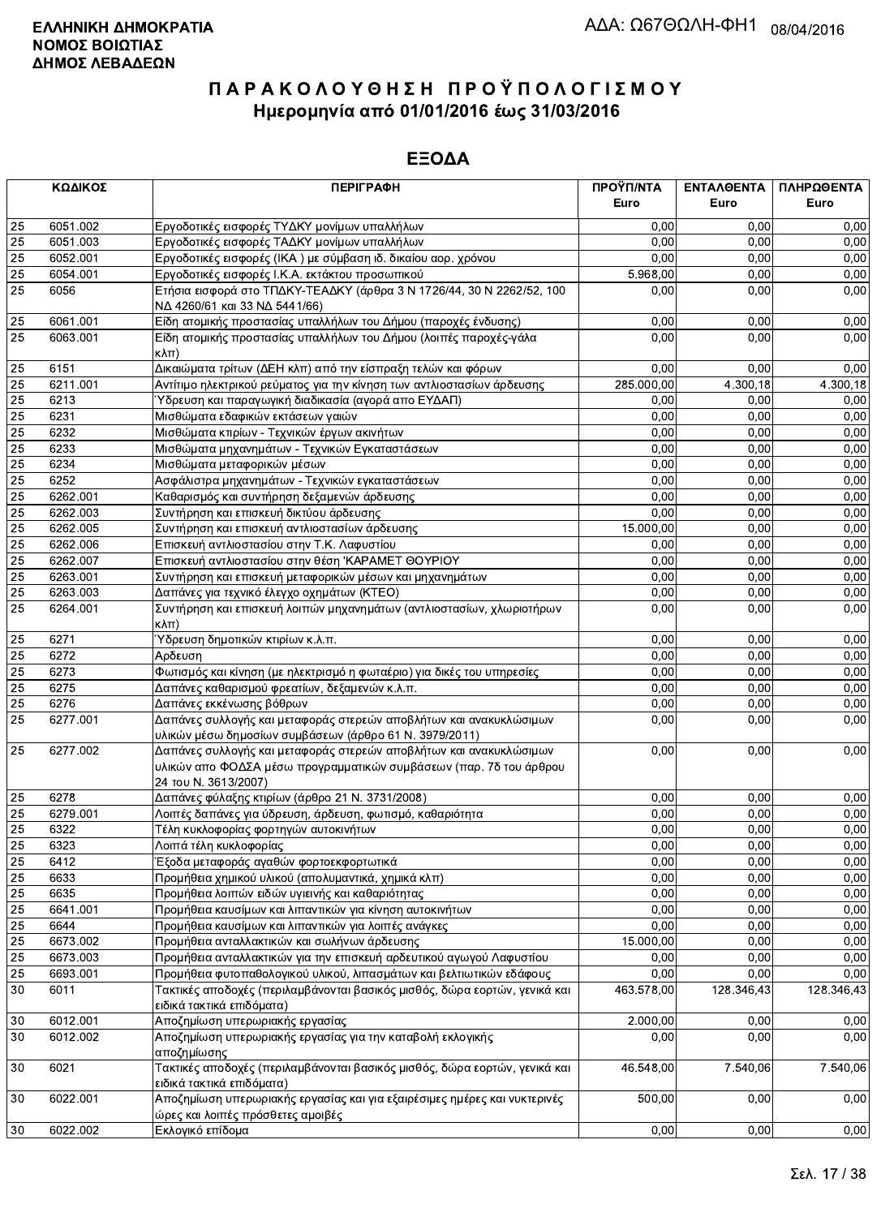**ΕΛΛΗΝΙΚΗ ΔΗΜΟΚΡΑΤΙΑ**
**ΝΟΜΟΣ ΒΟΙΩΤΙΑΣ**
**ΔΗΜΟΣ ΛΕΒΑΔΕΩΝ**

ΑΔΑ: Ω67ΘΩΛΗ-ΦΗ1 08/04/2016

# ΠΑΡΑΚΟΛΟΥΘΗΣΗ ΠΡΟΫΠΟΛΟΓΙΣΜΟΥ
## Ημερομηνία από 01/01/2016 έως 31/03/2016

## ΕΞΟΔΑ

| ΚΩΔΙΚΟΣ | | ΠΕΡΙΓΡΑΦΗ | ΠΡΟΫΠ/ΝΤΑ Euro | ΕΝΤΑΛΘΕΝΤΑ Euro | ΠΛΗΡΩΘΕΝΤΑ Euro |
|---|---|---|---|---|---|
| 25 | 6051.002 | Εργοδοτικές εισφορές ΤΥΔΚΥ μονίμων υπαλλήλων | 0,00 | 0,00 | 0,00 |
| 25 | 6051.003 | Εργοδοτικές εισφορές ΤΑΔΚΥ μονίμων υπαλλήλων | 0,00 | 0,00 | 0,00 |
| 25 | 6052.001 | Εργοδοτικές εισφορές (ΙΚΑ ) με σύμβαση ιδ. δικαίου αορ. χρόνου | 0,00 | 0,00 | 0,00 |
| 25 | 6054.001 | Εργοδοτικές εισφορές Ι.Κ.Α. εκτάκτου προσωπικού | 5.968,00 | 0,00 | 0,00 |
| 25 | 6056 | Ετήσια εισφορά στο ΤΠΔΚΥ-ΤΕΑΔΚΥ (άρθρα 3 Ν 1726/44, 30 Ν 2262/52, 100 ΝΔ 4260/61 και 33 ΝΔ 5441/66) | 0,00 | 0,00 | 0,00 |
| 25 | 6061.001 | Είδη ατομικής προστασίας υπαλλήλων του Δήμου (παροχές ένδυσης) | 0,00 | 0,00 | 0,00 |
| 25 | 6063.001 | Είδη ατομικής προστασίας υπαλλήλων του Δήμου (λοιπές παροχές-γάλα κλπ) | 0,00 | 0,00 | 0,00 |
| 25 | 6151 | Δικαιώματα τρίτων (ΔΕΗ κλπ) από την είσπραξη τελών και φόρων | 0,00 | 0,00 | 0,00 |
| 25 | 6211.001 | Αντίτιμο ηλεκτρικού ρεύματος για την κίνηση των αντλιοστασίων άρδευσης | 285.000,00 | 4.300,18 | 4.300,18 |
| 25 | 6213 | Ύδρευση και παραγωγική διαδικασία (αγορά απο ΕΥΔΑΠ) | 0,00 | 0,00 | 0,00 |
| 25 | 6231 | Μισθώματα εδαφικών εκτάσεων γαιών | 0,00 | 0,00 | 0,00 |
| 25 | 6232 | Μισθώματα κτιρίων - Τεχνικών έργων ακινήτων | 0,00 | 0,00 | 0,00 |
| 25 | 6233 | Μισθώματα μηχανημάτων - Τεχνικών Εγκαταστάσεων | 0,00 | 0,00 | 0,00 |
| 25 | 6234 | Μισθώματα μεταφορικών μέσων | 0,00 | 0,00 | 0,00 |
| 25 | 6252 | Ασφάλιστρα μηχανημάτων - Τεχνικών εγκαταστάσεων | 0,00 | 0,00 | 0,00 |
| 25 | 6262.001 | Καθαρισμός και συντήρηση δεξαμενών άρδευσης | 0,00 | 0,00 | 0,00 |
| 25 | 6262.003 | Συντήρηση και επισκευή δικτύου άρδευσης | 0,00 | 0,00 | 0,00 |
| 25 | 6262.005 | Συντήρηση και επισκευή αντλιοστασίων άρδευσης | 15.000,00 | 0,00 | 0,00 |
| 25 | 6262.006 | Επισκευή αντλιοστασίου στην Τ.Κ. Λαφυστίου | 0,00 | 0,00 | 0,00 |
| 25 | 6262.007 | Επισκευή αντλιοστασίου στην θέση 'ΚΑΡΑΜΕΤ ΘΟΥΡΙΟΥ | 0,00 | 0,00 | 0,00 |
| 25 | 6263.001 | Συντήρηση και επισκευή μεταφορικών μέσων και μηχανημάτων | 0,00 | 0,00 | 0,00 |
| 25 | 6263.003 | Δαπάνες για τεχνικό έλεγχο οχημάτων (ΚΤΕΟ) | 0,00 | 0,00 | 0,00 |
| 25 | 6264.001 | Συντήρηση και επισκευή λοιπών μηχανημάτων (αντλιοστασίων, χλωριοτήρων κλπ) | 0,00 | 0,00 | 0,00 |
| 25 | 6271 | Ύδρευση δημοτικών κτιρίων κ.λ.π. | 0,00 | 0,00 | 0,00 |
| 25 | 6272 | Αρδευση | 0,00 | 0,00 | 0,00 |
| 25 | 6273 | Φωτισμός και κίνηση (με ηλεκτρισμό η φωταέριο) για δικές του υπηρεσίες | 0,00 | 0,00 | 0,00 |
| 25 | 6275 | Δαπάνες καθαρισμού φρεατίων, δεξαμενών κ.λ.π. | 0,00 | 0,00 | 0,00 |
| 25 | 6276 | Δαπάνες εκκένωσης βόθρων | 0,00 | 0,00 | 0,00 |
| 25 | 6277.001 | Δαπάνες συλλογής και μεταφοράς στερεών αποβλήτων και ανακυκλώσιμων υλικών μέσω δημοσίων συμβάσεων (άρθρο 61 Ν. 3979/2011) | 0,00 | 0,00 | 0,00 |
| 25 | 6277.002 | Δαπάνες συλλογής και μεταφοράς στερεών αποβλήτων και ανακυκλώσιμων υλικών απο ΦΟΔΣΑ μέσω προγραμματικών συμβάσεων (παρ. 7δ του άρθρου 24 του Ν. 3613/2007) | 0,00 | 0,00 | 0,00 |
| 25 | 6278 | Δαπάνες φύλαξης κτιρίων (άρθρο 21 Ν. 3731/2008) | 0,00 | 0,00 | 0,00 |
| 25 | 6279.001 | Λοιπές δαπάνες για ύδρευση, άρδευση, φωτισμό, καθαριότητα | 0,00 | 0,00 | 0,00 |
| 25 | 6322 | Τέλη κυκλοφορίας φορτηγών αυτοκινήτων | 0,00 | 0,00 | 0,00 |
| 25 | 6323 | Λοιπά τέλη κυκλοφορίας | 0,00 | 0,00 | 0,00 |
| 25 | 6412 | Έξοδα μεταφοράς αγαθών φορτοεκφορτωτικά | 0,00 | 0,00 | 0,00 |
| 25 | 6633 | Προμήθεια χημικού υλικού (απολυμαντικά, χημικά κλπ) | 0,00 | 0,00 | 0,00 |
| 25 | 6635 | Προμήθεια λοιπών ειδών υγιεινής και καθαριότητας | 0,00 | 0,00 | 0,00 |
| 25 | 6641.001 | Προμήθεια καυσίμων και λιπαντικών για κίνηση αυτοκινήτων | 0,00 | 0,00 | 0,00 |
| 25 | 6644 | Προμήθεια καυσίμων και λιπαντικών για λοιπές ανάγκες | 0,00 | 0,00 | 0,00 |
| 25 | 6673.002 | Προμήθεια ανταλλακτικών και σωλήνων άρδευσης | 15.000,00 | 0,00 | 0,00 |
| 25 | 6673.003 | Προμήθεια ανταλλακτικών για την επισκευή αρδευτικού αγωγού Λαφυστίου | 0,00 | 0,00 | 0,00 |
| 25 | 6693.001 | Προμήθεια φυτοπαθολογικού υλικού, λιπασμάτων και βελτιωτικών εδάφους | 0,00 | 0,00 | 0,00 |
| 30 | 6011 | Τακτικές αποδοχές (περιλαμβάνονται βασικός μισθός, δώρα εορτών, γενικά και ειδικά τακτικά επιδόματα) | 463.578,00 | 128.346,43 | 128.346,43 |
| 30 | 6012.001 | Αποζημίωση υπερωριακής εργασίας | 2.000,00 | 0,00 | 0,00 |
| 30 | 6012.002 | Αποζημίωση υπερωριακής εργασίας για την καταβολή εκλογικής αποζημίωσης | 0,00 | 0,00 | 0,00 |
| 30 | 6021 | Τακτικές αποδοχές (περιλαμβάνονται βασικός μισθός, δώρα εορτών, γενικά και ειδικά τακτικά επιδόματα) | 46.548,00 | 7.540,06 | 7.540,06 |
| 30 | 6022.001 | Αποζημίωση υπερωριακής εργασίας και για εξαιρέσιμες ημέρες και νυκτερινές ώρες και λοιπές πρόσθετες αμοιβές | 500,00 | 0,00 | 0,00 |
| 30 | 6022.002 | Εκλογικό επίδομα | 0,00 | 0,00 | 0,00 |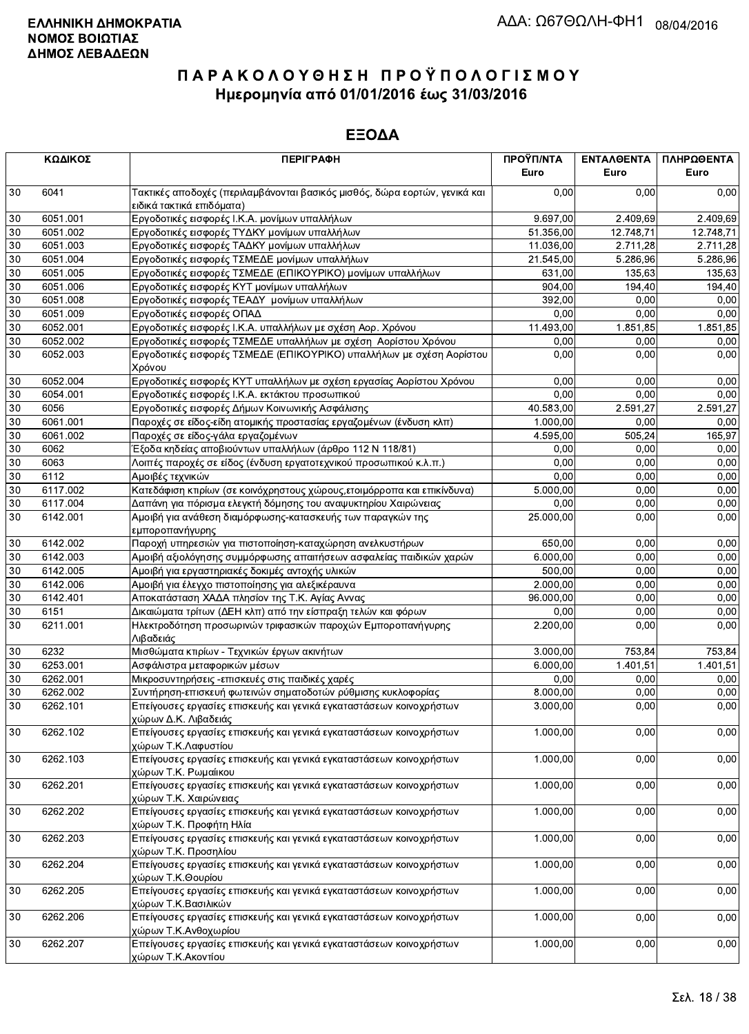**ΕΛΛΗΝΙΚΗ ΔΗΜΟΚΡΑΤΙΑ**
**ΝΟΜΟΣ ΒΟΙΩΤΙΑΣ**
**ΔΗΜΟΣ ΛΕΒΑΔΕΩΝ**

ΑΔΑ: Ω67ΘΩΛΗ-ΦΗ1 08/04/2016

# ΠΑΡΑΚΟΛΟΥΘΗΣΗ ΠΡΟΫΠΟΛΟΓΙΣΜΟΥ
## Ημερομηνία από 01/01/2016 έως 31/03/2016

## ΕΞΟΔΑ

| ΚΩΔΙΚΟΣ | | ΠΕΡΙΓΡΑΦΗ | ΠΡΟΫΠ/ΝΤΑ Euro | ΕΝΤΑΛΘΕΝΤΑ Euro | ΠΛΗΡΩΘΕΝΤΑ Euro |
|---|---|---|---|---|---|
| 30 | 6041 | Τακτικές αποδοχές (περιλαμβάνονται βασικός μισθός, δώρα εορτών, γενικά και ειδικά τακτικά επιδόματα) | 0,00 | 0,00 | 0,00 |
| 30 | 6051.001 | Εργοδοτικές εισφορές Ι.Κ.Α. μονίμων υπαλλήλων | 9.697,00 | 2.409,69 | 2.409,69 |
| 30 | 6051.002 | Εργοδοτικές εισφορές ΤΥΔΚΥ μονίμων υπαλλήλων | 51.356,00 | 12.748,71 | 12.748,71 |
| 30 | 6051.003 | Εργοδοτικές εισφορές ΤΑΔΚΥ μονίμων υπαλλήλων | 11.036,00 | 2.711,28 | 2.711,28 |
| 30 | 6051.004 | Εργοδοτικές εισφορές ΤΣΜΕΔΕ μονίμων υπαλλήλων | 21.545,00 | 5.286,96 | 5.286,96 |
| 30 | 6051.005 | Εργοδοτικές εισφορές ΤΣΜΕΔΕ (ΕΠΙΚΟΥΡΙΚΟ) μονίμων υπαλλήλων | 631,00 | 135,63 | 135,63 |
| 30 | 6051.006 | Εργοδοτικές εισφορές ΚΥΤ μονίμων υπαλλήλων | 904,00 | 194,40 | 194,40 |
| 30 | 6051.008 | Εργοδοτικές εισφορές ΤΕΑΔΥ μονίμων υπαλλήλων | 392,00 | 0,00 | 0,00 |
| 30 | 6051.009 | Εργοδοτικές εισφορές ΟΠΑΔ | 0,00 | 0,00 | 0,00 |
| 30 | 6052.001 | Εργοδοτικές εισφορές Ι.Κ.Α. υπαλλήλων με σχέση Αορ. Χρόνου | 11.493,00 | 1.851,85 | 1.851,85 |
| 30 | 6052.002 | Εργοδοτικές εισφορές ΤΣΜΕΔΕ υπαλλήλων με σχέση Αορίστου Χρόνου | 0,00 | 0,00 | 0,00 |
| 30 | 6052.003 | Εργοδοτικές εισφορές ΤΣΜΕΔΕ (ΕΠΙΚΟΥΡΙΚΟ) υπαλλήλων με σχέση Αορίστου Χρόνου | 0,00 | 0,00 | 0,00 |
| 30 | 6052.004 | Εργοδοτικές εισφορές ΚΥΤ υπαλλήλων με σχέση εργασίας Αορίστου Χρόνου | 0,00 | 0,00 | 0,00 |
| 30 | 6054.001 | Εργοδοτικές εισφορές Ι.Κ.Α. εκτάκτου προσωπικού | 0,00 | 0,00 | 0,00 |
| 30 | 6056 | Εργοδοτικές εισφορές Δήμων Κοινωνικής Ασφάλισης | 40.583,00 | 2.591,27 | 2.591,27 |
| 30 | 6061.001 | Παροχές σε είδος-είδη ατομικής προστασίας εργαζομένων (ένδυση κλπ) | 1.000,00 | 0,00 | 0,00 |
| 30 | 6061.002 | Παροχές σε είδος-γάλα εργαζομένων | 4.595,00 | 505,24 | 165,97 |
| 30 | 6062 | Έξοδα κηδείας αποβιούντων υπαλλήλων (άρθρο 112 Ν 118/81) | 0,00 | 0,00 | 0,00 |
| 30 | 6063 | Λοιπές παροχές σε είδος (ένδυση εργατοτεχνικού προσωπικού κ.λ.π.) | 0,00 | 0,00 | 0,00 |
| 30 | 6112 | Αμοιβές τεχνικών | 0,00 | 0,00 | 0,00 |
| 30 | 6117.002 | Κατεδάφιση κτιρίων (σε κοινόχρηστους χώρους,ετοιμόρροπα και επικίνδυνα) | 5.000,00 | 0,00 | 0,00 |
| 30 | 6117.004 | Δαπάνη για πόρισμα ελεγκτή δόμησης του αναψυκτηρίου Χαιρώνειας | 0,00 | 0,00 | 0,00 |
| 30 | 6142.001 | Αμοιβή για ανάθεση διαμόρφωσης-κατασκευής των παραγκών της εμποροπανήγυρης | 25.000,00 | 0,00 | 0,00 |
| 30 | 6142.002 | Παροχή υπηρεσιών για πιστοποίηση-καταχώρηση ανελκυστήρων | 650,00 | 0,00 | 0,00 |
| 30 | 6142.003 | Αμοιβή αξιολόγησης συμμόρφωσης απαιτήσεων ασφαλείας παιδικών χαρών | 6.000,00 | 0,00 | 0,00 |
| 30 | 6142.005 | Αμοιβή για εργαστηριακές δοκιμές αντοχής υλικών | 500,00 | 0,00 | 0,00 |
| 30 | 6142.006 | Αμοιβή για έλεγχο πιστοποίησης για αλεξικέραυνα | 2.000,00 | 0,00 | 0,00 |
| 30 | 6142.401 | Αποκατάσταση ΧΑΔΑ πλησίον της Τ.Κ. Αγίας Αννας | 96.000,00 | 0,00 | 0,00 |
| 30 | 6151 | Δικαιώματα τρίτων (ΔΕΗ κλπ) από την είσπραξη τελών και φόρων | 0,00 | 0,00 | 0,00 |
| 30 | 6211.001 | Ηλεκτροδότηση προσωρινών τριφασικών παροχών Εμποροπανήγυρης Λιβαδειάς | 2.200,00 | 0,00 | 0,00 |
| 30 | 6232 | Μισθώματα κτιρίων - Τεχνικών έργων ακινήτων | 3.000,00 | 753,84 | 753,84 |
| 30 | 6253.001 | Ασφάλιστρα μεταφορικών μέσων | 6.000,00 | 1.401,51 | 1.401,51 |
| 30 | 6262.001 | Μικροσυντηρήσεις -επισκευές στις παιδικές χαρές | 0,00 | 0,00 | 0,00 |
| 30 | 6262.002 | Συντήρηση-επισκευή φωτεινών σηματοδοτών ρύθμισης κυκλοφορίας | 8.000,00 | 0,00 | 0,00 |
| 30 | 6262.101 | Επείγουσες εργασίες επισκευής και γενικά εγκαταστάσεων κοινοχρήστων χώρων Δ.Κ. Λιβαδειάς | 3.000,00 | 0,00 | 0,00 |
| 30 | 6262.102 | Επείγουσες εργασίες επισκευής και γενικά εγκαταστάσεων κοινοχρήστων χώρων Τ.Κ.Λαφυστίου | 1.000,00 | 0,00 | 0,00 |
| 30 | 6262.103 | Επείγουσες εργασίες επισκευής και γενικά εγκαταστάσεων κοινοχρήστων χώρων Τ.Κ. Ρωμαίικου | 1.000,00 | 0,00 | 0,00 |
| 30 | 6262.201 | Επείγουσες εργασίες επισκευής και γενικά εγκαταστάσεων κοινοχρήστων χώρων Τ.Κ. Χαιρώνειας | 1.000,00 | 0,00 | 0,00 |
| 30 | 6262.202 | Επείγουσες εργασίες επισκευής και γενικά εγκαταστάσεων κοινοχρήστων χώρων Τ.Κ. Προφήτη Ηλία | 1.000,00 | 0,00 | 0,00 |
| 30 | 6262.203 | Επείγουσες εργασίες επισκευής και γενικά εγκαταστάσεων κοινοχρήστων χώρων Τ.Κ. Προσηλίου | 1.000,00 | 0,00 | 0,00 |
| 30 | 6262.204 | Επείγουσες εργασίες επισκευής και γενικά εγκαταστάσεων κοινοχρήστων χώρων Τ.Κ.Θουρίου | 1.000,00 | 0,00 | 0,00 |
| 30 | 6262.205 | Επείγουσες εργασίες επισκευής και γενικά εγκαταστάσεων κοινοχρήστων χώρων Τ.Κ.Βασιλικών | 1.000,00 | 0,00 | 0,00 |
| 30 | 6262.206 | Επείγουσες εργασίες επισκευής και γενικά εγκαταστάσεων κοινοχρήστων χώρων Τ.Κ.Ανθοχωρίου | 1.000,00 | 0,00 | 0,00 |
| 30 | 6262.207 | Επείγουσες εργασίες επισκευής και γενικά εγκαταστάσεων κοινοχρήστων χώρων Τ.Κ.Ακοντίου | 1.000,00 | 0,00 | 0,00 |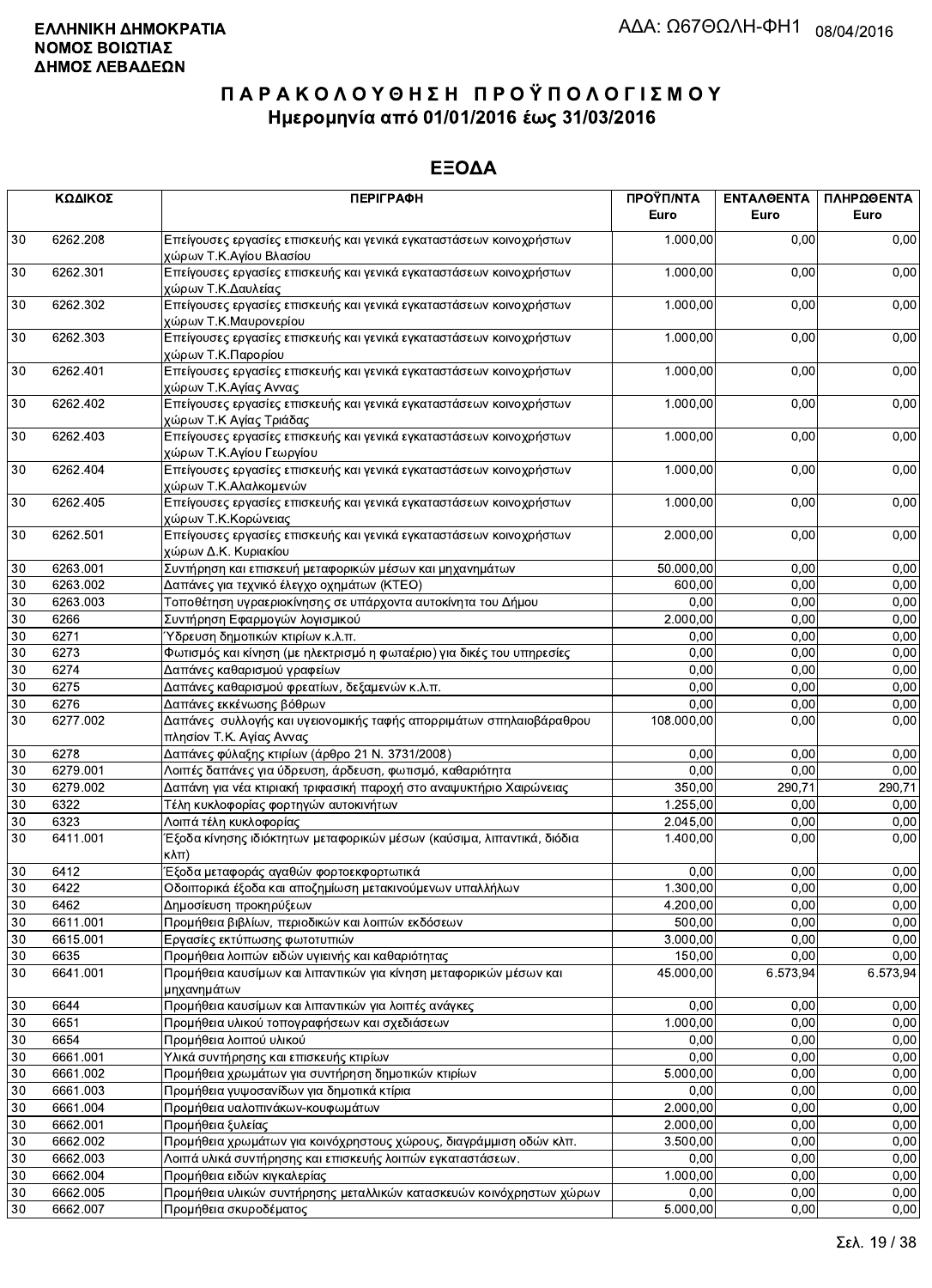**ΕΛΛΗΝΙΚΗ ΔΗΜΟΚΡΑΤΙΑ**
**ΝΟΜΟΣ ΒΟΙΩΤΙΑΣ**
**ΔΗΜΟΣ ΛΕΒΑΔΕΩΝ**

ΑΔΑ: Ω67ΘΩΛΗ-ΦΗ1 08/04/2016

# ΠΑΡΑΚΟΛΟΥΘΗΣΗ ΠΡΟΫΠΟΛΟΓΙΣΜΟΥ
## Ημερομηνία από 01/01/2016 έως 31/03/2016

## ΕΞΟΔΑ

| ΚΩΔΙΚΟΣ | | ΠΕΡΙΓΡΑΦΗ | ΠΡΟΫΠ/ΝΤΑ Euro | ΕΝΤΑΛΘΕΝΤΑ Euro | ΠΛΗΡΩΘΕΝΤΑ Euro |
|---|---|---|---|---|---|
| 30 | 6262.208 | Επείγουσες εργασίες επισκευής και γενικά εγκαταστάσεων κοινοχρήστων χώρων Τ.Κ.Αγίου Βλασίου | 1.000,00 | 0,00 | 0,00 |
| 30 | 6262.301 | Επείγουσες εργασίες επισκευής και γενικά εγκαταστάσεων κοινοχρήστων χώρων Τ.Κ.Δαυλείας | 1.000,00 | 0,00 | 0,00 |
| 30 | 6262.302 | Επείγουσες εργασίες επισκευής και γενικά εγκαταστάσεων κοινοχρήστων χώρων Τ.Κ.Μαυρονερίου | 1.000,00 | 0,00 | 0,00 |
| 30 | 6262.303 | Επείγουσες εργασίες επισκευής και γενικά εγκαταστάσεων κοινοχρήστων χώρων Τ.Κ.Παρορίου | 1.000,00 | 0,00 | 0,00 |
| 30 | 6262.401 | Επείγουσες εργασίες επισκευής και γενικά εγκαταστάσεων κοινοχρήστων χώρων Τ.Κ.Αγίας Αννας | 1.000,00 | 0,00 | 0,00 |
| 30 | 6262.402 | Επείγουσες εργασίες επισκευής και γενικά εγκαταστάσεων κοινοχρήστων χώρων Τ.Κ Αγίας Τριάδας | 1.000,00 | 0,00 | 0,00 |
| 30 | 6262.403 | Επείγουσες εργασίες επισκευής και γενικά εγκαταστάσεων κοινοχρήστων χώρων Τ.Κ.Αγίου Γεωργίου | 1.000,00 | 0,00 | 0,00 |
| 30 | 6262.404 | Επείγουσες εργασίες επισκευής και γενικά εγκαταστάσεων κοινοχρήστων χώρων Τ.Κ.Αλαλκομενών | 1.000,00 | 0,00 | 0,00 |
| 30 | 6262.405 | Επείγουσες εργασίες επισκευής και γενικά εγκαταστάσεων κοινοχρήστων χώρων Τ.Κ.Κορώνειας | 1.000,00 | 0,00 | 0,00 |
| 30 | 6262.501 | Επείγουσες εργασίες επισκευής και γενικά εγκαταστάσεων κοινοχρήστων χώρων Δ.Κ. Κυριακίου | 2.000,00 | 0,00 | 0,00 |
| 30 | 6263.001 | Συντήρηση και επισκευή μεταφορικών μέσων και μηχανημάτων | 50.000,00 | 0,00 | 0,00 |
| 30 | 6263.002 | Δαπάνες για τεχνικό έλεγχο οχημάτων (ΚΤΕΟ) | 600,00 | 0,00 | 0,00 |
| 30 | 6263.003 | Τοποθέτηση υγραεριοκίνησης σε υπάρχοντα αυτοκίνητα του Δήμου | 0,00 | 0,00 | 0,00 |
| 30 | 6266 | Συντήρηση Εφαρμογών λογισμικού | 2.000,00 | 0,00 | 0,00 |
| 30 | 6271 | Ύδρευση δημοτικών κτιρίων κ.λ.π. | 0,00 | 0,00 | 0,00 |
| 30 | 6273 | Φωτισμός και κίνηση (με ηλεκτρισμό η φωταέριο) για δικές του υπηρεσίες | 0,00 | 0,00 | 0,00 |
| 30 | 6274 | Δαπάνες καθαρισμού γραφείων | 0,00 | 0,00 | 0,00 |
| 30 | 6275 | Δαπάνες καθαρισμού φρεατίων, δεξαμενών κ.λ.π. | 0,00 | 0,00 | 0,00 |
| 30 | 6276 | Δαπάνες εκκένωσης βόθρων | 0,00 | 0,00 | 0,00 |
| 30 | 6277.002 | Δαπάνες συλλογής και υγειονομικής ταφής απορριμάτων σπηλαιοβάραθρου πλησίον Τ.Κ. Αγίας Αννας | 108.000,00 | 0,00 | 0,00 |
| 30 | 6278 | Δαπάνες φύλαξης κτιρίων (άρθρο 21 Ν. 3731/2008) | 0,00 | 0,00 | 0,00 |
| 30 | 6279.001 | Λοιπές δαπάνες για ύδρευση, άρδευση, φωτισμό, καθαριότητα | 0,00 | 0,00 | 0,00 |
| 30 | 6279.002 | Δαπάνη για νέα κτιριακή τριφασική παροχή στο αναψυκτήριο Χαιρώνειας | 350,00 | 290,71 | 290,71 |
| 30 | 6322 | Τέλη κυκλοφορίας φορτηγών αυτοκινήτων | 1.255,00 | 0,00 | 0,00 |
| 30 | 6323 | Λοιπά τέλη κυκλοφορίας | 2.045,00 | 0,00 | 0,00 |
| 30 | 6411.001 | Έξοδα κίνησης ιδιόκτητων μεταφορικών μέσων (καύσιμα, λιπαντικά, διόδια κλπ) | 1.400,00 | 0,00 | 0,00 |
| 30 | 6412 | Έξοδα μεταφοράς αγαθών φορτοεκφορτωτικά | 0,00 | 0,00 | 0,00 |
| 30 | 6422 | Οδοιπορικά έξοδα και αποζημίωση μετακινούμενων υπαλλήλων | 1.300,00 | 0,00 | 0,00 |
| 30 | 6462 | Δημοσίευση προκηρύξεων | 4.200,00 | 0,00 | 0,00 |
| 30 | 6611.001 | Προμήθεια βιβλίων, περιοδικών και λοιπών εκδόσεων | 500,00 | 0,00 | 0,00 |
| 30 | 6615.001 | Εργασίες εκτύπωσης φωτοτυπιών | 3.000,00 | 0,00 | 0,00 |
| 30 | 6635 | Προμήθεια λοιπών ειδών υγιεινής και καθαριότητας | 150,00 | 0,00 | 0,00 |
| 30 | 6641.001 | Προμήθεια καυσίμων και λιπαντικών για κίνηση μεταφορικών μέσων και μηχανημάτων | 45.000,00 | 6.573,94 | 6.573,94 |
| 30 | 6644 | Προμήθεια καυσίμων και λιπαντικών για λοιπές ανάγκες | 0,00 | 0,00 | 0,00 |
| 30 | 6651 | Προμήθεια υλικού τοπογραφήσεων και σχεδιάσεων | 1.000,00 | 0,00 | 0,00 |
| 30 | 6654 | Προμήθεια λοιπού υλικού | 0,00 | 0,00 | 0,00 |
| 30 | 6661.001 | Υλικά συντήρησης και επισκευής κτιρίων | 0,00 | 0,00 | 0,00 |
| 30 | 6661.002 | Προμήθεια χρωμάτων για συντήρηση δημοτικών κτιρίων | 5.000,00 | 0,00 | 0,00 |
| 30 | 6661.003 | Προμήθεια γυψοσανίδων για δημοτικά κτίρια | 0,00 | 0,00 | 0,00 |
| 30 | 6661.004 | Προμήθεια υαλοπινάκων-κουφωμάτων | 2.000,00 | 0,00 | 0,00 |
| 30 | 6662.001 | Προμήθεια ξυλείας | 2.000,00 | 0,00 | 0,00 |
| 30 | 6662.002 | Προμήθεια χρωμάτων για κοινόχρηστους χώρους, διαγράμμιση οδών κλπ. | 3.500,00 | 0,00 | 0,00 |
| 30 | 6662.003 | Λοιπά υλικά συντήρησης και επισκευής λοιπών εγκαταστάσεων. | 0,00 | 0,00 | 0,00 |
| 30 | 6662.004 | Προμήθεια ειδών κιγκαλερίας | 1.000,00 | 0,00 | 0,00 |
| 30 | 6662.005 | Προμήθεια υλικών συντήρησης μεταλλικών κατασκευών κοινόχρηστων χώρων | 0,00 | 0,00 | 0,00 |
| 30 | 6662.007 | Προμήθεια σκυροδέματος | 5.000,00 | 0,00 | 0,00 |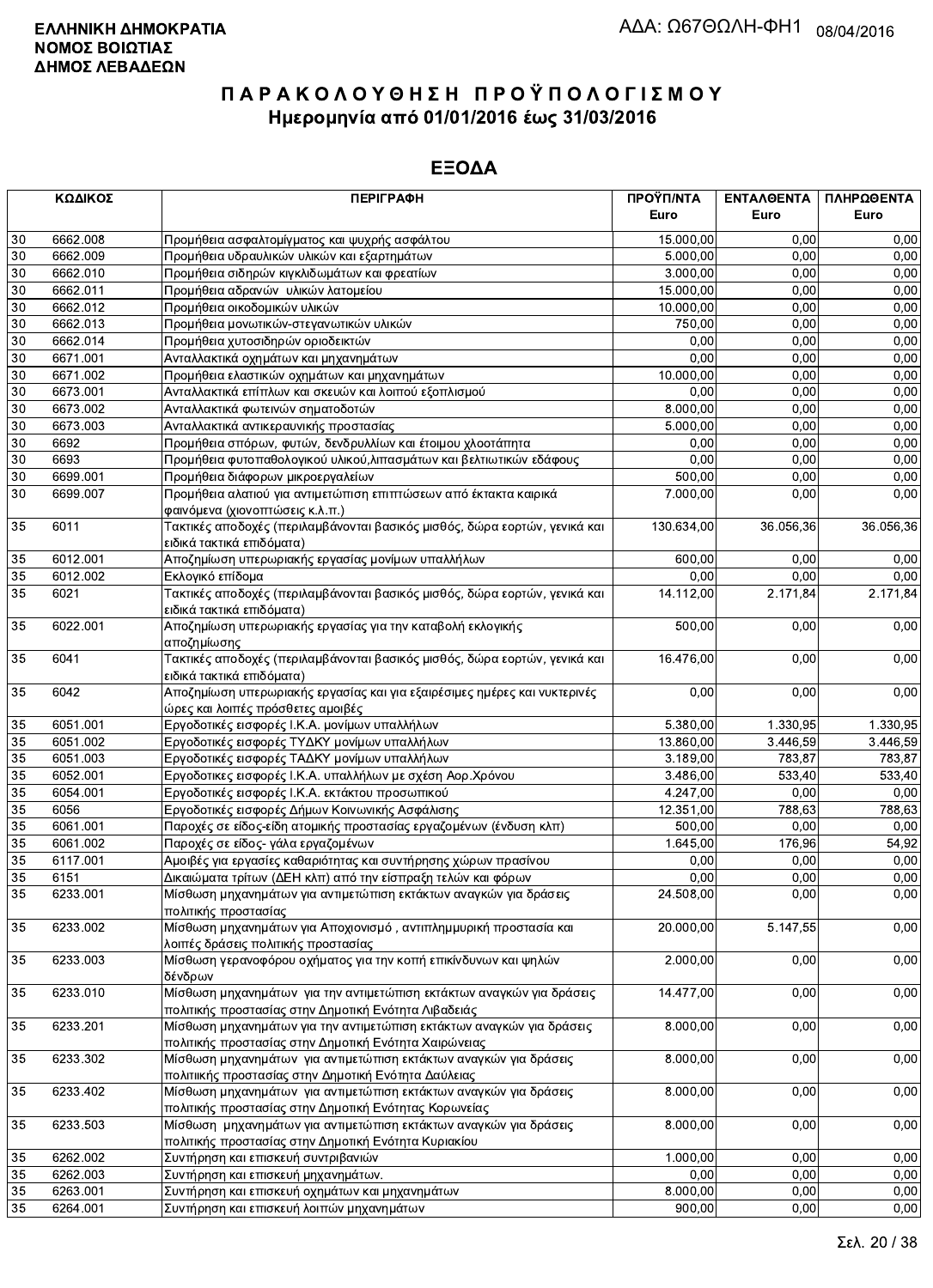**ΕΛΛΗΝΙΚΗ ΔΗΜΟΚΡΑΤΙΑ**
**ΝΟΜΟΣ ΒΟΙΩΤΙΑΣ**
**ΔΗΜΟΣ ΛΕΒΑΔΕΩΝ**

ΑΔΑ: Ω67ΘΩΛΗ-ΦΗ1 08/04/2016

# Π Α Ρ Α Κ Ο Λ Ο Υ Θ Η Σ Η  Π Ρ Ο Ϋ Π Ο Λ Ο Γ Ι Σ Μ Ο Υ
## Ημερομηνία από 01/01/2016 έως 31/03/2016

## ΕΞΟΔΑ

| ΚΩΔΙΚΟΣ | | ΠΕΡΙΓΡΑΦΗ | ΠΡΟΫΠ/ΝΤΑ Euro | ΕΝΤΑΛΘΕΝΤΑ Euro | ΠΛΗΡΩΘΕΝΤΑ Euro |
|---|---|---|---|---|---|
| 30 | 6662.008 | Προμήθεια ασφαλτομίγματος και ψυχρής ασφάλτου | 15.000,00 | 0,00 | 0,00 |
| 30 | 6662.009 | Προμήθεια υδραυλικών υλικών και εξαρτημάτων | 5.000,00 | 0,00 | 0,00 |
| 30 | 6662.010 | Προμήθεια σιδηρών κιγκλιδωμάτων και φρεατίων | 3.000,00 | 0,00 | 0,00 |
| 30 | 6662.011 | Προμήθεια αδρανών υλικών λατομείου | 15.000,00 | 0,00 | 0,00 |
| 30 | 6662.012 | Προμήθεια οικοδομικών υλικών | 10.000,00 | 0,00 | 0,00 |
| 30 | 6662.013 | Προμήθεια μονωτικών-στεγανωτικών υλικών | 750,00 | 0,00 | 0,00 |
| 30 | 6662.014 | Προμήθεια χυτοσιδηρών οριοδεικτών | 0,00 | 0,00 | 0,00 |
| 30 | 6671.001 | Ανταλλακτικά οχημάτων και μηχανημάτων | 0,00 | 0,00 | 0,00 |
| 30 | 6671.002 | Προμήθεια ελαστικών οχημάτων και μηχανημάτων | 10.000,00 | 0,00 | 0,00 |
| 30 | 6673.001 | Ανταλλακτικά επίπλων και σκευών και λοιπού εξοπλισμού | 0,00 | 0,00 | 0,00 |
| 30 | 6673.002 | Ανταλλακτικά φωτεινών σηματοδοτών | 8.000,00 | 0,00 | 0,00 |
| 30 | 6673.003 | Ανταλλακτικά αντικεραυνικής προστασίας | 5.000,00 | 0,00 | 0,00 |
| 30 | 6692 | Προμήθεια σπόρων, φυτών, δενδρυλλίων και έτοιμου χλοοτάπητα | 0,00 | 0,00 | 0,00 |
| 30 | 6693 | Προμήθεια φυτοπαθολογικού υλικού,λιπασμάτων και βελτιωτικών εδάφους | 0,00 | 0,00 | 0,00 |
| 30 | 6699.001 | Προμήθεια διάφορων μικροεργαλείων | 500,00 | 0,00 | 0,00 |
| 30 | 6699.007 | Προμήθεια αλατιού για αντιμετώπιση επιπτώσεων από έκτακτα καιρικά φαινόμενα (χιονοπτώσεις κ.λ.π.) | 7.000,00 | 0,00 | 0,00 |
| 35 | 6011 | Τακτικές αποδοχές (περιλαμβάνονται βασικός μισθός, δώρα εορτών, γενικά και ειδικά τακτικά επιδόματα) | 130.634,00 | 36.056,36 | 36.056,36 |
| 35 | 6012.001 | Αποζημίωση υπερωριακής εργασίας μονίμων υπαλλήλων | 600,00 | 0,00 | 0,00 |
| 35 | 6012.002 | Εκλογικό επίδομα | 0,00 | 0,00 | 0,00 |
| 35 | 6021 | Τακτικές αποδοχές (περιλαμβάνονται βασικός μισθός, δώρα εορτών, γενικά και ειδικά τακτικά επιδόματα) | 14.112,00 | 2.171,84 | 2.171,84 |
| 35 | 6022.001 | Αποζημίωση υπερωριακής εργασίας για την καταβολή εκλογικής αποζημίωσης | 500,00 | 0,00 | 0,00 |
| 35 | 6041 | Τακτικές αποδοχές (περιλαμβάνονται βασικός μισθός, δώρα εορτών, γενικά και ειδικά τακτικά επιδόματα) | 16.476,00 | 0,00 | 0,00 |
| 35 | 6042 | Αποζημίωση υπερωριακής εργασίας και για εξαιρέσιμες ημέρες και νυκτερινές ώρες και λοιπές πρόσθετες αμοιβές | 0,00 | 0,00 | 0,00 |
| 35 | 6051.001 | Εργοδοτικές εισφορές Ι.Κ.Α. μονίμων υπαλλήλων | 5.380,00 | 1.330,95 | 1.330,95 |
| 35 | 6051.002 | Εργοδοτικές εισφορές ΤΥΔΚΥ μονίμων υπαλλήλων | 13.860,00 | 3.446,59 | 3.446,59 |
| 35 | 6051.003 | Εργοδοτικές εισφορές ΤΑΔΚΥ μονίμων υπαλλήλων | 3.189,00 | 783,87 | 783,87 |
| 35 | 6052.001 | Εργοδοτικες εισφορές Ι.Κ.Α. υπαλλήλων με σχέση Αορ.Χρόνου | 3.486,00 | 533,40 | 533,40 |
| 35 | 6054.001 | Εργοδοτικές εισφορές Ι.Κ.Α. εκτάκτου προσωπικού | 4.247,00 | 0,00 | 0,00 |
| 35 | 6056 | Εργοδοτικές εισφορές Δήμων Κοινωνικής Ασφάλισης | 12.351,00 | 788,63 | 788,63 |
| 35 | 6061.001 | Παροχές σε είδος-είδη ατομικής προστασίας εργαζομένων (ένδυση κλπ) | 500,00 | 0,00 | 0,00 |
| 35 | 6061.002 | Παροχές σε είδος- γάλα εργαζομένων | 1.645,00 | 176,96 | 54,92 |
| 35 | 6117.001 | Αμοιβές για εργασίες καθαριότητας και συντήρησης χώρων πρασίνου | 0,00 | 0,00 | 0,00 |
| 35 | 6151 | Δικαιώματα τρίτων (ΔΕΗ κλπ) από την είσπραξη τελών και φόρων | 0,00 | 0,00 | 0,00 |
| 35 | 6233.001 | Μίσθωση μηχανημάτων για αντιμετώπιση εκτάκτων αναγκών για δράσεις πολιτικής προστασίας | 24.508,00 | 0,00 | 0,00 |
| 35 | 6233.002 | Μίσθωση μηχανημάτων για Αποχιονισμό , αντιπλημμυρική προστασία και λοιπές δράσεις πολιτικής προστασίας | 20.000,00 | 5.147,55 | 0,00 |
| 35 | 6233.003 | Μίσθωση γερανοφόρου οχήματος για την κοπή επικίνδυνων και ψηλών δένδρων | 2.000,00 | 0,00 | 0,00 |
| 35 | 6233.010 | Μίσθωση μηχανημάτων για την αντιμετώπιση εκτάκτων αναγκών για δράσεις πολιτικής προστασίας στην Δημοτική Ενότητα Λιβαδειάς | 14.477,00 | 0,00 | 0,00 |
| 35 | 6233.201 | Μίσθωση μηχανημάτων για την αντιμετώπιση εκτάκτων αναγκών για δράσεις πολιτικής προστασίας στην Δημοτική Ενότητα Χαιρώνειας | 8.000,00 | 0,00 | 0,00 |
| 35 | 6233.302 | Μίσθωση μηχανημάτων για αντιμετώπιση εκτάκτων αναγκών για δράσεις πολιτιικής προστασίας στην Δημοτική Ενότητα Δαύλειας | 8.000,00 | 0,00 | 0,00 |
| 35 | 6233.402 | Μίσθωση μηχανημάτων για αντιμετώπιση εκτάκτων αναγκών για δράσεις πολιτικής προστασίας στην Δημοτική Ενότητας Κορωνείας | 8.000,00 | 0,00 | 0,00 |
| 35 | 6233.503 | Μίσθωση μηχανημάτων για αντιμετώπιση εκτάκτων αναγκών για δράσεις πολιτικής προστασίας στην Δημοτική Ενότητα Κυριακίου | 8.000,00 | 0,00 | 0,00 |
| 35 | 6262.002 | Συντήρηση και επισκευή συντριβανιών | 1.000,00 | 0,00 | 0,00 |
| 35 | 6262.003 | Συντήρηση και επισκευή μηχανημάτων. | 0,00 | 0,00 | 0,00 |
| 35 | 6263.001 | Συντήρηση και επισκευή οχημάτων και μηχανημάτων | 8.000,00 | 0,00 | 0,00 |
| 35 | 6264.001 | Συντήρηση και επισκευή λοιπών μηχανημάτων | 900,00 | 0,00 | 0,00 |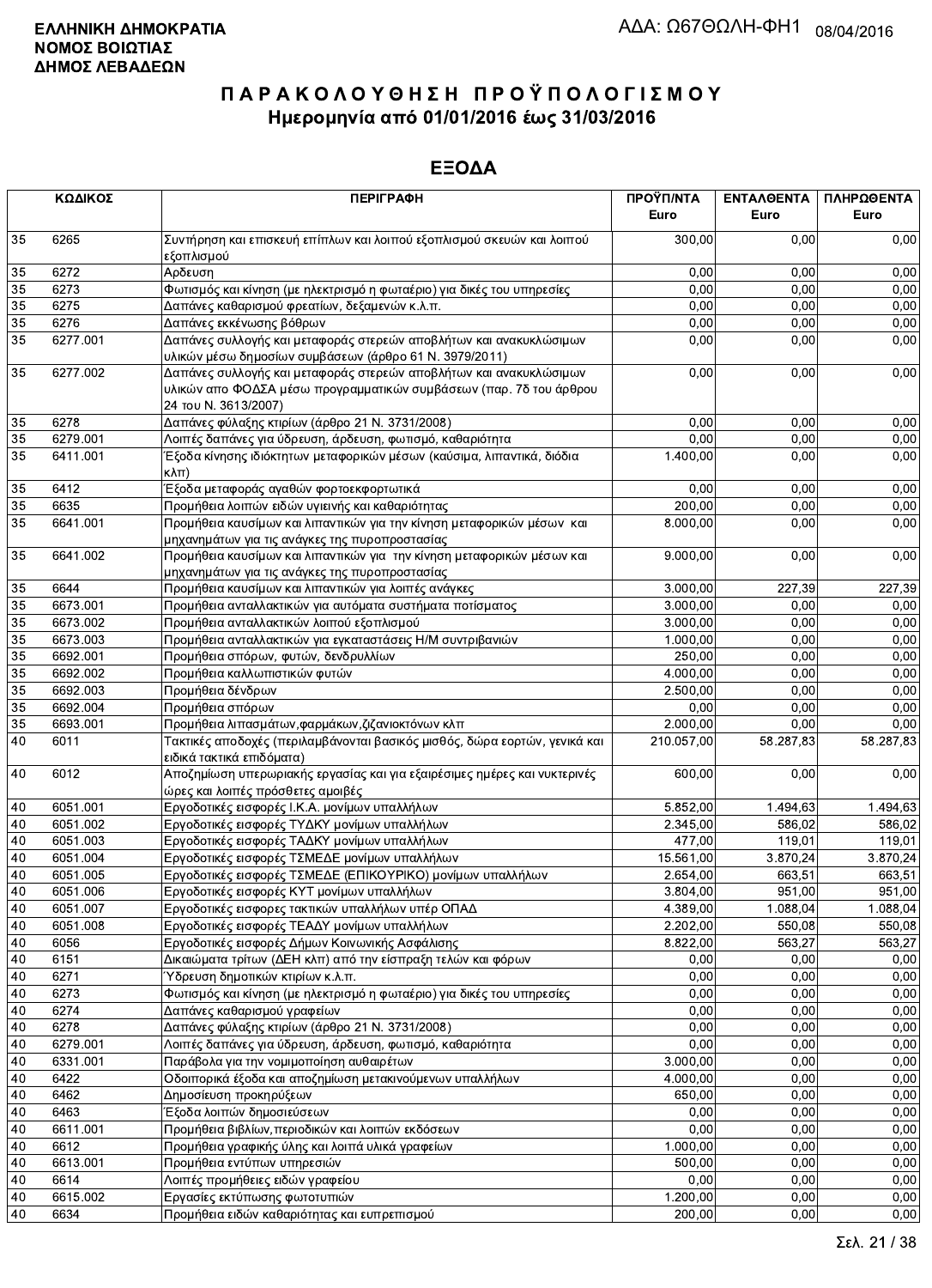**ΕΛΛΗΝΙΚΗ ΔΗΜΟΚΡΑΤΙΑ**
**ΝΟΜΟΣ ΒΟΙΩΤΙΑΣ**
**ΔΗΜΟΣ ΛΕΒΑΔΕΩΝ**

ΑΔΑ: Ω67ΘΩΛΗ-ΦΗ1 08/04/2016

# ΠΑΡΑΚΟΛΟΥΘΗΣΗ ΠΡΟΫΠΟΛΟΓΙΣΜΟΥ
## Ημερομηνία από 01/01/2016 έως 31/03/2016

## ΕΞΟΔΑ

| ΚΩΔΙΚΟΣ | | ΠΕΡΙΓΡΑΦΗ | ΠΡΟΫΠ/ΝΤΑ Euro | ΕΝΤΑΛΘΕΝΤΑ Euro | ΠΛΗΡΩΘΕΝΤΑ Euro |
|---|---|---|---|---|---|
| 35 | 6265 | Συντήρηση και επισκευή επίπλων και λοιπού εξοπλισμού σκευών και λοιπού εξοπλισμού | 300,00 | 0,00 | 0,00 |
| 35 | 6272 | Αρδευση | 0,00 | 0,00 | 0,00 |
| 35 | 6273 | Φωτισμός και κίνηση (με ηλεκτρισμό η φωταέριο) για δικές του υπηρεσίες | 0,00 | 0,00 | 0,00 |
| 35 | 6275 | Δαπάνες καθαρισμού φρεατίων, δεξαμενών κ.λ.π. | 0,00 | 0,00 | 0,00 |
| 35 | 6276 | Δαπάνες εκκένωσης βόθρων | 0,00 | 0,00 | 0,00 |
| 35 | 6277.001 | Δαπάνες συλλογής και μεταφοράς στερεών αποβλήτων και ανακυκλώσιμων υλικών μέσω δημοσίων συμβάσεων (άρθρο 61 Ν. 3979/2011) | 0,00 | 0,00 | 0,00 |
| 35 | 6277.002 | Δαπάνες συλλογής και μεταφοράς στερεών αποβλήτων και ανακυκλώσιμων υλικών απο ΦΟΔΣΑ μέσω προγραμματικών συμβάσεων (παρ. 7δ του άρθρου 24 του Ν. 3613/2007) | 0,00 | 0,00 | 0,00 |
| 35 | 6278 | Δαπάνες φύλαξης κτιρίων (άρθρο 21 Ν. 3731/2008) | 0,00 | 0,00 | 0,00 |
| 35 | 6279.001 | Λοιπές δαπάνες για ύδρευση, άρδευση, φωτισμό, καθαριότητα | 0,00 | 0,00 | 0,00 |
| 35 | 6411.001 | Έξοδα κίνησης ιδιόκτητων μεταφορικών μέσων (καύσιμα, λιπαντικά, διόδια κλπ) | 1.400,00 | 0,00 | 0,00 |
| 35 | 6412 | Έξοδα μεταφοράς αγαθών φορτοεκφορτωτικά | 0,00 | 0,00 | 0,00 |
| 35 | 6635 | Προμήθεια λοιπών ειδών υγιεινής και καθαριότητας | 200,00 | 0,00 | 0,00 |
| 35 | 6641.001 | Προμήθεια καυσίμων και λιπαντικών για την κίνηση μεταφορικών μέσων και μηχανημάτων για τις ανάγκες της πυροπροστασίας | 8.000,00 | 0,00 | 0,00 |
| 35 | 6641.002 | Προμήθεια καυσίμων και λιπαντικών για την κίνηση μεταφορικών μέσων και μηχανημάτων για τις ανάγκες της πυροπροστασίας | 9.000,00 | 0,00 | 0,00 |
| 35 | 6644 | Προμήθεια καυσίμων και λιπαντικών για λοιπές ανάγκες | 3.000,00 | 227,39 | 227,39 |
| 35 | 6673.001 | Προμήθεια ανταλλακτικών για αυτόματα συστήματα ποτίσματος | 3.000,00 | 0,00 | 0,00 |
| 35 | 6673.002 | Προμήθεια ανταλλακτικών λοιπού εξοπλισμού | 3.000,00 | 0,00 | 0,00 |
| 35 | 6673.003 | Προμήθεια ανταλλακτικών για εγκαταστάσεις Η/Μ συντριβανιών | 1.000,00 | 0,00 | 0,00 |
| 35 | 6692.001 | Προμήθεια σπόρων, φυτών, δενδρυλλίων | 250,00 | 0,00 | 0,00 |
| 35 | 6692.002 | Προμήθεια καλλωπιστικών φυτών | 4.000,00 | 0,00 | 0,00 |
| 35 | 6692.003 | Προμήθεια δένδρων | 2.500,00 | 0,00 | 0,00 |
| 35 | 6692.004 | Προμήθεια σπόρων | 0,00 | 0,00 | 0,00 |
| 35 | 6693.001 | Προμήθεια λιπασμάτων,φαρμάκων,ζιζανιοκτόνων κλπ | 2.000,00 | 0,00 | 0,00 |
| 40 | 6011 | Τακτικές αποδοχές (περιλαμβάνονται βασικός μισθός, δώρα εορτών, γενικά και ειδικά τακτικά επιδόματα) | 210.057,00 | 58.287,83 | 58.287,83 |
| 40 | 6012 | Αποζημίωση υπερωριακής εργασίας και για εξαιρέσιμες ημέρες και νυκτερινές ώρες και λοιπές πρόσθετες αμοιβές | 600,00 | 0,00 | 0,00 |
| 40 | 6051.001 | Εργοδοτικές εισφορές Ι.Κ.Α. μονίμων υπαλλήλων | 5.852,00 | 1.494,63 | 1.494,63 |
| 40 | 6051.002 | Εργοδοτικές εισφορές ΤΥΔΚΥ μονίμων υπαλλήλων | 2.345,00 | 586,02 | 586,02 |
| 40 | 6051.003 | Εργοδοτικές εισφορές ΤΑΔΚΥ μονίμων υπαλλήλων | 477,00 | 119,01 | 119,01 |
| 40 | 6051.004 | Εργοδοτικές εισφορές ΤΣΜΕΔΕ μονίμων υπαλλήλων | 15.561,00 | 3.870,24 | 3.870,24 |
| 40 | 6051.005 | Εργοδοτικές εισφορές ΤΣΜΕΔΕ (ΕΠΙΚΟΥΡΙΚΟ) μονίμων υπαλλήλων | 2.654,00 | 663,51 | 663,51 |
| 40 | 6051.006 | Εργοδοτικές εισφορές ΚΥΤ μονίμων υπαλλήλων | 3.804,00 | 951,00 | 951,00 |
| 40 | 6051.007 | Εργοδοτικές εισφορες τακτικών υπαλλήλων υπέρ ΟΠΑΔ | 4.389,00 | 1.088,04 | 1.088,04 |
| 40 | 6051.008 | Εργοδοτικές εισφορές ΤΕΑΔΥ μονίμων υπαλλήλων | 2.202,00 | 550,08 | 550,08 |
| 40 | 6056 | Εργοδοτικές εισφορές Δήμων Κοινωνικής Ασφάλισης | 8.822,00 | 563,27 | 563,27 |
| 40 | 6151 | Δικαιώματα τρίτων (ΔΕΗ κλπ) από την είσπραξη τελών και φόρων | 0,00 | 0,00 | 0,00 |
| 40 | 6271 | Ύδρευση δημοτικών κτιρίων κ.λ.π. | 0,00 | 0,00 | 0,00 |
| 40 | 6273 | Φωτισμός και κίνηση (με ηλεκτρισμό η φωταέριο) για δικές του υπηρεσίες | 0,00 | 0,00 | 0,00 |
| 40 | 6274 | Δαπάνες καθαρισμού γραφείων | 0,00 | 0,00 | 0,00 |
| 40 | 6278 | Δαπάνες φύλαξης κτιρίων (άρθρο 21 Ν. 3731/2008) | 0,00 | 0,00 | 0,00 |
| 40 | 6279.001 | Λοιπές δαπάνες για ύδρευση, άρδευση, φωτισμό, καθαριότητα | 0,00 | 0,00 | 0,00 |
| 40 | 6331.001 | Παράβολα για την νομιμοποίηση αυθαιρέτων | 3.000,00 | 0,00 | 0,00 |
| 40 | 6422 | Οδοιπορικά έξοδα και αποζημίωση μετακινούμενων υπαλλήλων | 4.000,00 | 0,00 | 0,00 |
| 40 | 6462 | Δημοσίευση προκηρύξεων | 650,00 | 0,00 | 0,00 |
| 40 | 6463 | Έξοδα λοιπών δημοσιεύσεων | 0,00 | 0,00 | 0,00 |
| 40 | 6611.001 | Προμήθεια βιβλίων,περιοδικών και λοιπών εκδόσεων | 0,00 | 0,00 | 0,00 |
| 40 | 6612 | Προμήθεια γραφικής ύλης και λοιπά υλικά γραφείων | 1.000,00 | 0,00 | 0,00 |
| 40 | 6613.001 | Προμήθεια εντύπων υπηρεσιών | 500,00 | 0,00 | 0,00 |
| 40 | 6614 | Λοιπές προμήθειες ειδών γραφείου | 0,00 | 0,00 | 0,00 |
| 40 | 6615.002 | Εργασίες εκτύπωσης φωτοτυπιών | 1.200,00 | 0,00 | 0,00 |
| 40 | 6634 | Προμήθεια ειδών καθαριότητας και ευπρεπισμού | 200,00 | 0,00 | 0,00 |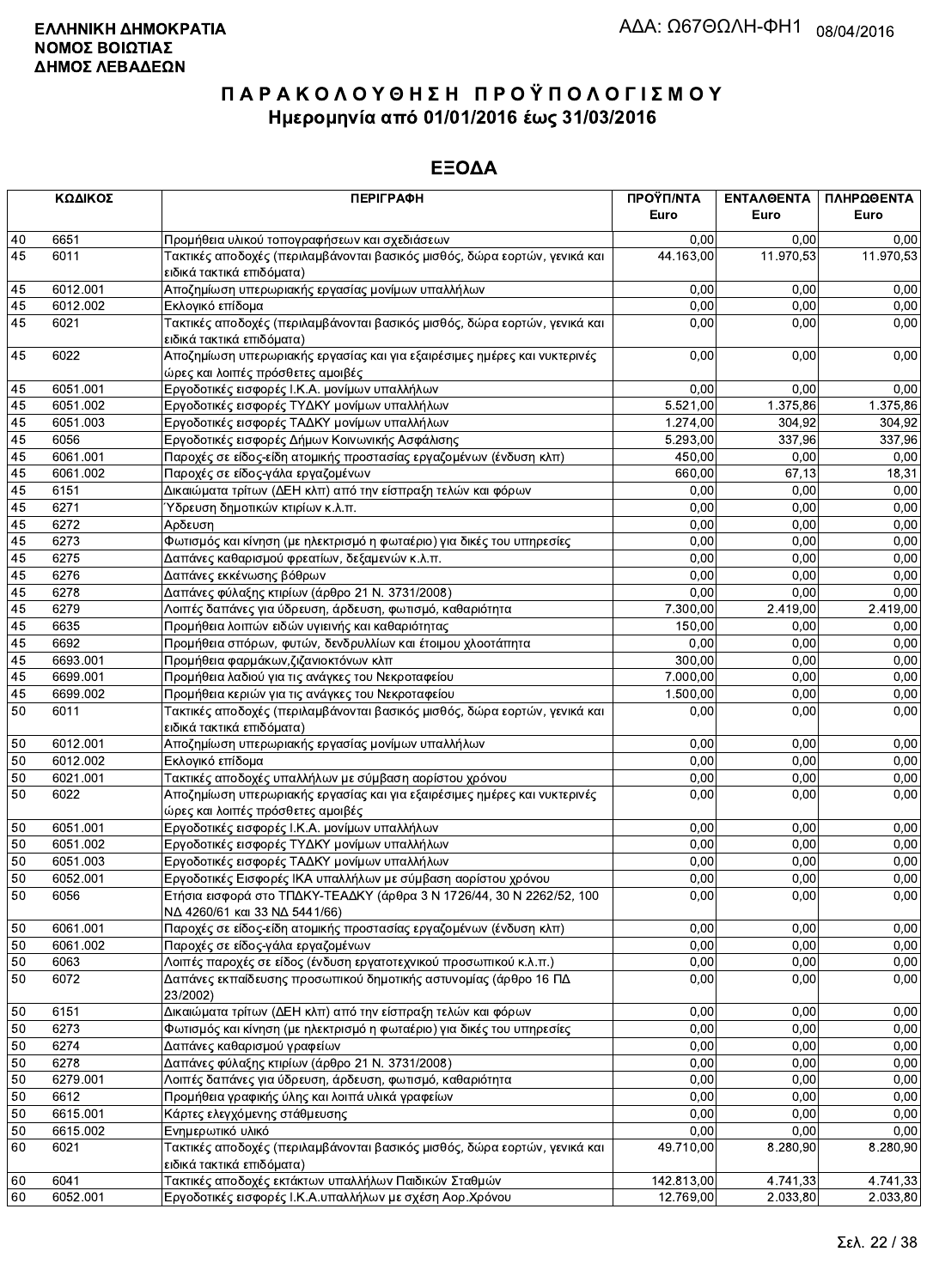**ΕΛΛΗΝΙΚΗ ΔΗΜΟΚΡΑΤΙΑ**
**ΝΟΜΟΣ ΒΟΙΩΤΙΑΣ**
**ΔΗΜΟΣ ΛΕΒΑΔΕΩΝ**

ΑΔΑ: Ω67ΘΩΛΗ-ΦΗ1 08/04/2016

# ΠΑΡΑΚΟΛΟΥΘΗΣΗ ΠΡΟΫΠΟΛΟΓΙΣΜΟΥ
## Ημερομηνία από 01/01/2016 έως 31/03/2016

## ΕΞΟΔΑ

| ΚΩΔΙΚΟΣ | | ΠΕΡΙΓΡΑΦΗ | ΠΡΟΫΠ/ΝΤΑ Euro | ΕΝΤΑΛΘΕΝΤΑ Euro | ΠΛΗΡΩΘΕΝΤΑ Euro |
|---|---|---|---|---|---|
| 40 | 6651 | Προμήθεια υλικού τοπογραφήσεων και σχεδιάσεων | 0,00 | 0,00 | 0,00 |
| 45 | 6011 | Τακτικές αποδοχές (περιλαμβάνονται βασικός μισθός, δώρα εορτών, γενικά και ειδικά τακτικά επιδόματα) | 44.163,00 | 11.970,53 | 11.970,53 |
| 45 | 6012.001 | Αποζημίωση υπερωριακής εργασίας μονίμων υπαλλήλων | 0,00 | 0,00 | 0,00 |
| 45 | 6012.002 | Εκλογικό επίδομα | 0,00 | 0,00 | 0,00 |
| 45 | 6021 | Τακτικές αποδοχές (περιλαμβάνονται βασικός μισθός, δώρα εορτών, γενικά και ειδικά τακτικά επιδόματα) | 0,00 | 0,00 | 0,00 |
| 45 | 6022 | Αποζημίωση υπερωριακής εργασίας και για εξαιρέσιμες ημέρες και νυκτερινές ώρες και λοιπές πρόσθετες αμοιβές | 0,00 | 0,00 | 0,00 |
| 45 | 6051.001 | Εργοδοτικές εισφορές Ι.Κ.Α. μονίμων υπαλλήλων | 0,00 | 0,00 | 0,00 |
| 45 | 6051.002 | Εργοδοτικές εισφορές ΤΥΔΚΥ μονίμων υπαλλήλων | 5.521,00 | 1.375,86 | 1.375,86 |
| 45 | 6051.003 | Εργοδοτικές εισφορές ΤΑΔΚΥ μονίμων υπαλλήλων | 1.274,00 | 304,92 | 304,92 |
| 45 | 6056 | Εργοδοτικές εισφορές Δήμων Κοινωνικής Ασφάλισης | 5.293,00 | 337,96 | 337,96 |
| 45 | 6061.001 | Παροχές σε είδος-είδη ατομικής προστασίας εργαζομένων (ένδυση κλπ) | 450,00 | 0,00 | 0,00 |
| 45 | 6061.002 | Παροχές σε είδος-γάλα εργαζομένων | 660,00 | 67,13 | 18,31 |
| 45 | 6151 | Δικαιώματα τρίτων (ΔΕΗ κλπ) από την είσπραξη τελών και φόρων | 0,00 | 0,00 | 0,00 |
| 45 | 6271 | Ύδρευση δημοτικών κτιρίων κ.λ.π. | 0,00 | 0,00 | 0,00 |
| 45 | 6272 | Αρδευση | 0,00 | 0,00 | 0,00 |
| 45 | 6273 | Φωτισμός και κίνηση (με ηλεκτρισμό η φωταέριο) για δικές του υπηρεσίες | 0,00 | 0,00 | 0,00 |
| 45 | 6275 | Δαπάνες καθαρισμού φρεατίων, δεξαμενών κ.λ.π. | 0,00 | 0,00 | 0,00 |
| 45 | 6276 | Δαπάνες εκκένωσης βόθρων | 0,00 | 0,00 | 0,00 |
| 45 | 6278 | Δαπάνες φύλαξης κτιρίων (άρθρο 21 Ν. 3731/2008) | 0,00 | 0,00 | 0,00 |
| 45 | 6279 | Λοιπές δαπάνες για ύδρευση, άρδευση, φωτισμό, καθαριότητα | 7.300,00 | 2.419,00 | 2.419,00 |
| 45 | 6635 | Προμήθεια λοιπών ειδών υγιεινής και καθαριότητας | 150,00 | 0,00 | 0,00 |
| 45 | 6692 | Προμήθεια σπόρων, φυτών, δενδρυλλίων και έτοιμου χλοοτάπητα | 0,00 | 0,00 | 0,00 |
| 45 | 6693.001 | Προμήθεια φαρμάκων,ζιζανιοκτόνων κλπ | 300,00 | 0,00 | 0,00 |
| 45 | 6699.001 | Προμήθεια λαδιού για τις ανάγκες του Νεκροταφείου | 7.000,00 | 0,00 | 0,00 |
| 45 | 6699.002 | Προμήθεια κεριών για τις ανάγκες του Νεκροταφείου | 1.500,00 | 0,00 | 0,00 |
| 50 | 6011 | Τακτικές αποδοχές (περιλαμβάνονται βασικός μισθός, δώρα εορτών, γενικά και ειδικά τακτικά επιδόματα) | 0,00 | 0,00 | 0,00 |
| 50 | 6012.001 | Αποζημίωση υπερωριακής εργασίας μονίμων υπαλλήλων | 0,00 | 0,00 | 0,00 |
| 50 | 6012.002 | Εκλογικό επίδομα | 0,00 | 0,00 | 0,00 |
| 50 | 6021.001 | Τακτικές αποδοχές υπαλλήλων με σύμβαση αορίστου χρόνου | 0,00 | 0,00 | 0,00 |
| 50 | 6022 | Αποζημίωση υπερωριακής εργασίας και για εξαιρέσιμες ημέρες και νυκτερινές ώρες και λοιπές πρόσθετες αμοιβές | 0,00 | 0,00 | 0,00 |
| 50 | 6051.001 | Εργοδοτικές εισφορές Ι.Κ.Α. μονίμων υπαλλήλων | 0,00 | 0,00 | 0,00 |
| 50 | 6051.002 | Εργοδοτικές εισφορές ΤΥΔΚΥ μονίμων υπαλλήλων | 0,00 | 0,00 | 0,00 |
| 50 | 6051.003 | Εργοδοτικές εισφορές ΤΑΔΚΥ μονίμων υπαλλήλων | 0,00 | 0,00 | 0,00 |
| 50 | 6052.001 | Εργοδοτικές Εισφορές ΙΚΑ υπαλλήλων με σύμβαση αορίστου χρόνου | 0,00 | 0,00 | 0,00 |
| 50 | 6056 | Ετήσια εισφορά στο ΤΠΔΚΥ-ΤΕΑΔΚΥ (άρθρα 3 Ν 1726/44, 30 Ν 2262/52, 100 ΝΔ 4260/61 και 33 ΝΔ 5441/66) | 0,00 | 0,00 | 0,00 |
| 50 | 6061.001 | Παροχές σε είδος-είδη ατομικής προστασίας εργαζομένων (ένδυση κλπ) | 0,00 | 0,00 | 0,00 |
| 50 | 6061.002 | Παροχές σε είδος-γάλα εργαζομένων | 0,00 | 0,00 | 0,00 |
| 50 | 6063 | Λοιπές παροχές σε είδος (ένδυση εργατοτεχνικού προσωπικού κ.λ.π.) | 0,00 | 0,00 | 0,00 |
| 50 | 6072 | Δαπάνες εκπαίδευσης προσωπικού δημοτικής αστυνομίας (άρθρο 16 ΠΔ 23/2002) | 0,00 | 0,00 | 0,00 |
| 50 | 6151 | Δικαιώματα τρίτων (ΔΕΗ κλπ) από την είσπραξη τελών και φόρων | 0,00 | 0,00 | 0,00 |
| 50 | 6273 | Φωτισμός και κίνηση (με ηλεκτρισμό η φωταέριο) για δικές του υπηρεσίες | 0,00 | 0,00 | 0,00 |
| 50 | 6274 | Δαπάνες καθαρισμού γραφείων | 0,00 | 0,00 | 0,00 |
| 50 | 6278 | Δαπάνες φύλαξης κτιρίων (άρθρο 21 Ν. 3731/2008) | 0,00 | 0,00 | 0,00 |
| 50 | 6279.001 | Λοιπές δαπάνες για ύδρευση, άρδευση, φωτισμό, καθαριότητα | 0,00 | 0,00 | 0,00 |
| 50 | 6612 | Προμήθεια γραφικής ύλης και λοιπά υλικά γραφείων | 0,00 | 0,00 | 0,00 |
| 50 | 6615.001 | Κάρτες ελεγχόμενης στάθμευσης | 0,00 | 0,00 | 0,00 |
| 50 | 6615.002 | Ενημερωτικό υλικό | 0,00 | 0,00 | 0,00 |
| 60 | 6021 | Τακτικές αποδοχές (περιλαμβάνονται βασικός μισθός, δώρα εορτών, γενικά και ειδικά τακτικά επιδόματα) | 49.710,00 | 8.280,90 | 8.280,90 |
| 60 | 6041 | Τακτικές αποδοχές εκτάκτων υπαλλήλων Παιδικών Σταθμών | 142.813,00 | 4.741,33 | 4.741,33 |
| 60 | 6052.001 | Εργοδοτικές εισφορές Ι.Κ.Α.υπαλλήλων με σχέση Αορ.Χρόνου | 12.769,00 | 2.033,80 | 2.033,80 |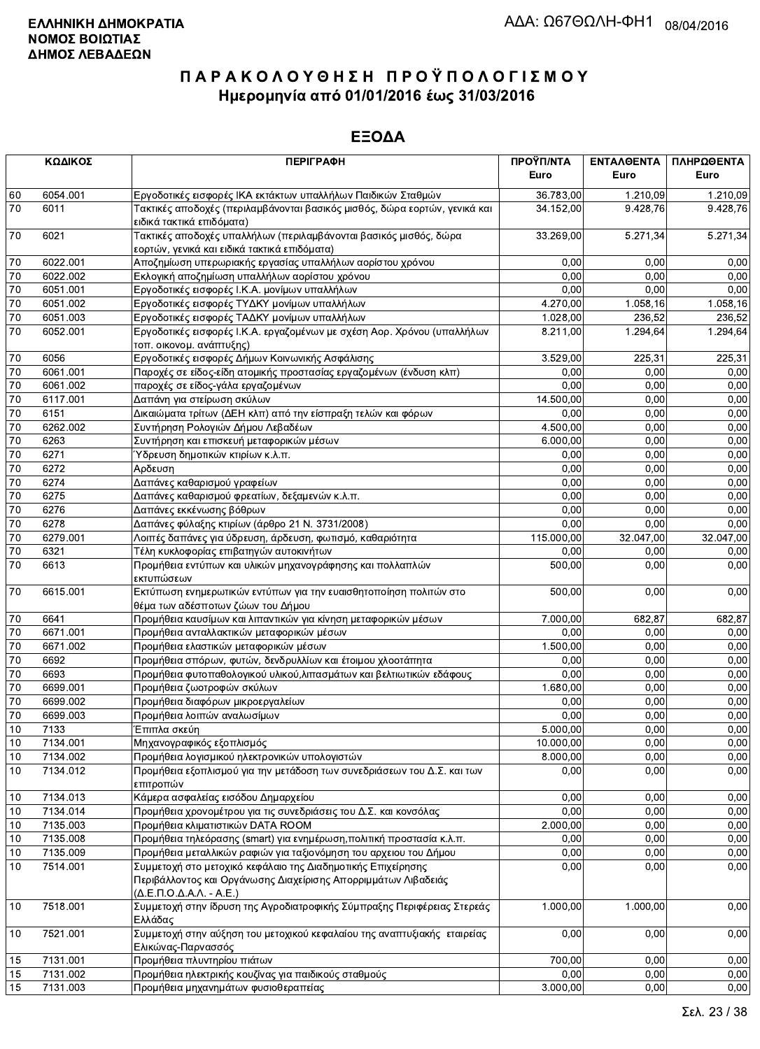**ΕΛΛΗΝΙΚΗ ΔΗΜΟΚΡΑΤΙΑ**
**ΝΟΜΟΣ ΒΟΙΩΤΙΑΣ**
**ΔΗΜΟΣ ΛΕΒΑΔΕΩΝ**

ΑΔΑ: Ω67ΘΩΛΗ-ΦΗ1 08/04/2016

# ΠΑΡΑΚΟΛΟΥΘΗΣΗ ΠΡΟΫΠΟΛΟΓΙΣΜΟΥ
## Ημερομηνία από 01/01/2016 έως 31/03/2016

## ΕΞΟΔΑ

| ΚΩΔΙΚΟΣ | | ΠΕΡΙΓΡΑΦΗ | ΠΡΟΫΠ/ΝΤΑ Euro | ΕΝΤΑΛΘΕΝΤΑ Euro | ΠΛΗΡΩΘΕΝΤΑ Euro |
|---|---|---|---|---|---|
| 60 | 6054.001 | Εργοδοτικές εισφορές ΙΚΑ εκτάκτων υπαλλήλων Παιδικών Σταθμών | 36.783,00 | 1.210,09 | 1.210,09 |
| 70 | 6011 | Τακτικές αποδοχές (περιλαμβάνονται βασικός μισθός, δώρα εορτών, γενικά και ειδικά τακτικά επιδόματα) | 34.152,00 | 9.428,76 | 9.428,76 |
| 70 | 6021 | Τακτικές αποδοχές υπαλλήλων (περιλαμβάνονται βασικός μισθός, δώρα εορτών, γενικά και ειδικά τακτικά επιδόματα) | 33.269,00 | 5.271,34 | 5.271,34 |
| 70 | 6022.001 | Αποζημίωση υπερωριακής εργασίας υπαλλήλων αορίστου χρόνου | 0,00 | 0,00 | 0,00 |
| 70 | 6022.002 | Εκλογική αποζημίωση υπαλλήλων αορίστου χρόνου | 0,00 | 0,00 | 0,00 |
| 70 | 6051.001 | Εργοδοτικές εισφορές Ι.Κ.Α. μονίμων υπαλλήλων | 0,00 | 0,00 | 0,00 |
| 70 | 6051.002 | Εργοδοτικές εισφορές ΤΥΔΚΥ μονίμων υπαλλήλων | 4.270,00 | 1.058,16 | 1.058,16 |
| 70 | 6051.003 | Εργοδοτικές εισφορές ΤΑΔΚΥ μονίμων υπαλλήλων | 1.028,00 | 236,52 | 236,52 |
| 70 | 6052.001 | Εργοδοτικές εισφορές Ι.Κ.Α. εργαζομένων με σχέση Αορ. Χρόνου (υπαλλήλων τοπ. οικονομ. ανάπτυξης) | 8.211,00 | 1.294,64 | 1.294,64 |
| 70 | 6056 | Εργοδοτικές εισφορές Δήμων Κοινωνικής Ασφάλισης | 3.529,00 | 225,31 | 225,31 |
| 70 | 6061.001 | Παροχές σε είδος-είδη ατομικής προστασίας εργαζομένων (ένδυση κλπ) | 0,00 | 0,00 | 0,00 |
| 70 | 6061.002 | παροχές σε είδος-γάλα εργαζομένων | 0,00 | 0,00 | 0,00 |
| 70 | 6117.001 | Δαπάνη για στείρωση σκύλων | 14.500,00 | 0,00 | 0,00 |
| 70 | 6151 | Δικαιώματα τρίτων (ΔΕΗ κλπ) από την είσπραξη τελών και φόρων | 0,00 | 0,00 | 0,00 |
| 70 | 6262.002 | Συντήρηση Ρολογιών Δήμου Λεβαδέων | 4.500,00 | 0,00 | 0,00 |
| 70 | 6263 | Συντήρηση και επισκευή μεταφορικών μέσων | 6.000,00 | 0,00 | 0,00 |
| 70 | 6271 | Ύδρευση δημοτικών κτιρίων κ.λ.π. | 0,00 | 0,00 | 0,00 |
| 70 | 6272 | Αρδευση | 0,00 | 0,00 | 0,00 |
| 70 | 6274 | Δαπάνες καθαρισμού γραφείων | 0,00 | 0,00 | 0,00 |
| 70 | 6275 | Δαπάνες καθαρισμού φρεατίων, δεξαμενών κ.λ.π. | 0,00 | 0,00 | 0,00 |
| 70 | 6276 | Δαπάνες εκκένωσης βόθρων | 0,00 | 0,00 | 0,00 |
| 70 | 6278 | Δαπάνες φύλαξης κτιρίων (άρθρο 21 Ν. 3731/2008) | 0,00 | 0,00 | 0,00 |
| 70 | 6279.001 | Λοιπές δαπάνες για ύδρευση, άρδευση, φωτισμό, καθαριότητα | 115.000,00 | 32.047,00 | 32.047,00 |
| 70 | 6321 | Τέλη κυκλοφορίας επιβατηγών αυτοκινήτων | 0,00 | 0,00 | 0,00 |
| 70 | 6613 | Προμήθεια εντύπων και υλικών μηχανογράφησης και πολλαπλών εκτυπώσεων | 500,00 | 0,00 | 0,00 |
| 70 | 6615.001 | Εκτύπωση ενημερωτικών εντύπων για την ευαισθητοποίηση πολιτών στο θέμα των αδέσποτων ζώων του Δήμου | 500,00 | 0,00 | 0,00 |
| 70 | 6641 | Προμήθεια καυσίμων και λιπαντικών για κίνηση μεταφορικών μέσων | 7.000,00 | 682,87 | 682,87 |
| 70 | 6671.001 | Προμήθεια ανταλλακτικών μεταφορικών μέσων | 0,00 | 0,00 | 0,00 |
| 70 | 6671.002 | Προμήθεια ελαστικών μεταφορικών μέσων | 1.500,00 | 0,00 | 0,00 |
| 70 | 6692 | Προμήθεια σπόρων, φυτών, δενδρυλλίων και έτοιμου χλοοτάπητα | 0,00 | 0,00 | 0,00 |
| 70 | 6693 | Προμήθεια φυτοπαθολογικού υλικού,λιπασμάτων και βελτιωτικών εδάφους | 0,00 | 0,00 | 0,00 |
| 70 | 6699.001 | Προμήθεια ζωοτροφών σκύλων | 1.680,00 | 0,00 | 0,00 |
| 70 | 6699.002 | Προμήθεια διαφόρων μικροεργαλείων | 0,00 | 0,00 | 0,00 |
| 70 | 6699.003 | Προμήθεια λοιπών αναλωσίμων | 0,00 | 0,00 | 0,00 |
| 10 | 7133 | Έπιπλα σκεύη | 5.000,00 | 0,00 | 0,00 |
| 10 | 7134.001 | Μηχανογραφικός εξοπλισμός | 10.000,00 | 0,00 | 0,00 |
| 10 | 7134.002 | Προμήθεια λογισμικού ηλεκτρονικών υπολογιστών | 8.000,00 | 0,00 | 0,00 |
| 10 | 7134.012 | Προμήθεια εξοπλισμού για την μετάδοση των συνεδριάσεων του Δ.Σ. και των επιτροπών | 0,00 | 0,00 | 0,00 |
| 10 | 7134.013 | Κάμερα ασφαλείας εισόδου Δημαρχείου | 0,00 | 0,00 | 0,00 |
| 10 | 7134.014 | Προμήθεια χρονομέτρου για τις συνεδριάσεις του Δ.Σ. και κονσόλας | 0,00 | 0,00 | 0,00 |
| 10 | 7135.003 | Προμήθεια κλιματιστικών DATA ROOM | 2.000,00 | 0,00 | 0,00 |
| 10 | 7135.008 | Προμήθεια τηλεόρασης (smart) για ενημέρωση,πολιτική προστασία κ.λ.π. | 0,00 | 0,00 | 0,00 |
| 10 | 7135.009 | Προμήθεια μεταλλικών ραφιών για ταξιονόμηση του αρχειου του Δήμου | 0,00 | 0,00 | 0,00 |
| 10 | 7514.001 | Συμμετοχή στο μετοχικό κεφάλαιο της Διαδημοτικής Επιχείρησης Περιβάλλοντος και Οργάνωσης Διαχείρισης Απορριμμάτων Λιβαδειάς (Δ.Ε.Π.Ο.Δ.Α.Λ. - Α.Ε.) | 0,00 | 0,00 | 0,00 |
| 10 | 7518.001 | Συμμετοχή στην ίδρυση της Αγροδιατροφικής Σύμπραξης Περιφέρειας Στερεάς Ελλάδας | 1.000,00 | 1.000,00 | 0,00 |
| 10 | 7521.001 | Συμμετοχή στην αύξηση του μετοχικού κεφαλαίου της αναπτυξιακής εταιρείας Ελικώνας-Παρνασσός | 0,00 | 0,00 | 0,00 |
| 15 | 7131.001 | Προμήθεια πλυντηρίου πιάτων | 700,00 | 0,00 | 0,00 |
| 15 | 7131.002 | Προμήθεια ηλεκτρικής κουζίνας για παιδικούς σταθμούς | 0,00 | 0,00 | 0,00 |
| 15 | 7131.003 | Προμήθεια μηχανημάτων φυσιοθεραπείας | 3.000,00 | 0,00 | 0,00 |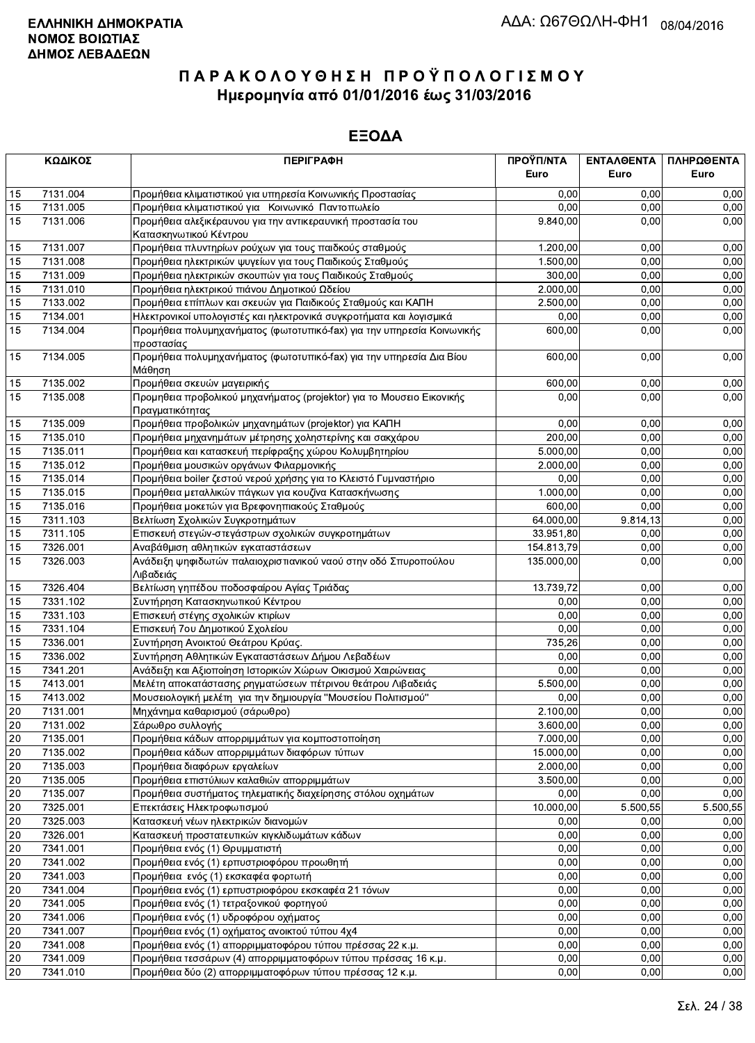**ΕΛΛΗΝΙΚΗ ΔΗΜΟΚΡΑΤΙΑ**
**ΝΟΜΟΣ ΒΟΙΩΤΙΑΣ**
**ΔΗΜΟΣ ΛΕΒΑΔΕΩΝ**

ΑΔΑ: Ω67ΘΩΛΗ-ΦΗ1 08/04/2016

# ΠΑΡΑΚΟΛΟΥΘΗΣΗ ΠΡΟΫΠΟΛΟΓΙΣΜΟΥ
## Ημερομηνία από 01/01/2016 έως 31/03/2016

## ΕΞΟΔΑ

| ΚΩΔΙΚΟΣ | | ΠΕΡΙΓΡΑΦΗ | ΠΡΟΫΠ/ΝΤΑ Euro | ΕΝΤΑΛΘΕΝΤΑ Euro | ΠΛΗΡΩΘΕΝΤΑ Euro |
|---|---|---|---|---|---|
| 15 | 7131.004 | Προμήθεια κλιματιστικού για υπηρεσία Κοινωνικής Προστασίας | 0,00 | 0,00 | 0,00 |
| 15 | 7131.005 | Προμήθεια κλιματιστικού για Κοινωνικό Παντοπωλείο | 0,00 | 0,00 | 0,00 |
| 15 | 7131.006 | Προμήθεια αλεξικέραυνου για την αντικεραυνική προστασία του Κατασκηνωτικού Κέντρου | 9.840,00 | 0,00 | 0,00 |
| 15 | 7131.007 | Προμήθεια πλυντηρίων ρούχων για τους παιδικούς σταθμούς | 1.200,00 | 0,00 | 0,00 |
| 15 | 7131.008 | Προμήθεια ηλεκτρικών ψυγείων για τους Παιδικούς Σταθμούς | 1.500,00 | 0,00 | 0,00 |
| 15 | 7131.009 | Προμήθεια ηλεκτρικών σκουπών για τους Παιδικούς Σταθμούς | 300,00 | 0,00 | 0,00 |
| 15 | 7131.010 | Προμήθεια ηλεκτρικού πιάνου Δημοτικού Ωδείου | 2.000,00 | 0,00 | 0,00 |
| 15 | 7133.002 | Προμήθεια επίπλων και σκευών για Παιδικούς Σταθμούς και ΚΑΠΗ | 2.500,00 | 0,00 | 0,00 |
| 15 | 7134.001 | Ηλεκτρονικοί υπολογιστές και ηλεκτρονικά συγκροτήματα και λογισμικά | 0,00 | 0,00 | 0,00 |
| 15 | 7134.004 | Προμήθεια πολυμηχανήματος (φωτοτυπικό-fax) για την υπηρεσία Κοινωνικής προστασίας | 600,00 | 0,00 | 0,00 |
| 15 | 7134.005 | Προμήθεια πολυμηχανήματος (φωτοτυπικό-fax) για την υπηρεσία Δια Βίου Μάθηση | 600,00 | 0,00 | 0,00 |
| 15 | 7135.002 | Προμήθεια σκευών μαγειρικής | 600,00 | 0,00 | 0,00 |
| 15 | 7135.008 | Προμηθεια προβολικού μηχανήματος (projektor) για το Μουσειο Εικονικής Πραγματικότητας | 0,00 | 0,00 | 0,00 |
| 15 | 7135.009 | Προμήθεια προβολικών μηχανημάτων (projektor) για ΚΑΠΗ | 0,00 | 0,00 | 0,00 |
| 15 | 7135.010 | Προμήθεια μηχανημάτων μέτρησης χοληστερίνης και σακχάρου | 200,00 | 0,00 | 0,00 |
| 15 | 7135.011 | Προμήθεια και κατασκευή περίφραξης χώρου Κολυμβητηρίου | 5.000,00 | 0,00 | 0,00 |
| 15 | 7135.012 | Προμήθεια μουσικών οργάνων Φιλαρμονικής | 2.000,00 | 0,00 | 0,00 |
| 15 | 7135.014 | Προμήθεια boiler ζεστού νερού χρήσης για το Κλειστό Γυμναστήριο | 0,00 | 0,00 | 0,00 |
| 15 | 7135.015 | Προμήθεια μεταλλικών πάγκων για κουζίνα Κατασκήνωσης | 1.000,00 | 0,00 | 0,00 |
| 15 | 7135.016 | Προμήθεια μοκετών για Βρεφονηπιακούς Σταθμούς | 600,00 | 0,00 | 0,00 |
| 15 | 7311.103 | Βελτίωση Σχολικών Συγκροτημάτων | 64.000,00 | 9.814,13 | 0,00 |
| 15 | 7311.105 | Επισκευή στεγών-στεγάστρων σχολικών συγκροτημάτων | 33.951,80 | 0,00 | 0,00 |
| 15 | 7326.001 | Αναβάθμιση αθλητικών εγκαταστάσεων | 154.813,79 | 0,00 | 0,00 |
| 15 | 7326.003 | Ανάδειξη ψηφιδωτών παλαιοχριστιανικού ναού στην οδό Σπυροπούλου Λιβαδειάς | 135.000,00 | 0,00 | 0,00 |
| 15 | 7326.404 | Βελτίωση γηπέδου ποδοσφαίρου Αγίας Τριάδας | 13.739,72 | 0,00 | 0,00 |
| 15 | 7331.102 | Συντήρηση Κατασκηνωτικού Κέντρου | 0,00 | 0,00 | 0,00 |
| 15 | 7331.103 | Επισκευή στέγης σχολικών κτιρίων | 0,00 | 0,00 | 0,00 |
| 15 | 7331.104 | Επισκευή 7ου Δημοτικού Σχολείου | 0,00 | 0,00 | 0,00 |
| 15 | 7336.001 | Συντήρηση Ανοικτού Θεάτρου Κρύας. | 735,26 | 0,00 | 0,00 |
| 15 | 7336.002 | Συντήρηση Αθλητικών Εγκαταστάσεων Δήμου Λεβαδέων | 0,00 | 0,00 | 0,00 |
| 15 | 7341.201 | Ανάδειξη και Αξιοποίηση Ιστορικών Χώρων Οικισμού Χαιρώνειας | 0,00 | 0,00 | 0,00 |
| 15 | 7413.001 | Μελέτη αποκατάστασης ρηγματώσεων πέτρινου θεάτρου Λιβαδειάς | 5.500,00 | 0,00 | 0,00 |
| 15 | 7413.002 | Μουσειολογική μελέτη για την δημιουργία "Μουσείου Πολιτισμού" | 0,00 | 0,00 | 0,00 |
| 20 | 7131.001 | Μηχάνημα καθαρισμού (σάρωθρο) | 2.100,00 | 0,00 | 0,00 |
| 20 | 7131.002 | Σάρωθρο συλλογής | 3.600,00 | 0,00 | 0,00 |
| 20 | 7135.001 | Προμήθεια κάδων απορριμμάτων για κομποστοποίηση | 7.000,00 | 0,00 | 0,00 |
| 20 | 7135.002 | Προμήθεια κάδων απορριμμάτων διαφόρων τύπων | 15.000,00 | 0,00 | 0,00 |
| 20 | 7135.003 | Προμήθεια διαφόρων εργαλείων | 2.000,00 | 0,00 | 0,00 |
| 20 | 7135.005 | Προμήθεια επιστύλιων καλαθιών απορριμμάτων | 3.500,00 | 0,00 | 0,00 |
| 20 | 7135.007 | Προμήθεια συστήματος τηλεματικής διαχείρησης στόλου οχημάτων | 0,00 | 0,00 | 0,00 |
| 20 | 7325.001 | Επεκτάσεις Ηλεκτροφωτισμού | 10.000,00 | 5.500,55 | 5.500,55 |
| 20 | 7325.003 | Κατασκευή νέων ηλεκτρικών διανομών | 0,00 | 0,00 | 0,00 |
| 20 | 7326.001 | Κατασκευή προστατευτικών κιγκλιδωμάτων κάδων | 0,00 | 0,00 | 0,00 |
| 20 | 7341.001 | Προμήθεια ενός (1) Θρυμματιστή | 0,00 | 0,00 | 0,00 |
| 20 | 7341.002 | Προμήθεια ενός (1) ερπυστριοφόρου προωθητή | 0,00 | 0,00 | 0,00 |
| 20 | 7341.003 | Προμήθεια ενός (1) εκσκαφέα φορτωτή | 0,00 | 0,00 | 0,00 |
| 20 | 7341.004 | Προμήθεια ενός (1) ερπυστριοφόρου εκσκαφέα 21 τόνων | 0,00 | 0,00 | 0,00 |
| 20 | 7341.005 | Προμήθεια ενός (1) τετραξονικού φορτηγού | 0,00 | 0,00 | 0,00 |
| 20 | 7341.006 | Προμήθεια ενός (1) υδροφόρου οχήματος | 0,00 | 0,00 | 0,00 |
| 20 | 7341.007 | Προμήθεια ενός (1) οχήματος ανοικτού τύπου 4x4 | 0,00 | 0,00 | 0,00 |
| 20 | 7341.008 | Προμήθεια ενός (1) απορριμματοφόρου τύπου πρέσσας 22 κ.μ. | 0,00 | 0,00 | 0,00 |
| 20 | 7341.009 | Προμήθεια τεσσάρων (4) απορριμματοφόρων τύπου πρέσσας 16 κ.μ. | 0,00 | 0,00 | 0,00 |
| 20 | 7341.010 | Προμήθεια δύο (2) απορριμματοφόρων τύπου πρέσσας 12 κ.μ. | 0,00 | 0,00 | 0,00 |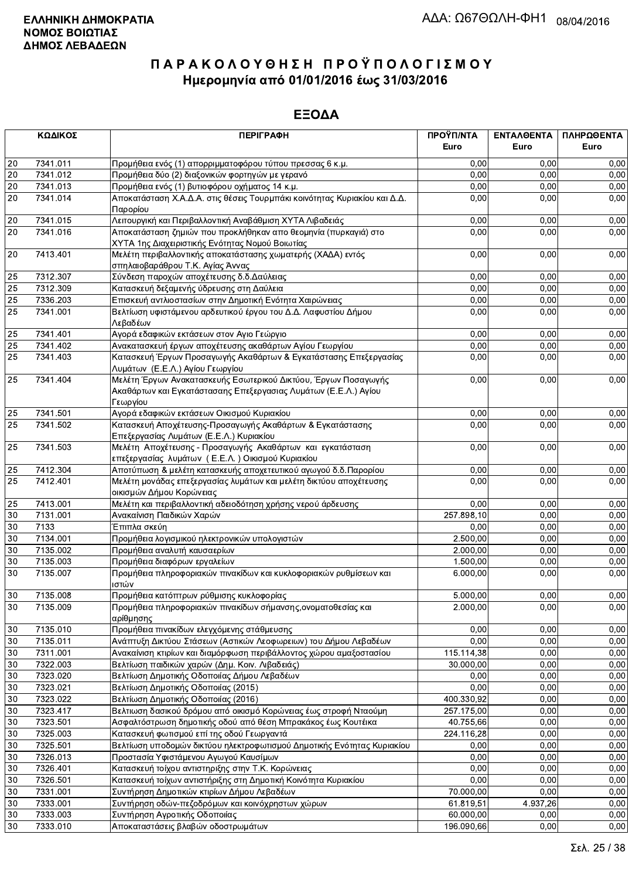**ΕΛΛΗΝΙΚΗ ΔΗΜΟΚΡΑΤΙΑ**
**ΝΟΜΟΣ ΒΟΙΩΤΙΑΣ**
**ΔΗΜΟΣ ΛΕΒΑΔΕΩΝ**

ΑΔΑ: Ω67ΘΩΛΗ-ΦΗ1 08/04/2016

# Π Α Ρ Α Κ Ο Λ Ο Υ Θ Η Σ Η   Π Ρ Ο Ϋ Π Ο Λ Ο Γ Ι Σ Μ Ο Υ
## Ημερομηνία από 01/01/2016 έως 31/03/2016

## ΕΞΟΔΑ

| ΚΩΔΙΚΟΣ | | ΠΕΡΙΓΡΑΦΗ | ΠΡΟΫΠ/ΝΤΑ Euro | ΕΝΤΑΛΘΕΝΤΑ Euro | ΠΛΗΡΩΘΕΝΤΑ Euro |
|---|---|---|---|---|---|
| 20 | 7341.011 | Προμήθεια ενός (1) απορριμματοφόρου τύπου πρεσσας 6 κ.μ. | 0,00 | 0,00 | 0,00 |
| 20 | 7341.012 | Προμήθεια δύο (2) διαξονικών φορτηγών με γερανό | 0,00 | 0,00 | 0,00 |
| 20 | 7341.013 | Προμήθεια ενός (1) βυτιοφόρου οχήματος 14 κ.μ. | 0,00 | 0,00 | 0,00 |
| 20 | 7341.014 | Αποκατάσταση Χ.Α.Δ.Α. στις θέσεις Τουρμπάκι κοινότητας Κυριακίου και Δ.Δ. Παρορίου | 0,00 | 0,00 | 0,00 |
| 20 | 7341.015 | Λειτουργική και Περιβαλλοντική Αναβάθμιση ΧΥΤΑ Λιβαδειάς | 0,00 | 0,00 | 0,00 |
| 20 | 7341.016 | Αποκατάσταση ζημιών που προκλήθηκαν απο θεομηνία (πυρκαγιά) στο ΧΥΤΑ 1ης Διαχειριστικής Ενότητας Νομού Βοιωτίας | 0,00 | 0,00 | 0,00 |
| 20 | 7413.401 | Μελέτη περιβαλλοντικής αποκατάστασης χωματερής (ΧΑΔΑ) εντός σπηλαιοβαράθρου Τ.Κ. Αγίας Άννας | 0,00 | 0,00 | 0,00 |
| 25 | 7312.307 | Σύνδεση παροχών αποχέτευσης δ.δ.Δαύλειας | 0,00 | 0,00 | 0,00 |
| 25 | 7312.309 | Κατασκευή δεξαμενής ύδρευσης στη Δαύλεια | 0,00 | 0,00 | 0,00 |
| 25 | 7336.203 | Επισκευή αντλιοστασίων στην Δημοτική Ενότητα Χαιρώνειας | 0,00 | 0,00 | 0,00 |
| 25 | 7341.001 | Βελτίωση υφιστάμενου αρδευτικού έργου του Δ.Δ. Λαφυστίου Δήμου Λεβαδέων | 0,00 | 0,00 | 0,00 |
| 25 | 7341.401 | Αγορά εδαφικών εκτάσεων στον Αγιο Γεώργιο | 0,00 | 0,00 | 0,00 |
| 25 | 7341.402 | Ανακατασκευή έργων αποχέτευσης ακαθάρτων Αγίου Γεωργίου | 0,00 | 0,00 | 0,00 |
| 25 | 7341.403 | Κατασκευή Έργων Προσαγωγής Ακαθάρτων & Εγκατάστασης Επεξεργασίας Λυμάτων (Ε.Ε.Λ.) Αγίου Γεωργίου | 0,00 | 0,00 | 0,00 |
| 25 | 7341.404 | Μελέτη Έργων Ανακατασκευής Εσωτερικού Δικτύου, Έργων Ποσαγωγής Ακαθάρτων και Εγκατάστασης Επεξεργασίας Λυμάτων (Ε.Ε.Λ.) Αγίου Γεωργίου | 0,00 | 0,00 | 0,00 |
| 25 | 7341.501 | Αγορά εδαφικών εκτάσεων Οικισμού Κυριακίου | 0,00 | 0,00 | 0,00 |
| 25 | 7341.502 | Κατασκευή Αποχέτευσης-Προσαγωγής Ακαθάρτων & Εγκατάστασης Επεξεργασίας Λυμάτων (Ε.Ε.Λ.) Κυριακίου | 0,00 | 0,00 | 0,00 |
| 25 | 7341.503 | Μελέτη Αποχέτευσης - Προσαγωγής Ακαθάρτων και εγκατάσταση επεξεργασίας λυμάτων ( Ε.Ε.Λ. ) Οικισμού Κυριακίου | 0,00 | 0,00 | 0,00 |
| 25 | 7412.304 | Αποτύπωση & μελέτη κατασκευής αποχετευτικού αγωγού δ.δ.Παρορίου | 0,00 | 0,00 | 0,00 |
| 25 | 7412.401 | Μελέτη μονάδας επεξεργασίας λυμάτων και μελέτη δικτύου αποχέτευσης οικισμών Δήμου Κορώνειας | 0,00 | 0,00 | 0,00 |
| 25 | 7413.001 | Μελέτη και περιβαλλοντική αδειοδότηση χρήσης νερού άρδευσης | 0,00 | 0,00 | 0,00 |
| 30 | 7131.001 | Ανακαίνιση Παιδικών Χαρών | 257.898,10 | 0,00 | 0,00 |
| 30 | 7133 | Έπιπλα σκεύη | 0,00 | 0,00 | 0,00 |
| 30 | 7134.001 | Προμήθεια λογισμικού ηλεκτρονικών υπολογιστών | 2.500,00 | 0,00 | 0,00 |
| 30 | 7135.002 | Προμήθεια αναλυτή καυσαερίων | 2.000,00 | 0,00 | 0,00 |
| 30 | 7135.003 | Προμήθεια διαφόρων εργαλείων | 1.500,00 | 0,00 | 0,00 |
| 30 | 7135.007 | Προμήθεια πληροφοριακών πινακίδων και κυκλοφοριακών ρυθμίσεων και ιστών | 6.000,00 | 0,00 | 0,00 |
| 30 | 7135.008 | Προμήθεια κατόπτρων ρύθμισης κυκλοφορίας | 5.000,00 | 0,00 | 0,00 |
| 30 | 7135.009 | Προμήθεια πληροφοριακών πινακίδων σήμανσης,ονοματοθεσίας και αρίθμησης | 2.000,00 | 0,00 | 0,00 |
| 30 | 7135.010 | Προμήθεια πινακίδων ελεγχόμενης στάθμευσης | 0,00 | 0,00 | 0,00 |
| 30 | 7135.011 | Ανάπτυξη Δικτύου Στάσεων (Αστικών Λεοφωρειων) του Δήμου Λεβαδέων | 0,00 | 0,00 | 0,00 |
| 30 | 7311.001 | Ανακαίνιση κτιρίων και διαμόρφωση περιβάλλοντος χώρου αμαξοστασίου | 115.114,38 | 0,00 | 0,00 |
| 30 | 7322.003 | Βελτίωση παιδικών χαρών (Δημ. Κοιν. Λιβαδειάς) | 30.000,00 | 0,00 | 0,00 |
| 30 | 7323.020 | Βελτίωση Δημοτικής Οδοποιίας Δήμου Λεβαδέων | 0,00 | 0,00 | 0,00 |
| 30 | 7323.021 | Βελτίωση Δημοτικής Οδοποιίας (2015) | 0,00 | 0,00 | 0,00 |
| 30 | 7323.022 | Βελτίωση Δημοτικής Οδοποιίας (2016) | 400.330,92 | 0,00 | 0,00 |
| 30 | 7323.417 | Βελτιωση δασικού δρόμου από οικισμό Κορώνειας έως στροφή Νταούμη | 257.175,00 | 0,00 | 0,00 |
| 30 | 7323.501 | Ασφαλτόστρωση δημοτικής οδού από θέση Μπρακάκος έως Κουτέικα | 40.755,66 | 0,00 | 0,00 |
| 30 | 7325.003 | Κατασκευή φωτισμού επί της οδού Γεωργαντά | 224.116,28 | 0,00 | 0,00 |
| 30 | 7325.501 | Βελτίωση υποδομών δικτύου ηλεκτροφωτισμού Δημοτικής Ενότητας Κυριακίου | 0,00 | 0,00 | 0,00 |
| 30 | 7326.013 | Προστασία Υφιστάμενου Αγωγού Καυσίμων | 0,00 | 0,00 | 0,00 |
| 30 | 7326.401 | Κατασκευή τοίχου αντιστηριξης στην Τ.Κ. Κορώνειας | 0,00 | 0,00 | 0,00 |
| 30 | 7326.501 | Κατασκευή τοίχων αντιστήριξης στη Δημοτική Κοινότητα Κυριακίου | 0,00 | 0,00 | 0,00 |
| 30 | 7331.001 | Συντήρηση Δημοτικών κτιρίων Δήμου Λεβαδέων | 70.000,00 | 0,00 | 0,00 |
| 30 | 7333.001 | Συντήρηση οδών-πεζοδρόμων και κοινόχρηστων χώρων | 61.819,51 | 4.937,26 | 0,00 |
| 30 | 7333.003 | Συντήρηση Αγροτικής Οδοποιίας | 60.000,00 | 0,00 | 0,00 |
| 30 | 7333.010 | Αποκαταστάσεις βλαβών οδοστρωμάτων | 196.090,66 | 0,00 | 0,00 |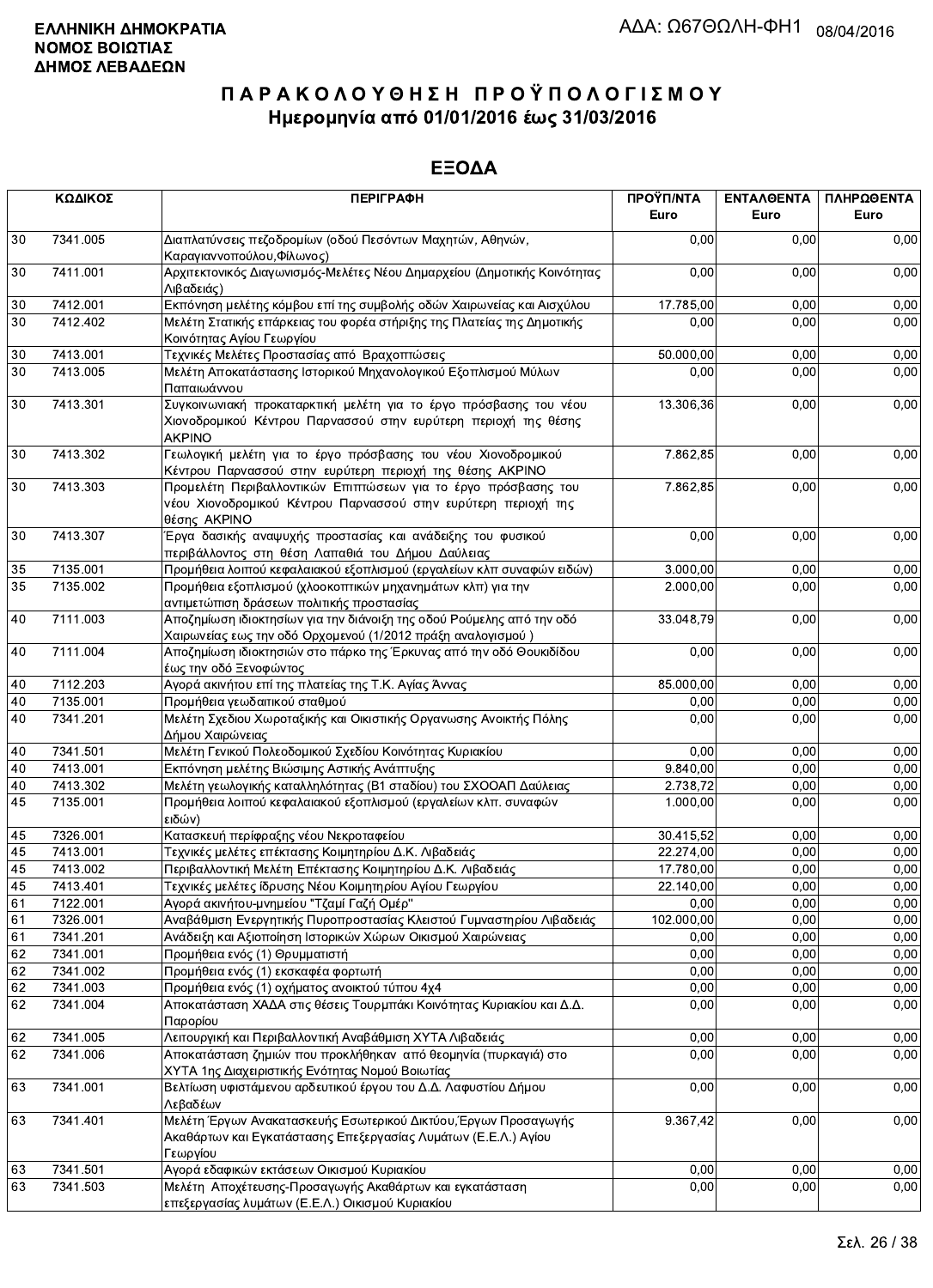**ΕΛΛΗΝΙΚΗ ΔΗΜΟΚΡΑΤΙΑ**
**ΝΟΜΟΣ ΒΟΙΩΤΙΑΣ**
**ΔΗΜΟΣ ΛΕΒΑΔΕΩΝ**

ΑΔΑ: Ω67ΘΩΛΗ-ΦΗ1 08/04/2016

# ΠΑΡΑΚΟΛΟΥΘΗΣΗ ΠΡΟΫΠΟΛΟΓΙΣΜΟΥ
## Ημερομηνία από 01/01/2016 έως 31/03/2016

## ΕΞΟΔΑ

| ΚΩΔΙΚΟΣ | | ΠΕΡΙΓΡΑΦΗ | ΠΡΟΫΠ/ΝΤΑ Euro | ΕΝΤΑΛΘΕΝΤΑ Euro | ΠΛΗΡΩΘΕΝΤΑ Euro |
|---|---|---|---|---|---|
| 30 | 7341.005 | Διαπλατύνσεις πεζοδρομίων (οδού Πεσόντων Μαχητών, Αθηνών, Καραγιαννοπούλου,Φίλωνος) | 0,00 | 0,00 | 0,00 |
| 30 | 7411.001 | Αρχιτεκτονικός Διαγωνισμός-Μελέτες Νέου Δημαρχείου (Δημοτικής Κοινότητας Λιβαδειάς) | 0,00 | 0,00 | 0,00 |
| 30 | 7412.001 | Εκπόνηση μελέτης κόμβου επί της συμβολής οδών Χαιρωνείας και Αισχύλου | 17.785,00 | 0,00 | 0,00 |
| 30 | 7412.402 | Μελέτη Στατικής επάρκειας του φορέα στήριξης της Πλατείας της Δημοτικής Κοινότητας Αγίου Γεωργίου | 0,00 | 0,00 | 0,00 |
| 30 | 7413.001 | Τεχνικές Μελέτες Προστασίας από Βραχοπτώσεις | 50.000,00 | 0,00 | 0,00 |
| 30 | 7413.005 | Μελέτη Αποκατάστασης Ιστορικού Μηχανολογικού Εξοπλισμού Μύλων Παπαιωάννου | 0,00 | 0,00 | 0,00 |
| 30 | 7413.301 | Συγκοινωνιακή προκαταρκτική μελέτη για το έργο πρόσβασης του νέου Χιονοδρομικού Κέντρου Παρνασσού στην ευρύτερη περιοχή της θέσης ΑΚΡΙΝΟ | 13.306,36 | 0,00 | 0,00 |
| 30 | 7413.302 | Γεωλογική μελέτη για το έργο πρόσβασης του νέου Χιονοδρομικού Κέντρου Παρνασσού στην ευρύτερη περιοχή της θέσης ΑΚΡΙΝΟ | 7.862,85 | 0,00 | 0,00 |
| 30 | 7413.303 | Προμελέτη Περιβαλλοντικών Επιπτώσεων για το έργο πρόσβασης του νέου Χιονοδρομικού Κέντρου Παρνασσού στην ευρύτερη περιοχή της θέσης ΑΚΡΙΝΟ | 7.862,85 | 0,00 | 0,00 |
| 30 | 7413.307 | Έργα δασικής αναψυχής προστασίας και ανάδειξης του φυσικού περιβάλλοντος στη θέση Λαπαθιά του Δήμου Δαύλειας | 0,00 | 0,00 | 0,00 |
| 35 | 7135.001 | Προμήθεια λοιπού κεφαλαιακού εξοπλισμού (εργαλείων κλπ συναφών ειδών) | 3.000,00 | 0,00 | 0,00 |
| 35 | 7135.002 | Προμήθεια εξοπλισμού (χλοοκοπτικών μηχανημάτων κλπ) για την αντιμετώπιση δράσεων πολιτικής προστασίας | 2.000,00 | 0,00 | 0,00 |
| 40 | 7111.003 | Αποζημίωση ιδιοκτησίων για την διάνοιξη της οδού Ρούμελης από την οδό Χαιρωνείας εως την οδό Ορχομενού (1/2012 πράξη αναλογισμού ) | 33.048,79 | 0,00 | 0,00 |
| 40 | 7111.004 | Αποζημίωση ιδιοκτησιών στο πάρκο της Έρκυνας από την οδό Θουκιδίδου έως την οδό Ξενοφώντος | 0,00 | 0,00 | 0,00 |
| 40 | 7112.203 | Αγορά ακινήτου επί της πλατείας της Τ.Κ. Αγίας Άννας | 85.000,00 | 0,00 | 0,00 |
| 40 | 7135.001 | Προμήθεια γεωδαιτικού σταθμού | 0,00 | 0,00 | 0,00 |
| 40 | 7341.201 | Μελέτη Σχεδίου Χωροταξικής και Οικιστικής Οργανωσης Ανοικτής Πόλης Δήμου Χαιρώνειας | 0,00 | 0,00 | 0,00 |
| 40 | 7341.501 | Μελέτη Γενικού Πολεοδομικού Σχεδίου Κοινότητας Κυριακίου | 0,00 | 0,00 | 0,00 |
| 40 | 7413.001 | Εκπόνηση μελέτης Βιώσιμης Αστικής Ανάπτυξης | 9.840,00 | 0,00 | 0,00 |
| 40 | 7413.302 | Μελέτη γεωλογικής καταλληλότητας (Β1 σταδίου) του ΣΧΟΟΑΠ Δαύλειας | 2.738,72 | 0,00 | 0,00 |
| 45 | 7135.001 | Προμήθεια λοιπού κεφαλαιακού εξοπλισμού (εργαλείων κλπ. συναφών ειδών) | 1.000,00 | 0,00 | 0,00 |
| 45 | 7326.001 | Κατασκευή περίφραξης νέου Νεκροταφείου | 30.415,52 | 0,00 | 0,00 |
| 45 | 7413.001 | Τεχνικές μελέτες επέκτασης Κοιμητηρίου Δ.Κ. Λιβαδειάς | 22.274,00 | 0,00 | 0,00 |
| 45 | 7413.002 | Περιβαλλοντική Μελέτη Επέκτασης Κοιμητηρίου Δ.Κ. Λιβαδειάς | 17.780,00 | 0,00 | 0,00 |
| 45 | 7413.401 | Τεχνικές μελέτες ίδρυσης Νέου Κοιμητηρίου Αγίου Γεωργίου | 22.140,00 | 0,00 | 0,00 |
| 61 | 7122.001 | Αγορά ακινήτου-μνημείου "Τζαμί Γαζή Ομέρ" | 0,00 | 0,00 | 0,00 |
| 61 | 7326.001 | Αναβάθμιση Ενεργητικής Πυροπροστασίας Κλειστού Γυμναστηρίου Λιβαδειάς | 102.000,00 | 0,00 | 0,00 |
| 61 | 7341.201 | Ανάδειξη και Αξιοποίηση Ιστορικών Χώρων Οικισμού Χαιρώνειας | 0,00 | 0,00 | 0,00 |
| 62 | 7341.001 | Προμήθεια ενός (1) Θρυμματιστή | 0,00 | 0,00 | 0,00 |
| 62 | 7341.002 | Προμήθεια ενός (1) εκσκαφέα φορτωτή | 0,00 | 0,00 | 0,00 |
| 62 | 7341.003 | Προμήθεια ενός (1) οχήματος ανοικτού τύπου 4χ4 | 0,00 | 0,00 | 0,00 |
| 62 | 7341.004 | Αποκατάσταση ΧΑΔΑ στις θέσεις Τουρμπάκι Κοινότητας Κυριακίου και Δ.Δ. Παρορίου | 0,00 | 0,00 | 0,00 |
| 62 | 7341.005 | Λειτουργική και Περιβαλλοντική Αναβάθμιση ΧΥΤΑ Λιβαδειάς | 0,00 | 0,00 | 0,00 |
| 62 | 7341.006 | Αποκατάσταση ζημιών που προκλήθηκαν από θεομηνία (πυρκαγιά) στο ΧΥΤΑ 1ης Διαχειριστικής Ενότητας Νομού Βοιωτίας | 0,00 | 0,00 | 0,00 |
| 63 | 7341.001 | Βελτίωση υφιστάμενου αρδευτικού έργου του Δ.Δ. Λαφυστίου Δήμου Λεβαδέων | 0,00 | 0,00 | 0,00 |
| 63 | 7341.401 | Μελέτη Έργων Ανακατασκευής Εσωτερικού Δικτύου,Έργων Προσαγωγής Ακαθάρτων και Εγκατάστασης Επεξεργασίας Λυμάτων (Ε.Ε.Λ.) Αγίου Γεωργίου | 9.367,42 | 0,00 | 0,00 |
| 63 | 7341.501 | Αγορά εδαφικών εκτάσεων Οικισμού Κυριακίου | 0,00 | 0,00 | 0,00 |
| 63 | 7341.503 | Μελέτη Αποχέτευσης-Προσαγωγής Ακαθάρτων και εγκατάσταση επεξεργασίας λυμάτων (Ε.Ε.Λ.) Οικισμού Κυριακίου | 0,00 | 0,00 | 0,00 |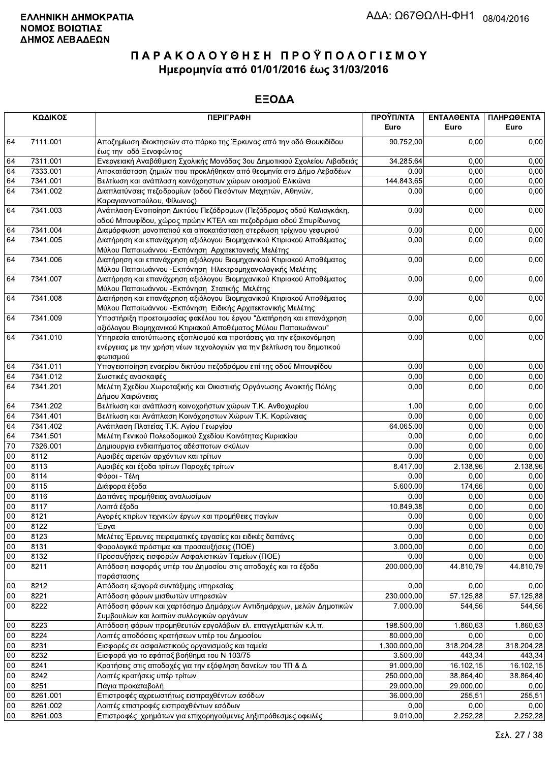**ΕΛΛΗΝΙΚΗ ΔΗΜΟΚΡΑΤΙΑ**
**ΝΟΜΟΣ ΒΟΙΩΤΙΑΣ**
**ΔΗΜΟΣ ΛΕΒΑΔΕΩΝ**

ΑΔΑ: Ω67ΘΩΛΗ-ΦΗ1 08/04/2016

# Π Α Ρ Α Κ Ο Λ Ο Υ Θ Η Σ Η  Π Ρ Ο Ϋ Π Ο Λ Ο Γ Ι Σ Μ Ο Υ
## Ημερομηνία από 01/01/2016 έως 31/03/2016

## ΕΞΟΔΑ

| ΚΩΔΙΚΟΣ | | ΠΕΡΙΓΡΑΦΗ | ΠΡΟΫΠ/ΝΤΑ Euro | ΕΝΤΑΛΘΕΝΤΑ Euro | ΠΛΗΡΩΘΕΝΤΑ Euro |
|---|---|---|---|---|---|
| 64 | 7111.001 | Αποζημίωση ιδιοκτησιών στο πάρκο της Έρκυνας από την οδό Θουκιδίδου έως την οδό Ξενοφώντος | 90.752,00 | 0,00 | 0,00 |
| 64 | 7311.001 | Ενεργειακή Αναβάθμιση Σχολικής Μονάδας 3ου Δημοτικιού Σχολείου Λιβαδειάς | 34.285,64 | 0,00 | 0,00 |
| 64 | 7333.001 | Αποκατάσταση ζημιών που προκλήθηκαν από θεομηνία στο Δήμο Λεβαδέων | 0,00 | 0,00 | 0,00 |
| 64 | 7341.001 | Βελτίωση και ανάπλαση κοινόχρηστων χώρων οικισμού Ελικώνα | 144.843,65 | 0,00 | 0,00 |
| 64 | 7341.002 | Διαπλατύνσεις πεζοδρομίων (οδού Πεσόντων Μαχητών, Αθηνών, Καραγιαννοπούλου, Φίλωνος) | 0,00 | 0,00 | 0,00 |
| 64 | 7341.003 | Ανάπλαση-Ενοποίηση Δικτύου Πεζόδρομων (Πεζόδρομος οδού Καλιαγκάκη, οδού Μπουφίδου, χώρος πρώην ΚΤΕΛ και πεζοδρόμια οδού Σπυρίδωνος | 0,00 | 0,00 | 0,00 |
| 64 | 7341.004 | Διαμόρφωση μονοπατιού και αποκατάσταση στερέωση τρίχινου γεφυριού | 0,00 | 0,00 | 0,00 |
| 64 | 7341.005 | Διατήρηση και επανάχρηση αξιόλογου Βιομηχανικού Κτιριακού Αποθέματος Μύλου Παπαιωάννου -Εκπόνηση Αρχιτεκτονικής Μελέτης | 0,00 | 0,00 | 0,00 |
| 64 | 7341.006 | Διατήρηση και επανάχρηση αξιόλογου Βιομηχανικού Κτιριακού Αποθέματος Μύλου Παπαιωάννου -Εκπόνηση Ηλεκτρομηχανολογικής Μελέτης | 0,00 | 0,00 | 0,00 |
| 64 | 7341.007 | Διατήρηση και επανάχρηση αξιόλογου Βιομηχανικού Κτιριακού Αποθέματος Μύλου Παπαιωάννου -Εκπόνηση Στατικής Μελέτης | 0,00 | 0,00 | 0,00 |
| 64 | 7341.008 | Διατήρηση και επανάχρηση αξιόλογου Βιομηχανικού Κτιριακού Αποθέματος Μύλου Παπαιωάννου -Εκπόνηση Ειδικής Αρχιτεκτονικής Μελέτης | 0,00 | 0,00 | 0,00 |
| 64 | 7341.009 | Υποστήριξη προετοιμασίας φακέλου του έργου "Διατήρηση και επανάχρηση αξιόλογου Βιομηχανικού Κτιριακού Αποθέματος Μύλου Παπαιωάννου" | 0,00 | 0,00 | 0,00 |
| 64 | 7341.010 | Υπηρεσία αποτύπωσης εξοπλισμού και προτάσεις για την εξοικονόμηση ενέργειας με την χρήση νέων τεχνολογιών για την βελτίωση του δημοτικόύ φωτισμού | 0,00 | 0,00 | 0,00 |
| 64 | 7341.011 | Υπογειοποίηση εναερίου δικτύου πεζοδρόμου επί της οδού Μπουφίδου | 0,00 | 0,00 | 0,00 |
| 64 | 7341.012 | Σωστικές ανασκαφές | 0,00 | 0,00 | 0,00 |
| 64 | 7341.201 | Μελέτη Σχεδίου Χωροταξικής και Οικιστικής Οργάνωσης Ανοικτής Πόλης Δήμου Χαιρώνειας | 0,00 | 0,00 | 0,00 |
| 64 | 7341.202 | Βελτίωση και ανάπλαση κοινοχρήστων χώρων Τ.Κ. Ανθοχωρίου | 1,00 | 0,00 | 0,00 |
| 64 | 7341.401 | Βελτίωση και Ανάπλαση Κοινόχρηστων Χώρων Τ.Κ. Κορώνειας | 0,00 | 0,00 | 0,00 |
| 64 | 7341.402 | Ανάπλαση Πλατείας Τ.Κ. Αγίου Γεωργίου | 64.065,00 | 0,00 | 0,00 |
| 64 | 7341.501 | Μελέτη Γενικού Πολεοδομικού Σχεδίου Κοινότητας Κυριακίου | 0,00 | 0,00 | 0,00 |
| 70 | 7326.001 | Δημιουργία ενδιαιτήματος αδέσποτων σκύλων | 0,00 | 0,00 | 0,00 |
| 00 | 8112 | Αμοιβές αιρετών αρχόντων και τρίτων | 0,00 | 0,00 | 0,00 |
| 00 | 8113 | Αμοιβές και έξοδα τρίτων Παροχές τρίτων | 8.417,00 | 2.138,96 | 2.138,96 |
| 00 | 8114 | Φόροι - Τέλη | 0,00 | 0,00 | 0,00 |
| 00 | 8115 | Διάφορα έξοδα | 5.600,00 | 174,66 | 0,00 |
| 00 | 8116 | Δαπάνες προμήθειας αναλωσίμων | 0,00 | 0,00 | 0,00 |
| 00 | 8117 | Λοιπά έξοδα | 10.849,38 | 0,00 | 0,00 |
| 00 | 8121 | Αγορές κτιρίων τεχνικών έργων και προμήθειες παγίων | 0,00 | 0,00 | 0,00 |
| 00 | 8122 | Έργα | 0,00 | 0,00 | 0,00 |
| 00 | 8123 | Μελέτες Έρευνες πειραματικές εργασίες και ειδικές δαπάνες | 0,00 | 0,00 | 0,00 |
| 00 | 8131 | Φορολογικά πρόστιμα και προσαυξήσεις (ΠΟΕ) | 3.000,00 | 0,00 | 0,00 |
| 00 | 8132 | Προσαυξήσεις εισφορών Ασφαλιστικών Ταμείων (ΠΟΕ) | 0,00 | 0,00 | 0,00 |
| 00 | 8211 | Απόδοση εισφοράς υπέρ του Δημοσίου στις αποδοχές και τα έξοδα παράστασης | 200.000,00 | 44.810,79 | 44.810,79 |
| 00 | 8212 | Απόδοση εξαγορά συντάξιμης υπηρεσίας | 0,00 | 0,00 | 0,00 |
| 00 | 8221 | Απόδοση φόρων μισθωτών υπηρεσιών | 230.000,00 | 57.125,88 | 57.125,88 |
| 00 | 8222 | Απόδοση φόρων και χαρτόσημο Δημάρχων Αντιδημάρχων, μελών Δημοτικών Συμβουλίων και λοιπών συλλογικών οργάνων | 7.000,00 | 544,56 | 544,56 |
| 00 | 8223 | Απόδοση φόρων προμηθευτών εργολάβων ελ. επαγγελματιών κ.λ.π. | 198.500,00 | 1.860,63 | 1.860,63 |
| 00 | 8224 | Λοιπές αποδόσεις κρατήσεων υπέρ του Δημοσίου | 80.000,00 | 0,00 | 0,00 |
| 00 | 8231 | Εισφορές σε ασφαλιστικούς οργανισμούς και ταμεία | 1.300.000,00 | 318.204,28 | 318.204,28 |
| 00 | 8232 | Εισφορά για το εφάπαξ βοήθημα του Ν 103/75 | 3.500,00 | 443,34 | 443,34 |
| 00 | 8241 | Κρατήσεις στις αποδοχές για την εξόφληση δανείων του ΤΠ & Δ | 91.000,00 | 16.102,15 | 16.102,15 |
| 00 | 8242 | Λοιπές κρατήσεις υπέρ τρίτων | 250.000,00 | 38.864,40 | 38.864,40 |
| 00 | 8251 | Πάγια προκαταβολή | 29.000,00 | 29.000,00 | 0,00 |
| 00 | 8261.001 | Επιστροφές αχρεωστήτως εισπραχθέντων εσόδων | 36.000,00 | 255,51 | 255,51 |
| 00 | 8261.002 | Λοιπές επιστροφές εισπραχθέντων εσόδων | 0,00 | 0,00 | 0,00 |
| 00 | 8261.003 | Επιστροφές χρημάτων για επιχορηγούμενες ληξιπρόθεσμες οφειλές | 9.010,00 | 2.252,28 | 2.252,28 |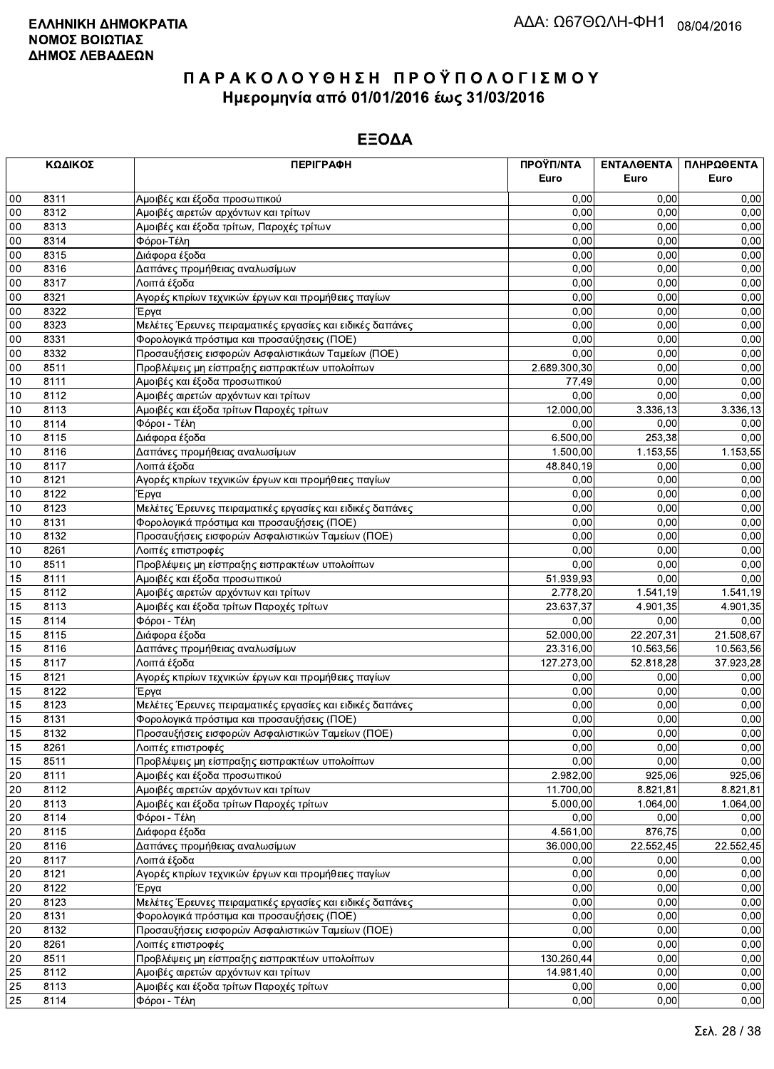**ΕΛΛΗΝΙΚΗ ΔΗΜΟΚΡΑΤΙΑ**
**ΝΟΜΟΣ ΒΟΙΩΤΙΑΣ**
**ΔΗΜΟΣ ΛΕΒΑΔΕΩΝ**

ΑΔΑ: Ω67ΘΩΛΗ-ΦΗ1 08/04/2016

# ΠΑΡΑΚΟΛΟΥΘΗΣΗ ΠΡΟΫΠΟΛΟΓΙΣΜΟΥ
## Ημερομηνία από 01/01/2016 έως 31/03/2016

## ΕΞΟΔΑ

| ΚΩΔΙΚΟΣ | | ΠΕΡΙΓΡΑΦΗ | ΠΡΟΫΠ/ΝΤΑ Euro | ΕΝΤΑΛΘΕΝΤΑ Euro | ΠΛΗΡΩΘΕΝΤΑ Euro |
|---|---|---|---|---|---|
| 00 | 8311 | Αμοιβές και έξοδα προσωπικού | 0,00 | 0,00 | 0,00 |
| 00 | 8312 | Αμοιβές αιρετών αρχόντων και τρίτων | 0,00 | 0,00 | 0,00 |
| 00 | 8313 | Αμοιβές και έξοδα τρίτων, Παροχές τρίτων | 0,00 | 0,00 | 0,00 |
| 00 | 8314 | Φόροι-Τέλη | 0,00 | 0,00 | 0,00 |
| 00 | 8315 | Διάφορα έξοδα | 0,00 | 0,00 | 0,00 |
| 00 | 8316 | Δαπάνες προμήθειας αναλωσίμων | 0,00 | 0,00 | 0,00 |
| 00 | 8317 | Λοιπά έξοδα | 0,00 | 0,00 | 0,00 |
| 00 | 8321 | Αγορές κτιρίων τεχνικών έργων και προμήθειες παγίων | 0,00 | 0,00 | 0,00 |
| 00 | 8322 | Έργα | 0,00 | 0,00 | 0,00 |
| 00 | 8323 | Μελέτες Έρευνες πειραματικές εργασίες και ειδικές δαπάνες | 0,00 | 0,00 | 0,00 |
| 00 | 8331 | Φορολογικά πρόστιμα και προσαύξησεις (ΠΟΕ) | 0,00 | 0,00 | 0,00 |
| 00 | 8332 | Προσαυξήσεις εισφορών Ασφαλιστικάών Ταμείων (ΠΟΕ) | 0,00 | 0,00 | 0,00 |
| 00 | 8511 | Προβλέψεις μη είσπραξης εισπρακτέων υπολοίπων | 2.689.300,30 | 0,00 | 0,00 |
| 10 | 8111 | Αμοιβές και έξοδα προσωπικού | 77,49 | 0,00 | 0,00 |
| 10 | 8112 | Αμοιβές αιρετών αρχόντων και τρίτων | 0,00 | 0,00 | 0,00 |
| 10 | 8113 | Αμοιβές και έξοδα τρίτων Παροχές τρίτων | 12.000,00 | 3.336,13 | 3.336,13 |
| 10 | 8114 | Φόροι - Τέλη | 0,00 | 0,00 | 0,00 |
| 10 | 8115 | Διάφορα έξοδα | 6.500,00 | 253,38 | 0,00 |
| 10 | 8116 | Δαπάνες προμήθειας αναλωσίμων | 1.500,00 | 1.153,55 | 1.153,55 |
| 10 | 8117 | Λοιπά έξοδα | 48.840,19 | 0,00 | 0,00 |
| 10 | 8121 | Αγορές κτιρίων τεχνικών έργων και προμήθειες παγίων | 0,00 | 0,00 | 0,00 |
| 10 | 8122 | Έργα | 0,00 | 0,00 | 0,00 |
| 10 | 8123 | Μελέτες Έρευνες πειραματικές εργασίες και ειδικές δαπάνες | 0,00 | 0,00 | 0,00 |
| 10 | 8131 | Φορολογικά πρόστιμα και προσαυξήσεις (ΠΟΕ) | 0,00 | 0,00 | 0,00 |
| 10 | 8132 | Προσαυξήσεις εισφορών Ασφαλιστικών Ταμείων (ΠΟΕ) | 0,00 | 0,00 | 0,00 |
| 10 | 8261 | Λοιπές επιστροφές | 0,00 | 0,00 | 0,00 |
| 10 | 8511 | Προβλέψεις μη είσπραξης εισπρακτέων υπολοίπων | 0,00 | 0,00 | 0,00 |
| 15 | 8111 | Αμοιβές και έξοδα προσωπικού | 51.939,93 | 0,00 | 0,00 |
| 15 | 8112 | Αμοιβές αιρετών αρχόντων και τρίτων | 2.778,20 | 1.541,19 | 1.541,19 |
| 15 | 8113 | Αμοιβές και έξοδα τρίτων Παροχές τρίτων | 23.637,37 | 4.901,35 | 4.901,35 |
| 15 | 8114 | Φόροι - Τέλη | 0,00 | 0,00 | 0,00 |
| 15 | 8115 | Διάφορα έξοδα | 52.000,00 | 22.207,31 | 21.508,67 |
| 15 | 8116 | Δαπάνες προμήθειας αναλωσίμων | 23.316,00 | 10.563,56 | 10.563,56 |
| 15 | 8117 | Λοιπά έξοδα | 127.273,00 | 52.818,28 | 37.923,28 |
| 15 | 8121 | Αγορές κτιρίων τεχνικών έργων και προμήθειες παγίων | 0,00 | 0,00 | 0,00 |
| 15 | 8122 | Έργα | 0,00 | 0,00 | 0,00 |
| 15 | 8123 | Μελέτες Έρευνες πειραματικές εργασίες και ειδικές δαπάνες | 0,00 | 0,00 | 0,00 |
| 15 | 8131 | Φορολογικά πρόστιμα και προσαυξήσεις (ΠΟΕ) | 0,00 | 0,00 | 0,00 |
| 15 | 8132 | Προσαυξήσεις εισφορών Ασφαλιστικών Ταμείων (ΠΟΕ) | 0,00 | 0,00 | 0,00 |
| 15 | 8261 | Λοιπές επιστροφές | 0,00 | 0,00 | 0,00 |
| 15 | 8511 | Προβλέψεις μη είσπραξης εισπρακτέων υπολοίπων | 0,00 | 0,00 | 0,00 |
| 20 | 8111 | Αμοιβές και έξοδα προσωπικού | 2.982,00 | 925,06 | 925,06 |
| 20 | 8112 | Αμοιβές αιρετών αρχόντων και τρίτων | 11.700,00 | 8.821,81 | 8.821,81 |
| 20 | 8113 | Αμοιβές και έξοδα τρίτων Παροχές τρίτων | 5.000,00 | 1.064,00 | 1.064,00 |
| 20 | 8114 | Φόροι - Τέλη | 0,00 | 0,00 | 0,00 |
| 20 | 8115 | Διάφορα έξοδα | 4.561,00 | 876,75 | 0,00 |
| 20 | 8116 | Δαπάνες προμήθειας αναλωσίμων | 36.000,00 | 22.552,45 | 22.552,45 |
| 20 | 8117 | Λοιπά έξοδα | 0,00 | 0,00 | 0,00 |
| 20 | 8121 | Αγορές κτιρίων τεχνικών έργων και προμήθειες παγίων | 0,00 | 0,00 | 0,00 |
| 20 | 8122 | Έργα | 0,00 | 0,00 | 0,00 |
| 20 | 8123 | Μελέτες Έρευνες πειραματικές εργασίες και ειδικές δαπάνες | 0,00 | 0,00 | 0,00 |
| 20 | 8131 | Φορολογικά πρόστιμα και προσαυξήσεις (ΠΟΕ) | 0,00 | 0,00 | 0,00 |
| 20 | 8132 | Προσαυξήσεις εισφορών Ασφαλιστικών Ταμείων (ΠΟΕ) | 0,00 | 0,00 | 0,00 |
| 20 | 8261 | Λοιπές επιστροφές | 0,00 | 0,00 | 0,00 |
| 20 | 8511 | Προβλέψεις μη είσπραξης εισπρακτέων υπολοίπων | 130.260,44 | 0,00 | 0,00 |
| 25 | 8112 | Αμοιβές αιρετών αρχόντων και τρίτων | 14.981,40 | 0,00 | 0,00 |
| 25 | 8113 | Αμοιβές και έξοδα τρίτων Παροχές τρίτων | 0,00 | 0,00 | 0,00 |
| 25 | 8114 | Φόροι - Τέλη | 0,00 | 0,00 | 0,00 |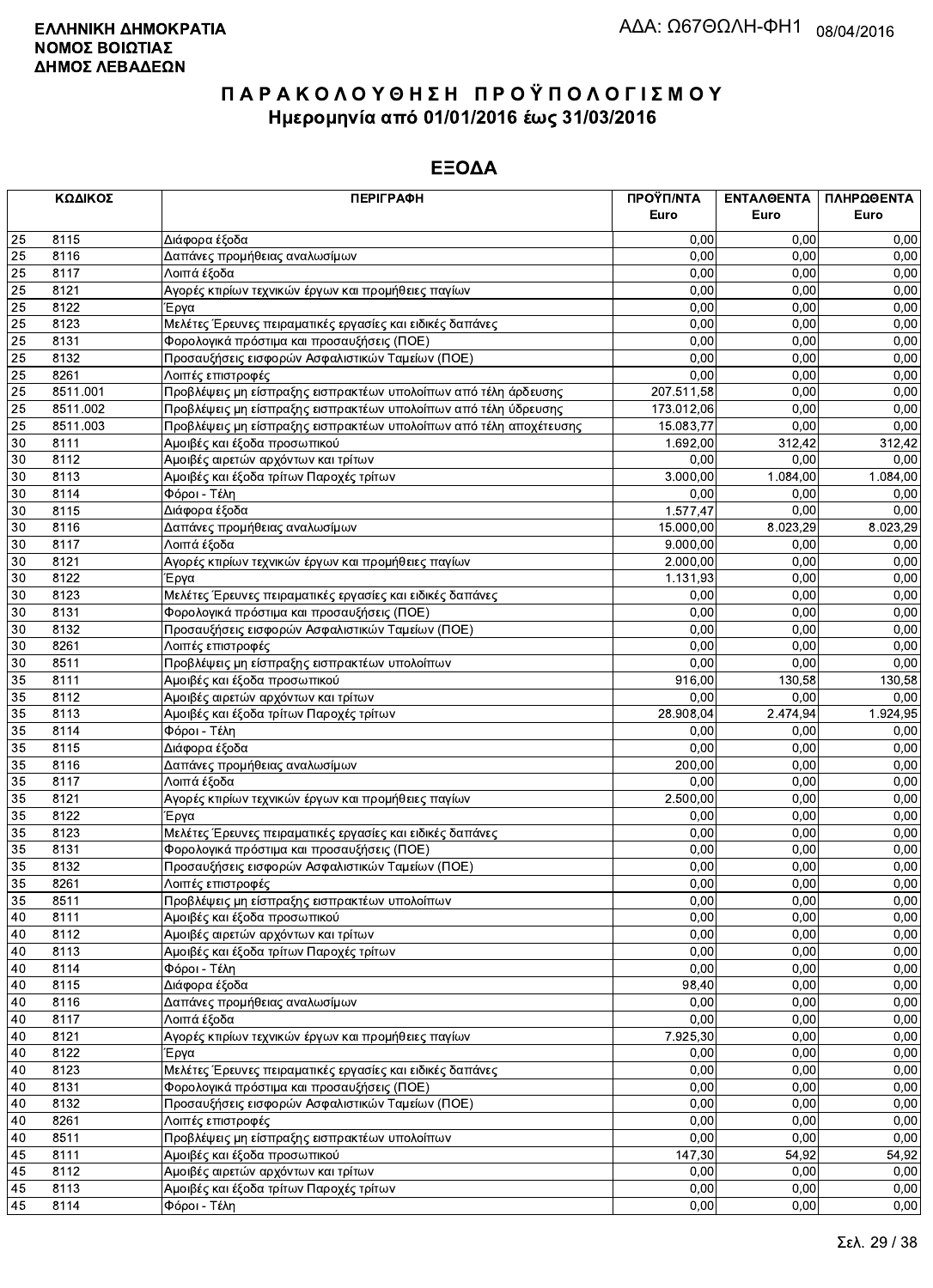**ΕΛΛΗΝΙΚΗ ΔΗΜΟΚΡΑΤΙΑ**
**ΝΟΜΟΣ ΒΟΙΩΤΙΑΣ**
**ΔΗΜΟΣ ΛΕΒΑΔΕΩΝ**

ΑΔΑ: Ω67ΘΩΛΗ-ΦΗ1 08/04/2016

# Π Α Ρ Α Κ Ο Λ Ο Υ Θ Η Σ Η  Π Ρ Ο Ϋ Π Ο Λ Ο Γ Ι Σ Μ Ο Υ
## Ημερομηνία από 01/01/2016 έως 31/03/2016

## ΕΞΟΔΑ

| ΚΩΔΙΚΟΣ | | ΠΕΡΙΓΡΑΦΗ | ΠΡΟΫΠ/ΝΤΑ Euro | ΕΝΤΑΛΘΕΝΤΑ Euro | ΠΛΗΡΩΘΕΝΤΑ Euro |
|---|---|---|---|---|---|
| 25 | 8115 | Διάφορα έξοδα | 0,00 | 0,00 | 0,00 |
| 25 | 8116 | Δαπάνες προμήθειας αναλωσίμων | 0,00 | 0,00 | 0,00 |
| 25 | 8117 | Λοιπά έξοδα | 0,00 | 0,00 | 0,00 |
| 25 | 8121 | Αγορές κτιρίων τεχνικών έργων και προμήθειες παγίων | 0,00 | 0,00 | 0,00 |
| 25 | 8122 | Έργα | 0,00 | 0,00 | 0,00 |
| 25 | 8123 | Μελέτες Έρευνες πειραματικές εργασίες και ειδικές δαπάνες | 0,00 | 0,00 | 0,00 |
| 25 | 8131 | Φορολογικά πρόστιμα και προσαυξήσεις (ΠΟΕ) | 0,00 | 0,00 | 0,00 |
| 25 | 8132 | Προσαυξήσεις εισφορών Ασφαλιστικών Ταμείων (ΠΟΕ) | 0,00 | 0,00 | 0,00 |
| 25 | 8261 | Λοιπές επιστροφές | 0,00 | 0,00 | 0,00 |
| 25 | 8511.001 | Προβλέψεις μη είσπραξης εισπρακτέων υπολοίπων από τέλη άρδευσης | 207.511,58 | 0,00 | 0,00 |
| 25 | 8511.002 | Προβλέψεις μη είσπραξης εισπρακτέων υπολοίπων από τέλη ύδρευσης | 173.012,06 | 0,00 | 0,00 |
| 25 | 8511.003 | Προβλέψεις μη είσπραξης εισπρακτέων υπολοίπων από τέλη αποχέτευσης | 15.083,77 | 0,00 | 0,00 |
| 30 | 8111 | Αμοιβές και έξοδα προσωπικού | 1.692,00 | 312,42 | 312,42 |
| 30 | 8112 | Αμοιβές αιρετών αρχόντων και τρίτων | 0,00 | 0,00 | 0,00 |
| 30 | 8113 | Αμοιβές και έξοδα τρίτων Παροχές τρίτων | 3.000,00 | 1.084,00 | 1.084,00 |
| 30 | 8114 | Φόροι - Τέλη | 0,00 | 0,00 | 0,00 |
| 30 | 8115 | Διάφορα έξοδα | 1.577,47 | 0,00 | 0,00 |
| 30 | 8116 | Δαπάνες προμήθειας αναλωσίμων | 15.000,00 | 8.023,29 | 8.023,29 |
| 30 | 8117 | Λοιπά έξοδα | 9.000,00 | 0,00 | 0,00 |
| 30 | 8121 | Αγορές κτιρίων τεχνικών έργων και προμήθειες παγίων | 2.000,00 | 0,00 | 0,00 |
| 30 | 8122 | Έργα | 1.131,93 | 0,00 | 0,00 |
| 30 | 8123 | Μελέτες Έρευνες πειραματικές εργασίες και ειδικές δαπάνες | 0,00 | 0,00 | 0,00 |
| 30 | 8131 | Φορολογικά πρόστιμα και προσαυξήσεις (ΠΟΕ) | 0,00 | 0,00 | 0,00 |
| 30 | 8132 | Προσαυξήσεις εισφορών Ασφαλιστικών Ταμείων (ΠΟΕ) | 0,00 | 0,00 | 0,00 |
| 30 | 8261 | Λοιπές επιστροφές | 0,00 | 0,00 | 0,00 |
| 30 | 8511 | Προβλέψεις μη είσπραξης εισπρακτέων υπολοίπων | 0,00 | 0,00 | 0,00 |
| 35 | 8111 | Αμοιβές και έξοδα προσωπικού | 916,00 | 130,58 | 130,58 |
| 35 | 8112 | Αμοιβές αιρετών αρχόντων και τρίτων | 0,00 | 0,00 | 0,00 |
| 35 | 8113 | Αμοιβές και έξοδα τρίτων Παροχές τρίτων | 28.908,04 | 2.474,94 | 1.924,95 |
| 35 | 8114 | Φόροι - Τέλη | 0,00 | 0,00 | 0,00 |
| 35 | 8115 | Διάφορα έξοδα | 0,00 | 0,00 | 0,00 |
| 35 | 8116 | Δαπάνες προμήθειας αναλωσίμων | 200,00 | 0,00 | 0,00 |
| 35 | 8117 | Λοιπά έξοδα | 0,00 | 0,00 | 0,00 |
| 35 | 8121 | Αγορές κτιρίων τεχνικών έργων και προμήθειες παγίων | 2.500,00 | 0,00 | 0,00 |
| 35 | 8122 | Έργα | 0,00 | 0,00 | 0,00 |
| 35 | 8123 | Μελέτες Έρευνες πειραματικές εργασίες και ειδικές δαπάνες | 0,00 | 0,00 | 0,00 |
| 35 | 8131 | Φορολογικά πρόστιμα και προσαυξήσεις (ΠΟΕ) | 0,00 | 0,00 | 0,00 |
| 35 | 8132 | Προσαυξήσεις εισφορών Ασφαλιστικών Ταμείων (ΠΟΕ) | 0,00 | 0,00 | 0,00 |
| 35 | 8261 | Λοιπές επιστροφές | 0,00 | 0,00 | 0,00 |
| 35 | 8511 | Προβλέψεις μη είσπραξης εισπρακτέων υπολοίπων | 0,00 | 0,00 | 0,00 |
| 40 | 8111 | Αμοιβές και έξοδα προσωπικού | 0,00 | 0,00 | 0,00 |
| 40 | 8112 | Αμοιβές αιρετών αρχόντων και τρίτων | 0,00 | 0,00 | 0,00 |
| 40 | 8113 | Αμοιβές και έξοδα τρίτων Παροχές τρίτων | 0,00 | 0,00 | 0,00 |
| 40 | 8114 | Φόροι - Τέλη | 0,00 | 0,00 | 0,00 |
| 40 | 8115 | Διάφορα έξοδα | 98,40 | 0,00 | 0,00 |
| 40 | 8116 | Δαπάνες προμήθειας αναλωσίμων | 0,00 | 0,00 | 0,00 |
| 40 | 8117 | Λοιπά έξοδα | 0,00 | 0,00 | 0,00 |
| 40 | 8121 | Αγορές κτιρίων τεχνικών έργων και προμήθειες παγίων | 7.925,30 | 0,00 | 0,00 |
| 40 | 8122 | Έργα | 0,00 | 0,00 | 0,00 |
| 40 | 8123 | Μελέτες Έρευνες πειραματικές εργασίες και ειδικές δαπάνες | 0,00 | 0,00 | 0,00 |
| 40 | 8131 | Φορολογικά πρόστιμα και προσαυξήσεις (ΠΟΕ) | 0,00 | 0,00 | 0,00 |
| 40 | 8132 | Προσαυξήσεις εισφορών Ασφαλιστικών Ταμείων (ΠΟΕ) | 0,00 | 0,00 | 0,00 |
| 40 | 8261 | Λοιπές επιστροφές | 0,00 | 0,00 | 0,00 |
| 40 | 8511 | Προβλέψεις μη είσπραξης εισπρακτέων υπολοίπων | 0,00 | 0,00 | 0,00 |
| 45 | 8111 | Αμοιβές και έξοδα προσωπικού | 147,30 | 54,92 | 54,92 |
| 45 | 8112 | Αμοιβές αιρετών αρχόντων και τρίτων | 0,00 | 0,00 | 0,00 |
| 45 | 8113 | Αμοιβές και έξοδα τρίτων Παροχές τρίτων | 0,00 | 0,00 | 0,00 |
| 45 | 8114 | Φόροι - Τέλη | 0,00 | 0,00 | 0,00 |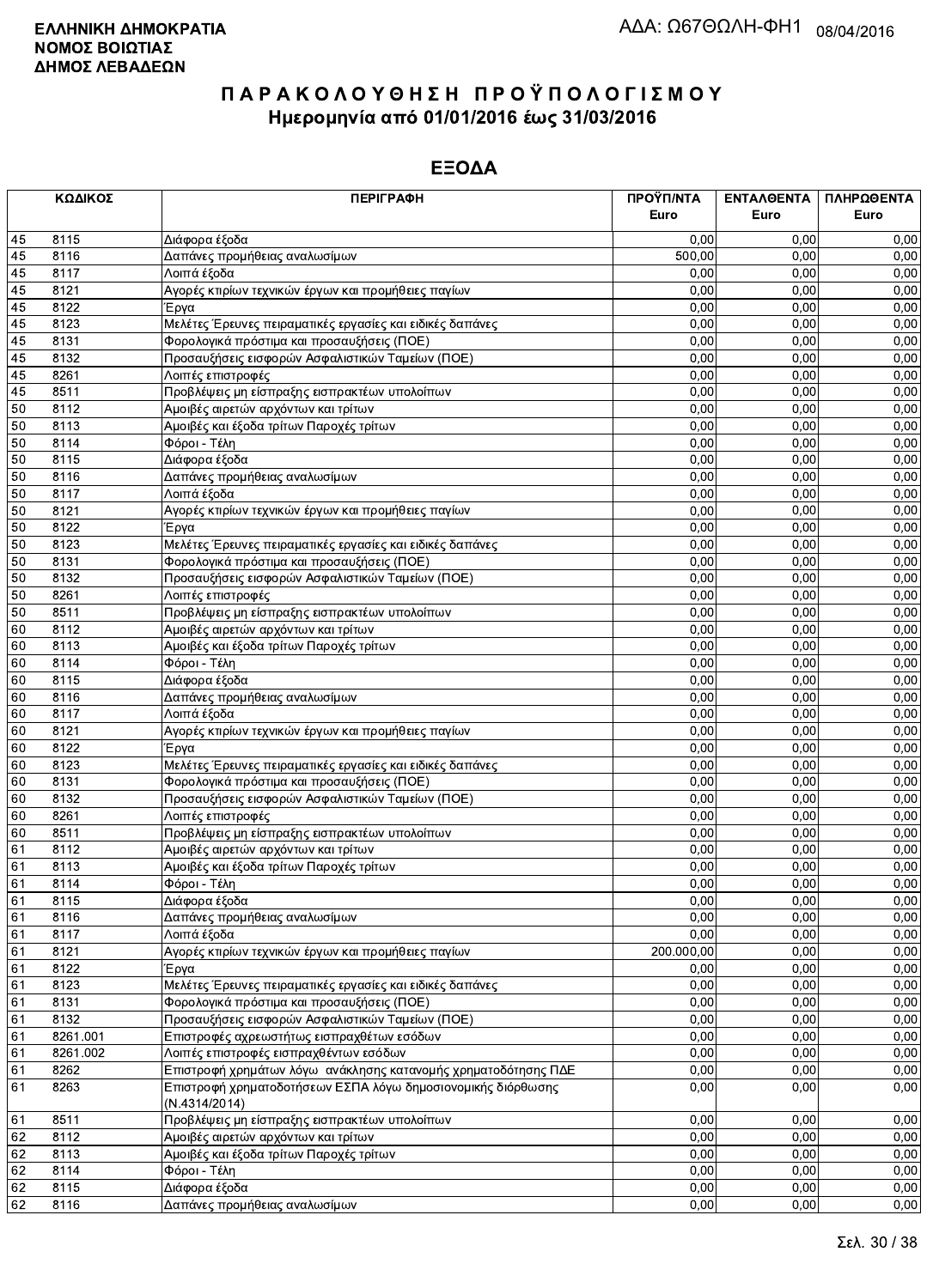**ΕΛΛΗΝΙΚΗ ΔΗΜΟΚΡΑΤΙΑ**
**ΝΟΜΟΣ ΒΟΙΩΤΙΑΣ**
**ΔΗΜΟΣ ΛΕΒΑΔΕΩΝ**

ΑΔΑ: Ω67ΘΩΛΗ-ΦΗ1 08/04/2016

# ΠΑΡΑΚΟΛΟΥΘΗΣΗ ΠΡΟΫΠΟΛΟΓΙΣΜΟΥ
## Ημερομηνία από 01/01/2016 έως 31/03/2016

## ΕΞΟΔΑ

| ΚΩΔΙΚΟΣ | | ΠΕΡΙΓΡΑΦΗ | ΠΡΟΫΠ/ΝΤΑ Euro | ΕΝΤΑΛΘΕΝΤΑ Euro | ΠΛΗΡΩΘΕΝΤΑ Euro |
|---|---|---|---|---|---|
| 45 | 8115 | Διάφορα έξοδα | 0,00 | 0,00 | 0,00 |
| 45 | 8116 | Δαπάνες προμήθειας αναλωσίμων | 500,00 | 0,00 | 0,00 |
| 45 | 8117 | Λοιπά έξοδα | 0,00 | 0,00 | 0,00 |
| 45 | 8121 | Αγορές κτιρίων τεχνικών έργων και προμήθειες παγίων | 0,00 | 0,00 | 0,00 |
| 45 | 8122 | Έργα | 0,00 | 0,00 | 0,00 |
| 45 | 8123 | Μελέτες Έρευνες πειραματικές εργασίες και ειδικές δαπάνες | 0,00 | 0,00 | 0,00 |
| 45 | 8131 | Φορολογικά πρόστιμα και προσαυξήσεις (ΠΟΕ) | 0,00 | 0,00 | 0,00 |
| 45 | 8132 | Προσαυξήσεις εισφορών Ασφαλιστικών Ταμείων (ΠΟΕ) | 0,00 | 0,00 | 0,00 |
| 45 | 8261 | Λοιπές επιστροφές | 0,00 | 0,00 | 0,00 |
| 45 | 8511 | Προβλέψεις μη είσπραξης εισπρακτέων υπολοίπων | 0,00 | 0,00 | 0,00 |
| 50 | 8112 | Αμοιβές αιρετών αρχόντων και τρίτων | 0,00 | 0,00 | 0,00 |
| 50 | 8113 | Αμοιβές και έξοδα τρίτων Παροχές τρίτων | 0,00 | 0,00 | 0,00 |
| 50 | 8114 | Φόροι - Τέλη | 0,00 | 0,00 | 0,00 |
| 50 | 8115 | Διάφορα έξοδα | 0,00 | 0,00 | 0,00 |
| 50 | 8116 | Δαπάνες προμήθειας αναλωσίμων | 0,00 | 0,00 | 0,00 |
| 50 | 8117 | Λοιπά έξοδα | 0,00 | 0,00 | 0,00 |
| 50 | 8121 | Αγορές κτιρίων τεχνικών έργων και προμήθειες παγίων | 0,00 | 0,00 | 0,00 |
| 50 | 8122 | Έργα | 0,00 | 0,00 | 0,00 |
| 50 | 8123 | Μελέτες Έρευνες πειραματικές εργασίες και ειδικές δαπάνες | 0,00 | 0,00 | 0,00 |
| 50 | 8131 | Φορολογικά πρόστιμα και προσαυξήσεις (ΠΟΕ) | 0,00 | 0,00 | 0,00 |
| 50 | 8132 | Προσαυξήσεις εισφορών Ασφαλιστικών Ταμείων (ΠΟΕ) | 0,00 | 0,00 | 0,00 |
| 50 | 8261 | Λοιπές επιστροφές | 0,00 | 0,00 | 0,00 |
| 50 | 8511 | Προβλέψεις μη είσπραξης εισπρακτέων υπολοίπων | 0,00 | 0,00 | 0,00 |
| 60 | 8112 | Αμοιβές αιρετών αρχόντων και τρίτων | 0,00 | 0,00 | 0,00 |
| 60 | 8113 | Αμοιβές και έξοδα τρίτων Παροχές τρίτων | 0,00 | 0,00 | 0,00 |
| 60 | 8114 | Φόροι - Τέλη | 0,00 | 0,00 | 0,00 |
| 60 | 8115 | Διάφορα έξοδα | 0,00 | 0,00 | 0,00 |
| 60 | 8116 | Δαπάνες προμήθειας αναλωσίμων | 0,00 | 0,00 | 0,00 |
| 60 | 8117 | Λοιπά έξοδα | 0,00 | 0,00 | 0,00 |
| 60 | 8121 | Αγορές κτιρίων τεχνικών έργων και προμήθειες παγίων | 0,00 | 0,00 | 0,00 |
| 60 | 8122 | Έργα | 0,00 | 0,00 | 0,00 |
| 60 | 8123 | Μελέτες Έρευνες πειραματικές εργασίες και ειδικές δαπάνες | 0,00 | 0,00 | 0,00 |
| 60 | 8131 | Φορολογικά πρόστιμα και προσαυξήσεις (ΠΟΕ) | 0,00 | 0,00 | 0,00 |
| 60 | 8132 | Προσαυξήσεις εισφορών Ασφαλιστικών Ταμείων (ΠΟΕ) | 0,00 | 0,00 | 0,00 |
| 60 | 8261 | Λοιπές επιστροφές | 0,00 | 0,00 | 0,00 |
| 60 | 8511 | Προβλέψεις μη είσπραξης εισπρακτέων υπολοίπων | 0,00 | 0,00 | 0,00 |
| 61 | 8112 | Αμοιβές αιρετών αρχόντων και τρίτων | 0,00 | 0,00 | 0,00 |
| 61 | 8113 | Αμοιβές και έξοδα τρίτων Παροχές τρίτων | 0,00 | 0,00 | 0,00 |
| 61 | 8114 | Φόροι - Τέλη | 0,00 | 0,00 | 0,00 |
| 61 | 8115 | Διάφορα έξοδα | 0,00 | 0,00 | 0,00 |
| 61 | 8116 | Δαπάνες προμήθειας αναλωσίμων | 0,00 | 0,00 | 0,00 |
| 61 | 8117 | Λοιπά έξοδα | 0,00 | 0,00 | 0,00 |
| 61 | 8121 | Αγορές κτιρίων τεχνικών έργων και προμήθειες παγίων | 200.000,00 | 0,00 | 0,00 |
| 61 | 8122 | Έργα | 0,00 | 0,00 | 0,00 |
| 61 | 8123 | Μελέτες Έρευνες πειραματικές εργασίες και ειδικές δαπάνες | 0,00 | 0,00 | 0,00 |
| 61 | 8131 | Φορολογικά πρόστιμα και προσαυξήσεις (ΠΟΕ) | 0,00 | 0,00 | 0,00 |
| 61 | 8132 | Προσαυξήσεις εισφορών Ασφαλιστικών Ταμείων (ΠΟΕ) | 0,00 | 0,00 | 0,00 |
| 61 | 8261.001 | Επιστροφές αχρεωστήτως εισπραχθέντων εσόδων | 0,00 | 0,00 | 0,00 |
| 61 | 8261.002 | Λοιπές επιστροφές εισπραχθέντων εσόδων | 0,00 | 0,00 | 0,00 |
| 61 | 8262 | Επιστροφή χρημάτων λόγω ανάκλησης κατανομής χρηματοδότησης ΠΔΕ | 0,00 | 0,00 | 0,00 |
| 61 | 8263 | Επιστροφή χρηματοδοτήσεων ΕΣΠΑ λόγω δημοσιονομικής διόρθωσης (Ν.4314/2014) | 0,00 | 0,00 | 0,00 |
| 61 | 8511 | Προβλέψεις μη είσπραξης εισπρακτέων υπολοίπων | 0,00 | 0,00 | 0,00 |
| 62 | 8112 | Αμοιβές αιρετών αρχόντων και τρίτων | 0,00 | 0,00 | 0,00 |
| 62 | 8113 | Αμοιβές και έξοδα τρίτων Παροχές τρίτων | 0,00 | 0,00 | 0,00 |
| 62 | 8114 | Φόροι - Τέλη | 0,00 | 0,00 | 0,00 |
| 62 | 8115 | Διάφορα έξοδα | 0,00 | 0,00 | 0,00 |
| 62 | 8116 | Δαπάνες προμήθειας αναλωσίμων | 0,00 | 0,00 | 0,00 |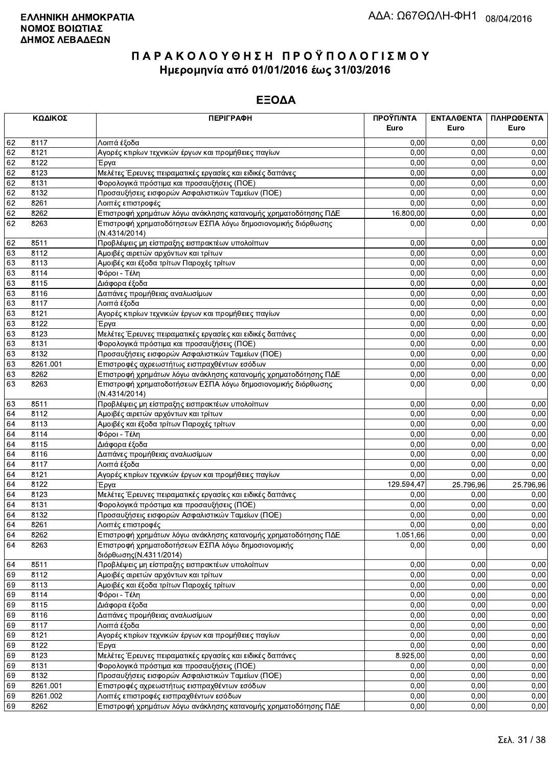**ΕΛΛΗΝΙΚΗ ΔΗΜΟΚΡΑΤΙΑ**
**ΝΟΜΟΣ ΒΟΙΩΤΙΑΣ**
**ΔΗΜΟΣ ΛΕΒΑΔΕΩΝ**

ΑΔΑ: Ω67ΘΩΛΗ-ΦΗ1 08/04/2016

# ΠΑΡΑΚΟΛΟΥΘΗΣΗ ΠΡΟΫΠΟΛΟΓΙΣΜΟΥ
## Ημερομηνία από 01/01/2016 έως 31/03/2016

## ΕΞΟΔΑ

| ΚΩΔΙΚΟΣ | | ΠΕΡΙΓΡΑΦΗ | ΠΡΟΫΠ/ΝΤΑ Euro | ΕΝΤΑΛΘΕΝΤΑ Euro | ΠΛΗΡΩΘΕΝΤΑ Euro |
|---|---|---|---|---|---|
| 62 | 8117 | Λοιπά έξοδα | 0,00 | 0,00 | 0,00 |
| 62 | 8121 | Αγορές κτιρίων τεχνικών έργων και προμήθειες παγίων | 0,00 | 0,00 | 0,00 |
| 62 | 8122 | Έργα | 0,00 | 0,00 | 0,00 |
| 62 | 8123 | Μελέτες Έρευνες πειραματικές εργασίες και ειδικές δαπάνες | 0,00 | 0,00 | 0,00 |
| 62 | 8131 | Φορολογικά πρόστιμα και προσαυξήσεις (ΠΟΕ) | 0,00 | 0,00 | 0,00 |
| 62 | 8132 | Προσαυξήσεις εισφορών Ασφαλιστικών Ταμείων (ΠΟΕ) | 0,00 | 0,00 | 0,00 |
| 62 | 8261 | Λοιπές επιστροφές | 0,00 | 0,00 | 0,00 |
| 62 | 8262 | Επιστροφή χρημάτων λόγω ανάκλησης κατανομής χρηματοδότησης ΠΔΕ | 16.800,00 | 0,00 | 0,00 |
| 62 | 8263 | Επιστροφή χρηματοδότησεων ΕΣΠΑ λόγω δημοσιονομικής διόρθωσης (Ν.4314/2014) | 0,00 | 0,00 | 0,00 |
| 62 | 8511 | Προβλέψεις μη είσπραξης εισπρακτέων υπολοίπων | 0,00 | 0,00 | 0,00 |
| 63 | 8112 | Αμοιβές αιρετών αρχόντων και τρίτων | 0,00 | 0,00 | 0,00 |
| 63 | 8113 | Αμοιβές και έξοδα τρίτων Παροχές τρίτων | 0,00 | 0,00 | 0,00 |
| 63 | 8114 | Φόροι - Τέλη | 0,00 | 0,00 | 0,00 |
| 63 | 8115 | Διάφορα έξοδα | 0,00 | 0,00 | 0,00 |
| 63 | 8116 | Δαπάνες προμήθειας αναλωσίμων | 0,00 | 0,00 | 0,00 |
| 63 | 8117 | Λοιπά έξοδα | 0,00 | 0,00 | 0,00 |
| 63 | 8121 | Αγορές κτιρίων τεχνικών έργων και προμήθειες παγίων | 0,00 | 0,00 | 0,00 |
| 63 | 8122 | Έργα | 0,00 | 0,00 | 0,00 |
| 63 | 8123 | Μελέτες Έρευνες πειραματικές εργασίες και ειδικές δαπάνες | 0,00 | 0,00 | 0,00 |
| 63 | 8131 | Φορολογικά πρόστιμα και προσαυξήσεις (ΠΟΕ) | 0,00 | 0,00 | 0,00 |
| 63 | 8132 | Προσαυξήσεις εισφορών Ασφαλιστικών Ταμείων (ΠΟΕ) | 0,00 | 0,00 | 0,00 |
| 63 | 8261.001 | Επιστροφές αχρεωστήτως εισπραχθέντων εσόδων | 0,00 | 0,00 | 0,00 |
| 63 | 8262 | Επιστροφή χρημάτων λόγω ανάκλησης κατανομής χρηματοδότησης ΠΔΕ | 0,00 | 0,00 | 0,00 |
| 63 | 8263 | Επιστροφή χρηματοδοτήσεων ΕΣΠΑ λόγω δημοσιονομικής διόρθωσης (Ν.4314/2014) | 0,00 | 0,00 | 0,00 |
| 63 | 8511 | Προβλέψεις μη είσπραξης εισπρακτέων υπολοίπων | 0,00 | 0,00 | 0,00 |
| 64 | 8112 | Αμοιβές αιρετών αρχόντων και τρίτων | 0,00 | 0,00 | 0,00 |
| 64 | 8113 | Αμοιβές και έξοδα τρίτων Παροχές τρίτων | 0,00 | 0,00 | 0,00 |
| 64 | 8114 | Φόροι - Τέλη | 0,00 | 0,00 | 0,00 |
| 64 | 8115 | Διάφορα έξοδα | 0,00 | 0,00 | 0,00 |
| 64 | 8116 | Δαπάνες προμήθειας αναλωσίμων | 0,00 | 0,00 | 0,00 |
| 64 | 8117 | Λοιπά έξοδα | 0,00 | 0,00 | 0,00 |
| 64 | 8121 | Αγορές κτιρίων τεχνικών έργων και προμήθειες παγίων | 0,00 | 0,00 | 0,00 |
| 64 | 8122 | Έργα | 129.594,47 | 25.796,96 | 25.796,96 |
| 64 | 8123 | Μελέτες Έρευνες πειραματικές εργασίες και ειδικές δαπάνες | 0,00 | 0,00 | 0,00 |
| 64 | 8131 | Φορολογικά πρόστιμα και προσαυξήσεις (ΠΟΕ) | 0,00 | 0,00 | 0,00 |
| 64 | 8132 | Προσαυξήσεις εισφορών Ασφαλιστικών Ταμείων (ΠΟΕ) | 0,00 | 0,00 | 0,00 |
| 64 | 8261 | Λοιπές επιστροφές | 0,00 | 0,00 | 0,00 |
| 64 | 8262 | Επιστροφή χρημάτων λόγω ανάκλησης κατανομής χρηματοδότησης ΠΔΕ | 1.051,66 | 0,00 | 0,00 |
| 64 | 8263 | Επιστροφή χρηματοδοτήσεων ΕΣΠΑ λόγω δημοσιονομικής διόρθωσης(Ν.4311/2014) | 0,00 | 0,00 | 0,00 |
| 64 | 8511 | Προβλέψεις μη είσπραξης εισπρακτέων υπολοίπων | 0,00 | 0,00 | 0,00 |
| 69 | 8112 | Αμοιβές αιρετών αρχόντων και τρίτων | 0,00 | 0,00 | 0,00 |
| 69 | 8113 | Αμοιβές και έξοδα τρίτων Παροχές τρίτων | 0,00 | 0,00 | 0,00 |
| 69 | 8114 | Φόροι - Τέλη | 0,00 | 0,00 | 0,00 |
| 69 | 8115 | Διάφορα έξοδα | 0,00 | 0,00 | 0,00 |
| 69 | 8116 | Δαπάνες προμήθειας αναλωσίμων | 0,00 | 0,00 | 0,00 |
| 69 | 8117 | Λοιπά έξοδα | 0,00 | 0,00 | 0,00 |
| 69 | 8121 | Αγορές κτιρίων τεχνικών έργων και προμήθειες παγίων | 0,00 | 0,00 | 0,00 |
| 69 | 8122 | Έργα | 0,00 | 0,00 | 0,00 |
| 69 | 8123 | Μελέτες Έρευνες πειραματικές εργασίες και ειδικές δαπάνες | 8.925,00 | 0,00 | 0,00 |
| 69 | 8131 | Φορολογικά πρόστιμα και προσαυξήσεις (ΠΟΕ) | 0,00 | 0,00 | 0,00 |
| 69 | 8132 | Προσαυξήσεις εισφορών Ασφαλιστικών Ταμείων (ΠΟΕ) | 0,00 | 0,00 | 0,00 |
| 69 | 8261.001 | Επιστροφές αχρεωστήτως εισπραχθέντων εσόδων | 0,00 | 0,00 | 0,00 |
| 69 | 8261.002 | Λοιπές επιστροφές εισπραχθέντων εσόδων | 0,00 | 0,00 | 0,00 |
| 69 | 8262 | Επιστροφή χρημάτων λόγω ανάκλησης κατανομής χρηματοδότησης ΠΔΕ | 0,00 | 0,00 | 0,00 |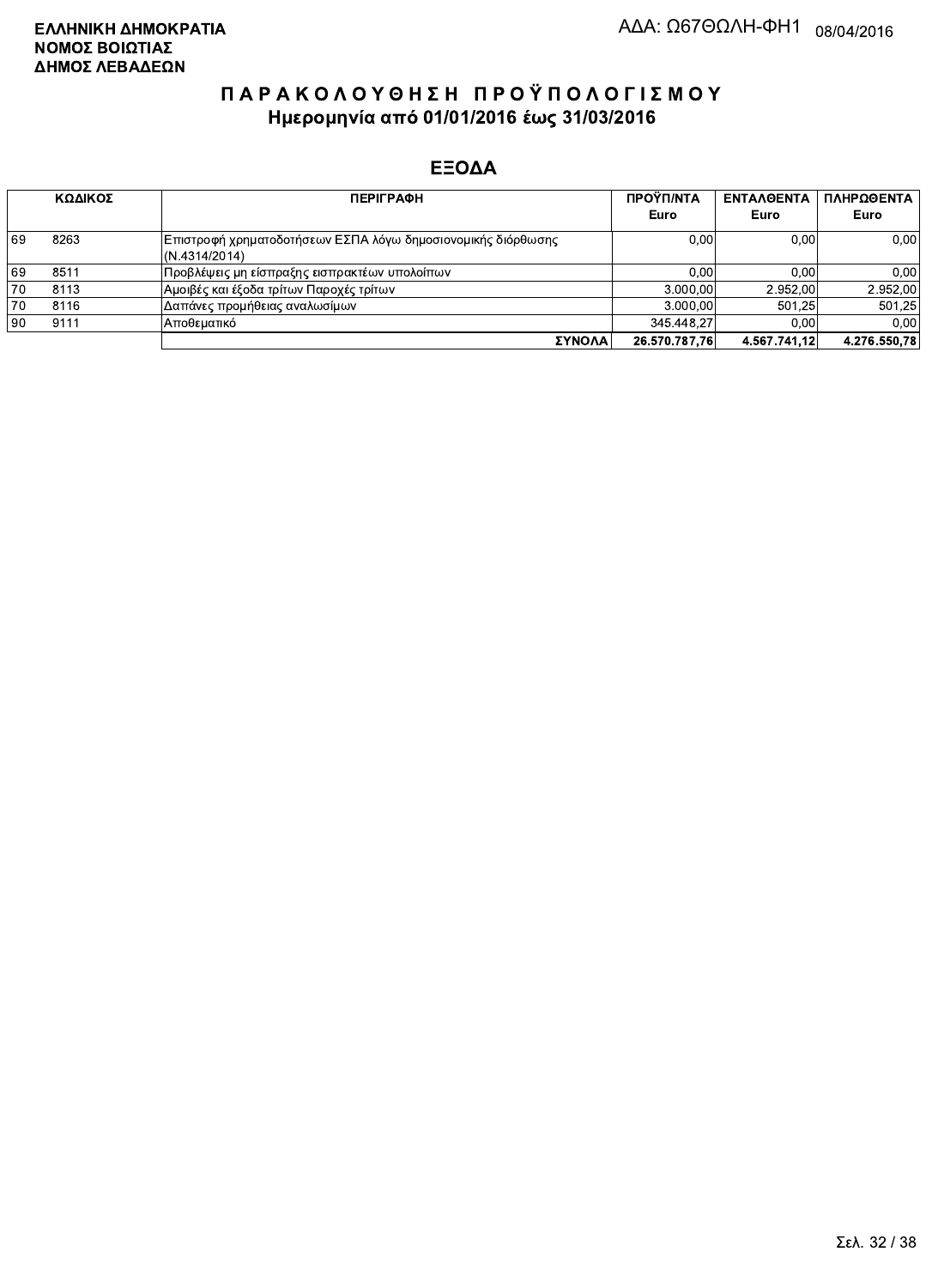**ΕΛΛΗΝΙΚΗ ΔΗΜΟΚΡΑΤΙΑ**
**ΝΟΜΟΣ ΒΟΙΩΤΙΑΣ**
**ΔΗΜΟΣ ΛΕΒΑΔΕΩΝ**

ΑΔΑ: Ω67ΘΩΛΗ-ΦΗ1 08/04/2016

# ΠΑΡΑΚΟΛΟΥΘΗΣΗ ΠΡΟΫΠΟΛΟΓΙΣΜΟΥ

## Ημερομηνία από 01/01/2016 έως 31/03/2016

## ΕΞΟΔΑ

| ΚΩΔΙΚΟΣ | | ΠΕΡΙΓΡΑΦΗ | ΠΡΟΫΠ/ΝΤΑ Euro | ΕΝΤΑΛΘΕΝΤΑ Euro | ΠΛΗΡΩΘΕΝΤΑ Euro |
|---|---|---|---|---|---|
| 69 | 8263 | Επιστροφή χρηματοδοτήσεων ΕΣΠΑ λόγω δημοσιονομικής διόρθωσης (Ν.4314/2014) | 0,00 | 0,00 | 0,00 |
| 69 | 8511 | Προβλέψεις μη είσπραξης εισπρακτέων υπολοίπων | 0,00 | 0,00 | 0,00 |
| 70 | 8113 | Αμοιβές και έξοδα τρίτων Παροχές τρίτων | 3.000,00 | 2.952,00 | 2.952,00 |
| 70 | 8116 | Δαπάνες προμήθειας αναλωσίμων | 3.000,00 | 501,25 | 501,25 |
| 90 | 9111 | Αποθεματικό | 345.448,27 | 0,00 | 0,00 |
| | | **ΣΥΝΟΛΑ** | **26.570.787,76** | **4.567.741,12** | **4.276.550,78** |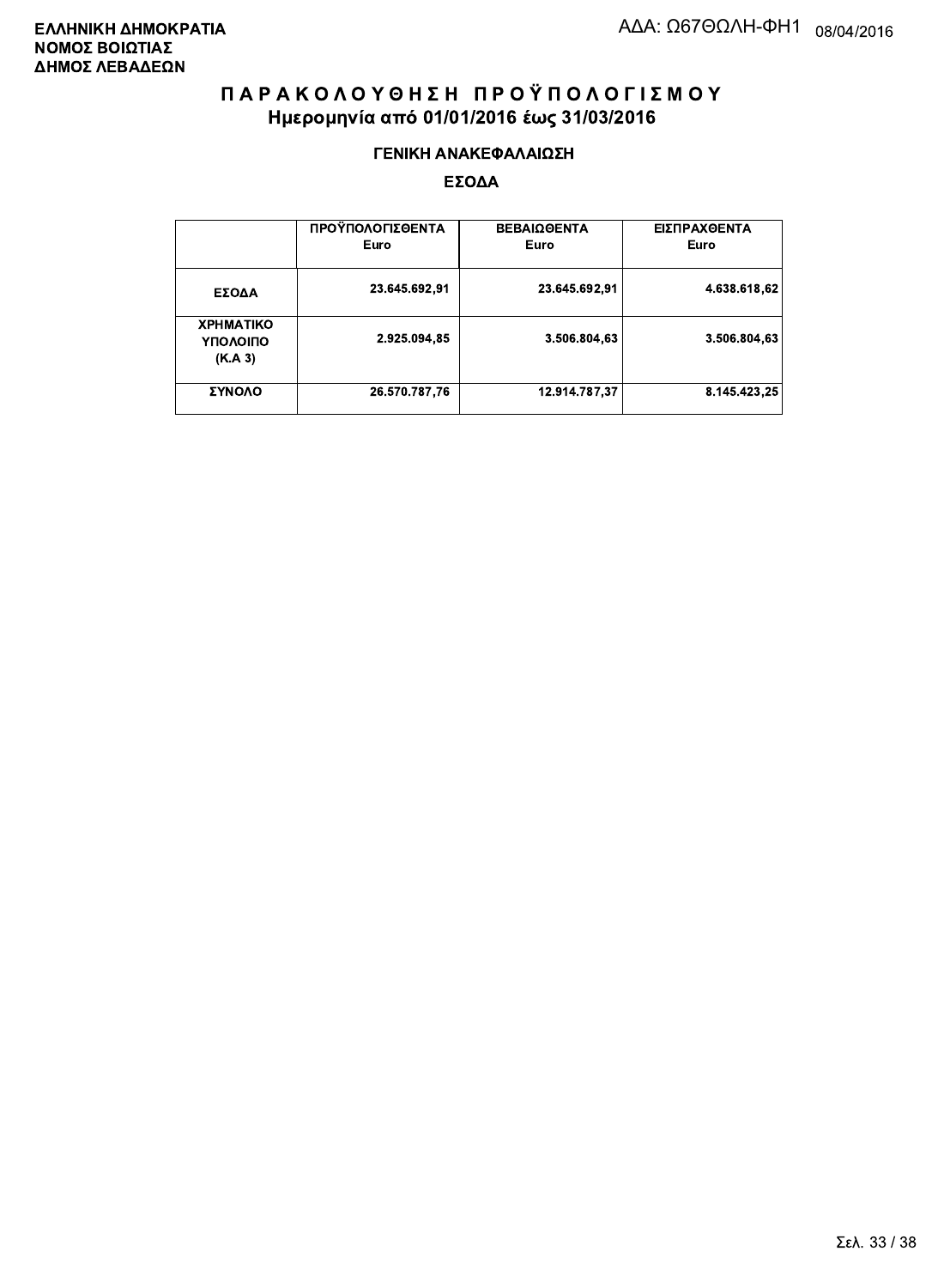**ΕΛΛΗΝΙΚΗ ΔΗΜΟΚΡΑΤΙΑ**
**ΝΟΜΟΣ ΒΟΙΩΤΙΑΣ**
**ΔΗΜΟΣ ΛΕΒΑΔΕΩΝ**

ΑΔΑ: Ω67ΘΩΛΗ-ΦΗ1 08/04/2016

# Π Α Ρ Α Κ Ο Λ Ο Υ Θ Η Σ Η   Π Ρ Ο Ϋ Π Ο Λ Ο Γ Ι Σ Μ Ο Υ
## Ημερομηνία από 01/01/2016 έως 31/03/2016

### ΓΕΝΙΚΗ ΑΝΑΚΕΦΑΛΑΙΩΣΗ

### ΕΣΟΔΑ

| | ΠΡΟΫΠΟΛΟΓΙΣΘΕΝΤΑ Euro | ΒΕΒΑΙΩΘΕΝΤΑ Euro | ΕΙΣΠΡΑΧΘΕΝΤΑ Euro |
|---|---|---|---|
| **ΕΣΟΔΑ** | 23.645.692,91 | 23.645.692,91 | 4.638.618,62 |
| **ΧΡΗΜΑΤΙΚΟ ΥΠΟΛΟΙΠΟ (Κ.Α 3)** | 2.925.094,85 | 3.506.804,63 | 3.506.804,63 |
| **ΣΥΝΟΛΟ** | 26.570.787,76 | 12.914.787,37 | 8.145.423,25 |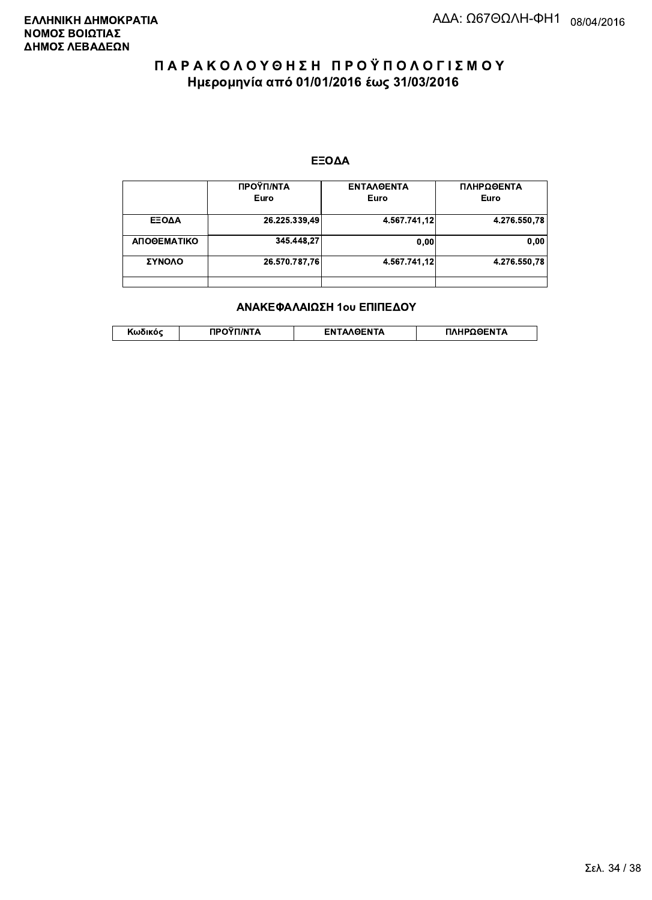**ΕΛΛΗΝΙΚΗ ΔΗΜΟΚΡΑΤΙΑ**
**ΝΟΜΟΣ ΒΟΙΩΤΙΑΣ**
**ΔΗΜΟΣ ΛΕΒΑΔΕΩΝ**

ΑΔΑ: Ω67ΘΩΛΗ-ΦΗ1 08/04/2016

# ΠΑΡΑΚΟΛΟΥΘΗΣΗ ΠΡΟΫΠΟΛΟΓΙΣΜΟΥ

## Ημερομηνία από 01/01/2016 έως 31/03/2016

### ΕΞΟΔΑ

| | ΠΡΟΫΠ/ΝΤΑ Euro | ΕΝΤΑΛΘΕΝΤΑ Euro | ΠΛΗΡΩΘΕΝΤΑ Euro |
|---|---|---|---|
| **ΕΞΟΔΑ** | 26.225.339,49 | 4.567.741,12 | 4.276.550,78 |
| **ΑΠΟΘΕΜΑΤΙΚΟ** | 345.448,27 | 0,00 | 0,00 |
| **ΣΥΝΟΛΟ** | 26.570.787,76 | 4.567.741,12 | 4.276.550,78 |
| | | | |

### ΑΝΑΚΕΦΑΛΑΙΩΣΗ 1ου ΕΠΙΠΕΔΟΥ

| Κωδικός | ΠΡΟΫΠ/ΝΤΑ | ΕΝΤΑΛΘΕΝΤΑ | ΠΛΗΡΩΘΕΝΤΑ |
|---|---|---|---|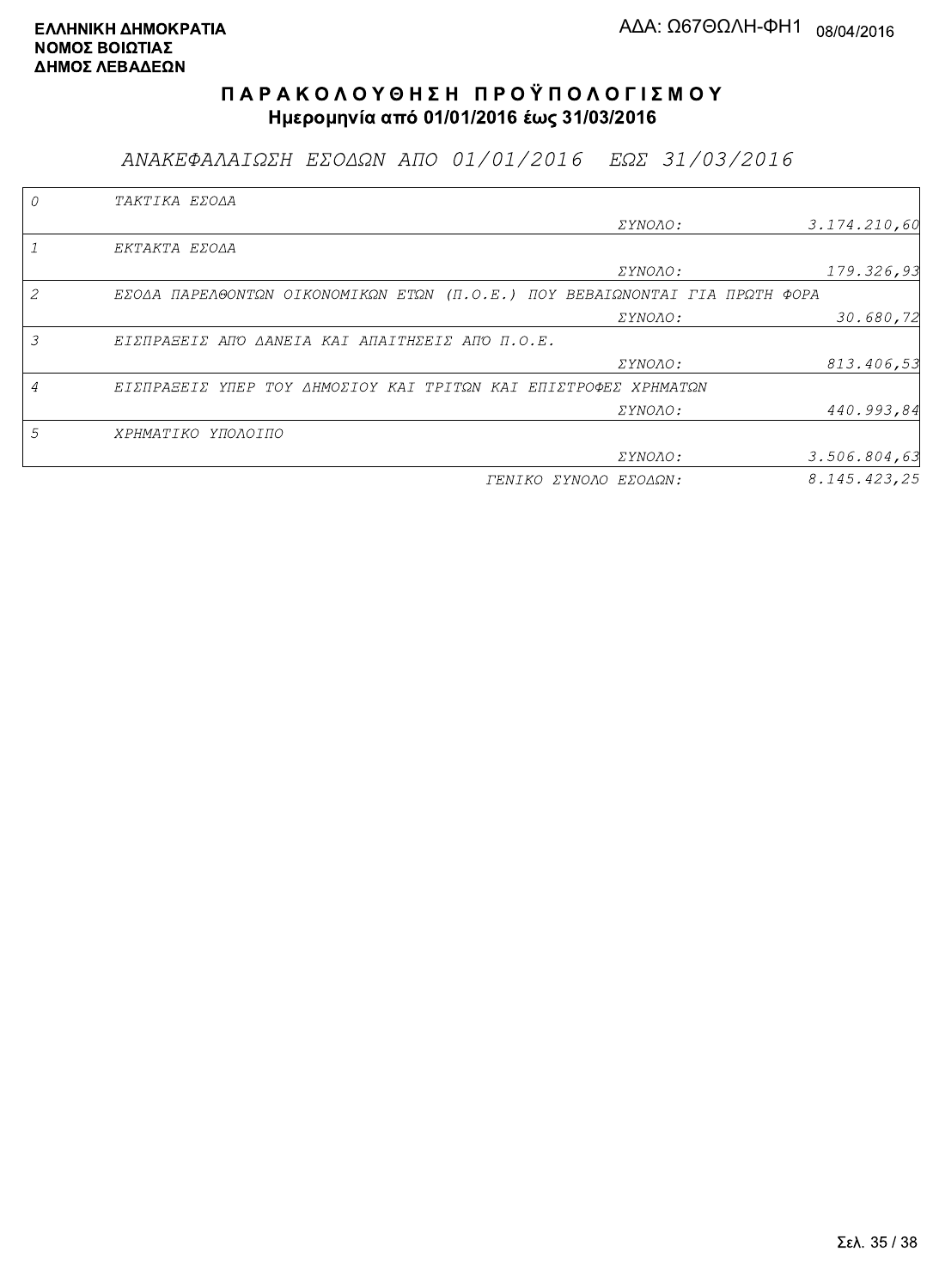**ΕΛΛΗΝΙΚΗ ΔΗΜΟΚΡΑΤΙΑ**
**ΝΟΜΟΣ ΒΟΙΩΤΙΑΣ**
**ΔΗΜΟΣ ΛΕΒΑΔΕΩΝ**

ΑΔΑ: Ω67ΘΩΛΗ-ΦΗ1 08/04/2016

# ΠΑΡΑΚΟΛΟΥΘΗΣΗ ΠΡΟΫΠΟΛΟΓΙΣΜΟΥ

**Ημερομηνία από 01/01/2016 έως 31/03/2016**

## *ΑΝΑΚΕΦΑΛΑΙΩΣΗ ΕΣΟΔΩΝ ΑΠΟ 01/01/2016 ΕΩΣ 31/03/2016*

| Κωδ. | Περιγραφή | | Ποσό |
|---|---|---|---|
| 0 | ΤΑΚΤΙΚΑ ΕΣΟΔΑ | | |
| | | ΣΥΝΟΛΟ: | 3.174.210,60 |
| 1 | ΕΚΤΑΚΤΑ ΕΣΟΔΑ | | |
| | | ΣΥΝΟΛΟ: | 179.326,93 |
| 2 | ΕΣΟΔΑ ΠΑΡΕΛΘΟΝΤΩΝ ΟΙΚΟΝΟΜΙΚΩΝ ΕΤΩΝ (Π.Ο.Ε.) ΠΟΥ ΒΕΒΑΙΩΝΟΝΤΑΙ ΓΙΑ ΠΡΩΤΗ ΦΟΡΑ | | |
| | | ΣΥΝΟΛΟ: | 30.680,72 |
| 3 | ΕΙΣΠΡΑΞΕΙΣ ΑΠΟ ΔΑΝΕΙΑ ΚΑΙ ΑΠΑΙΤΗΣΕΙΣ ΑΠΟ Π.Ο.Ε. | | |
| | | ΣΥΝΟΛΟ: | 813.406,53 |
| 4 | ΕΙΣΠΡΑΞΕΙΣ ΥΠΕΡ ΤΟΥ ΔΗΜΟΣΙΟΥ ΚΑΙ ΤΡΙΤΩΝ ΚΑΙ ΕΠΙΣΤΡΟΦΕΣ ΧΡΗΜΑΤΩΝ | | |
| | | ΣΥΝΟΛΟ: | 440.993,84 |
| 5 | ΧΡΗΜΑΤΙΚΟ ΥΠΟΛΟΙΠΟ | | |
| | | ΣΥΝΟΛΟ: | 3.506.804,63 |
| | | ΓΕΝΙΚΟ ΣΥΝΟΛΟ ΕΣΟΔΩΝ: | 8.145.423,25 |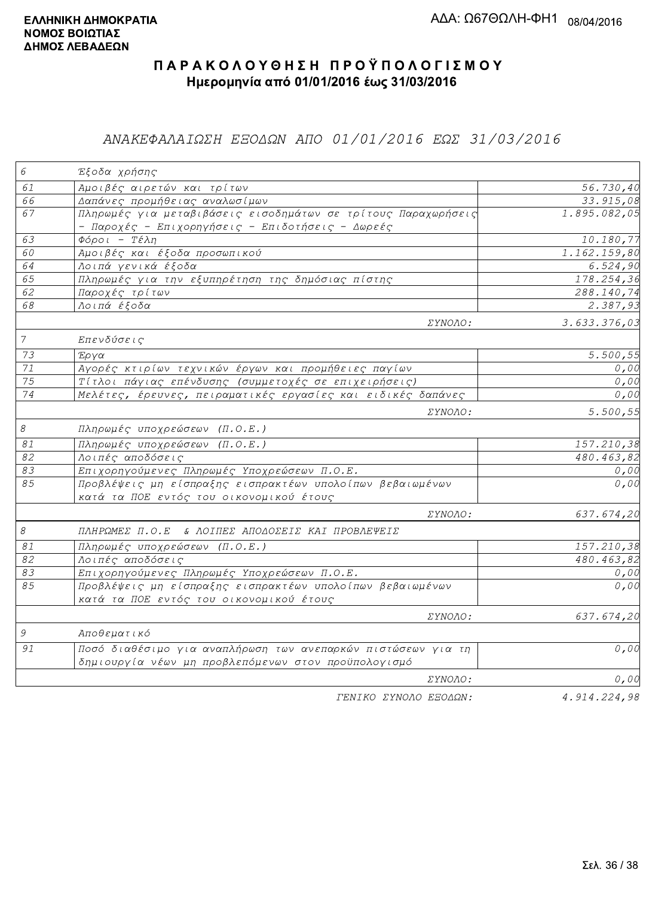**ΕΛΛΗΝΙΚΗ ΔΗΜΟΚΡΑΤΙΑ**
**ΝΟΜΟΣ ΒΟΙΩΤΙΑΣ**
**ΔΗΜΟΣ ΛΕΒΑΔΕΩΝ**

ΑΔΑ: Ω67ΘΩΛΗ-ΦΗ1 08/04/2016

# Π Α Ρ Α Κ Ο Λ Ο Υ Θ Η Σ Η  Π Ρ Ο Ϋ Π Ο Λ Ο Γ Ι Σ Μ Ο Υ

**Ημερομηνία από 01/01/2016 έως 31/03/2016**

## ΑΝΑΚΕΦΑΛΑΙΩΣΗ ΕΞΟΔΩΝ ΑΠΟ 01/01/2016 ΕΩΣ 31/03/2016

| Κωδ. | Περιγραφή | Ποσό |
|---|---|---|
| 6 | Έξοδα χρήσης | |
| 61 | Αμοιβές αιρετών και τρίτων | 56.730,40 |
| 66 | Δαπάνες προμήθειας αναλωσίμων | 33.915,08 |
| 67 | Πληρωμές για μεταβιβάσεις εισοδημάτων σε τρίτους Παραχωρήσεις - Παροχές - Επιχορηγήσεις - Επιδοτήσεις - Δωρεές | 1.895.082,05 |
| 63 | Φόροι - Τέλη | 10.180,77 |
| 60 | Αμοιβές και έξοδα προσωπικού | 1.162.159,80 |
| 64 | Λοιπά γενικά έξοδα | 6.524,90 |
| 65 | Πληρωμές για την εξυπηρέτηση της δημόσιας πίστης | 178.254,36 |
| 62 | Παροχές τρίτων | 288.140,74 |
| 68 | Λοιπά έξοδα | 2.387,93 |
| | ΣΥΝΟΛΟ: | 3.633.376,03 |
| 7 | Επενδύσεις | |
| 73 | Έργα | 5.500,55 |
| 71 | Αγορές κτιρίων τεχνικών έργων και προμήθειες παγίων | 0,00 |
| 75 | Τίτλοι πάγιας επένδυσης (συμμετοχές σε επιχειρήσεις) | 0,00 |
| 74 | Μελέτες, έρευνες, πειραματικές εργασίες και ειδικές δαπάνες | 0,00 |
| | ΣΥΝΟΛΟ: | 5.500,55 |
| 8 | Πληρωμές υποχρεώσεων (Π.Ο.Ε.) | |
| 81 | Πληρωμές υποχρεώσεων (Π.Ο.Ε.) | 157.210,38 |
| 82 | Λοιπές αποδόσεις | 480.463,82 |
| 83 | Επιχορηγούμενες Πληρωμές Υποχρεώσεων Π.Ο.Ε. | 0,00 |
| 85 | Προβλέψεις μη είσπραξης εισπρακτέων υπολοίπων βεβαιωμένων κατά τα ΠΟΕ εντός του οικονομικού έτους | 0,00 |
| | ΣΥΝΟΛΟ: | 637.674,20 |
| 8 | ΠΛΗΡΩΜΕΣ Π.Ο.Ε & ΛΟΙΠΕΣ ΑΠΟΔΟΣΕΙΣ ΚΑΙ ΠΡΟΒΛΕΨΕΙΣ | |
| 81 | Πληρωμές υποχρεώσεων (Π.Ο.Ε.) | 157.210,38 |
| 82 | Λοιπές αποδόσεις | 480.463,82 |
| 83 | Επιχορηγούμενες Πληρωμές Υποχρεώσεων Π.Ο.Ε. | 0,00 |
| 85 | Προβλέψεις μη είσπραξης εισπρακτέων υπολοίπων βεβαιωμένων κατά τα ΠΟΕ εντός του οικονομικού έτους | 0,00 |
| | ΣΥΝΟΛΟ: | 637.674,20 |
| 9 | Αποθεματικό | |
| 91 | Ποσό διαθέσιμο για αναπλήρωση των ανεπαρκών πιστώσεων για τη δημιουργία νέων μη προβλεπόμενων στον προϋπολογισμό | 0,00 |
| | ΣΥΝΟΛΟ: | 0,00 |
| | ΓΕΝΙΚΟ ΣΥΝΟΛΟ ΕΞΟΔΩΝ: | 4.914.224,98 |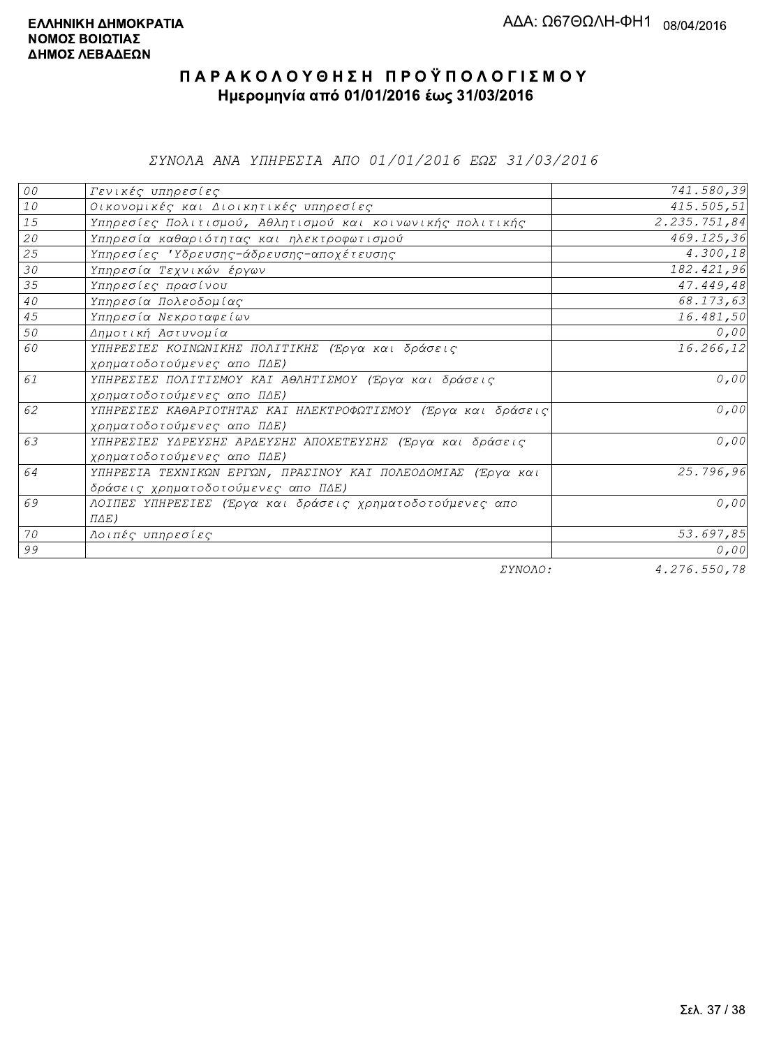**ΕΛΛΗΝΙΚΗ ΔΗΜΟΚΡΑΤΙΑ**
**ΝΟΜΟΣ ΒΟΙΩΤΙΑΣ**
**ΔΗΜΟΣ ΛΕΒΑΔΕΩΝ**

ΑΔΑ: Ω67ΘΩΛΗ-ΦΗ1 08/04/2016

# Π Α Ρ Α Κ Ο Λ Ο Υ Θ Η Σ Η  Π Ρ Ο Ϋ Π Ο Λ Ο Γ Ι Σ Μ Ο Υ

## Ημερομηνία από 01/01/2016 έως 31/03/2016

### *ΣΥΝΟΛΑ ΑΝΑ ΥΠΗΡΕΣΙΑ ΑΠΟ 01/01/2016 ΕΩΣ 31/03/2016*

| | | |
|---|---|---|
| 00 | Γενικές υπηρεσίες | 741.580,39 |
| 10 | Οικονομικές και Διοικητικές υπηρεσίες | 415.505,51 |
| 15 | Υπηρεσίες Πολιτισμού, Αθλητισμού και κοινωνικής πολιτικής | 2.235.751,84 |
| 20 | Υπηρεσία καθαριότητας και ηλεκτροφωτισμού | 469.125,36 |
| 25 | Υπηρεσίες 'Υδρευσης-άδρευσης-αποχέτευσης | 4.300,18 |
| 30 | Υπηρεσία Τεχνικών έργων | 182.421,96 |
| 35 | Υπηρεσίες πρασίνου | 47.449,48 |
| 40 | Υπηρεσία Πολεοδομίας | 68.173,63 |
| 45 | Υπηρεσία Νεκροταφείων | 16.481,50 |
| 50 | Δημοτική Αστυνομία | 0,00 |
| 60 | ΥΠΗΡΕΣΙΕΣ ΚΟΙΝΩΝΙΚΗΣ ΠΟΛΙΤΙΚΗΣ (Έργα και δράσεις χρηματοδοτούμενες απο ΠΔΕ) | 16.266,12 |
| 61 | ΥΠΗΡΕΣΙΕΣ ΠΟΛΙΤΙΣΜΟΥ ΚΑΙ ΑΘΛΗΤΙΣΜΟΥ (Έργα και δράσεις χρηματοδοτούμενες απο ΠΔΕ) | 0,00 |
| 62 | ΥΠΗΡΕΣΙΕΣ ΚΑΘΑΡΙΟΤΗΤΑΣ ΚΑΙ ΗΛΕΚΤΡΟΦΩΤΙΣΜΟΥ (Έργα και δράσεις χρηματοδοτούμενες απο ΠΔΕ) | 0,00 |
| 63 | ΥΠΗΡΕΣΙΕΣ ΥΔΡΕΥΣΗΣ ΑΡΔΕΥΣΗΣ ΑΠΟΧΕΤΕΥΣΗΣ (Έργα και δράσεις χρηματοδοτούμενες απο ΠΔΕ) | 0,00 |
| 64 | ΥΠΗΡΕΣΙΑ ΤΕΧΝΙΚΩΝ ΕΡΓΩΝ, ΠΡΑΣΙΝΟΥ ΚΑΙ ΠΟΛΕΟΔΟΜΙΑΣ (Έργα και δράσεις χρηματοδοτούμενες απο ΠΔΕ) | 25.796,96 |
| 69 | ΛΟΙΠΕΣ ΥΠΗΡΕΣΙΕΣ (Έργα και δράσεις χρηματοδοτούμενες απο ΠΔΕ) | 0,00 |
| 70 | Λοιπές υπηρεσίες | 53.697,85 |
| 99 | | 0,00 |
| | ΣΥΝΟΛΟ: | 4.276.550,78 |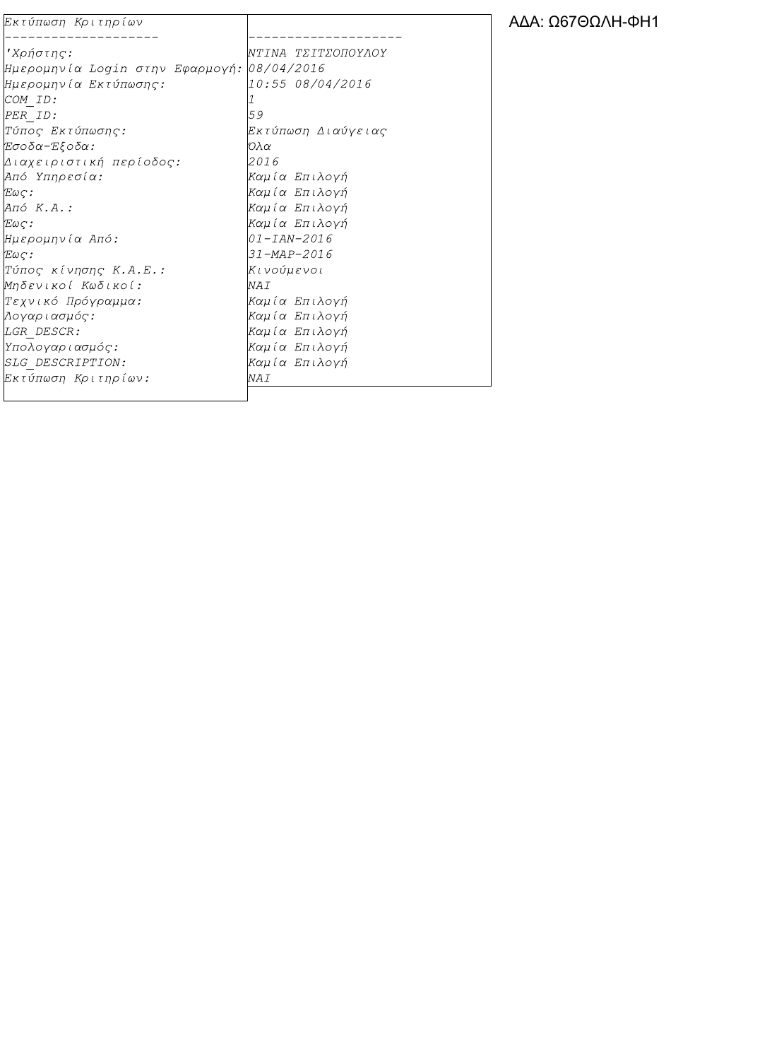ΑΔΑ: Ω67ΘΩΛΗ-ΦΗ1

| Εκτύπωση Κριτηρίων | |
|---|---|
| --------------------- | -------------------- |
| 'Χρήστης: | ΝΤΙΝΑ ΤΣΙΤΣΟΠΟΥΛΟΥ |
| Ημερομηνία Login στην Εφαρμογή: | 08/04/2016 |
| Ημερομηνία Εκτύπωσης: | 10:55 08/04/2016 |
| COM_ID: | 1 |
| PER_ID: | 59 |
| Τύπος Εκτύπωσης: | Εκτύπωση Διαύγειας |
| Έσοδα-Έξοδα: | Όλα |
| Διαχειριστική περίοδος: | 2016 |
| Από Υπηρεσία: | Καμία Επιλογή |
| Έως: | Καμία Επιλογή |
| Από Κ.Α.: | Καμία Επιλογή |
| Έως: | Καμία Επιλογή |
| Ημερομηνία Από: | 01-ΙΑΝ-2016 |
| Έως: | 31-ΜΑΡ-2016 |
| Τύπος κίνησης Κ.Α.Ε.: | Κινούμενοι |
| Μηδενικοί Κωδικοί: | ΝΑΙ |
| Τεχνικό Πρόγραμμα: | Καμία Επιλογή |
| Λογαριασμός: | Καμία Επιλογή |
| LGR_DESCR: | Καμία Επιλογή |
| Υπολογαριασμός: | Καμία Επιλογή |
| SLG_DESCRIPTION: | Καμία Επιλογή |
| Εκτύπωση Κριτηρίων: | ΝΑΙ |